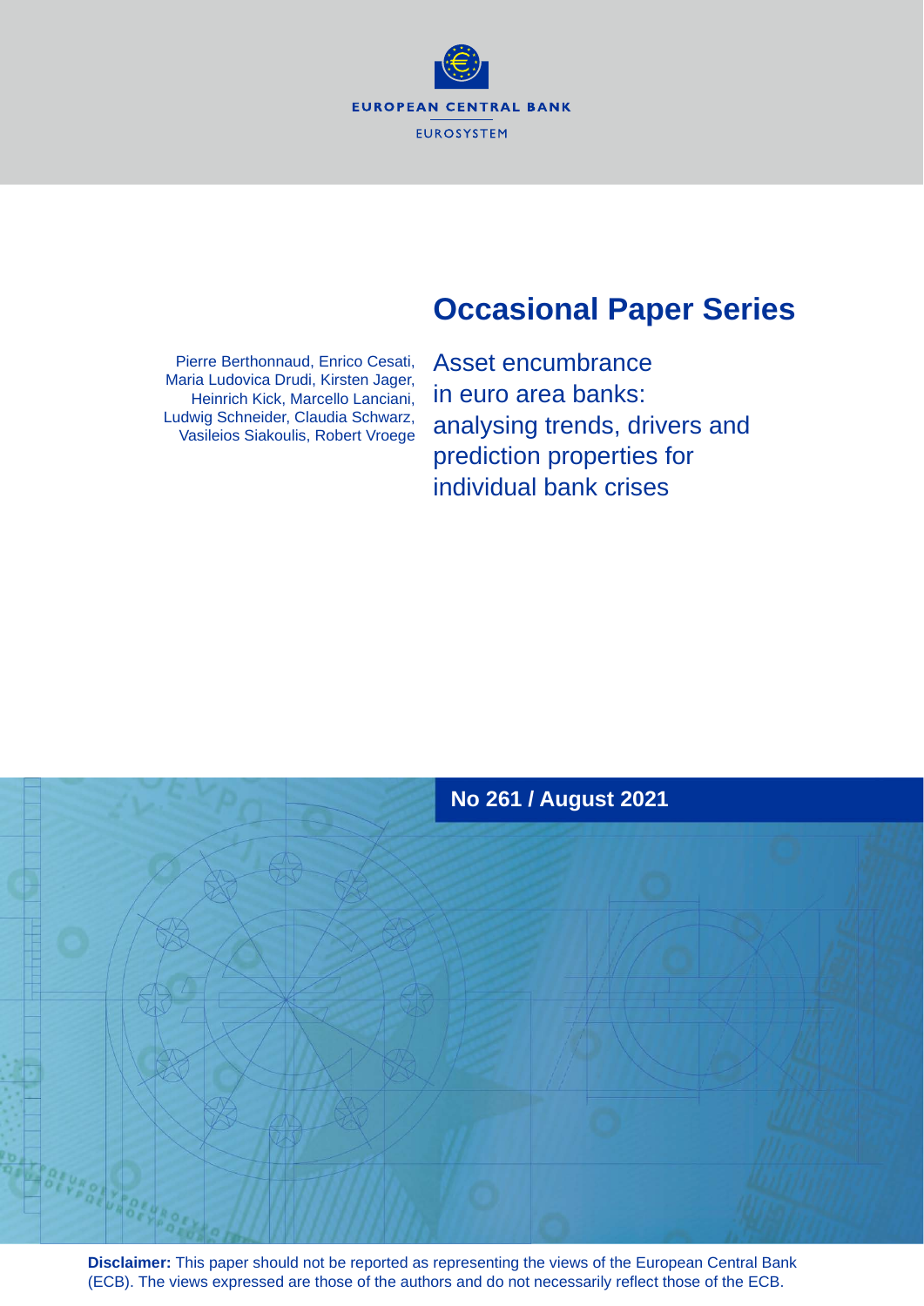EUROPEAN CENTRAL BANK

EUROSYSTEM

# Occasional Paper Series

Pierre Berthonnaud, Enrico Cesati, Maria Ludovica Drudi, Kirsten Jager, Heinrich Kick, Marcello Lanciani, Ludwig Schneider, Claudia Schwarz, Vasileios Siakoulis, Robert Vroege

## Asset encumbrance in euro area banks: analysing trends, drivers and prediction properties for individual bank crises

**No 261 / August 2021**

**Disclaimer:** This paper should not be reported as representing the views of the European Central Bank (ECB). The views expressed are those of the authors and do not necessarily reflect those of the ECB.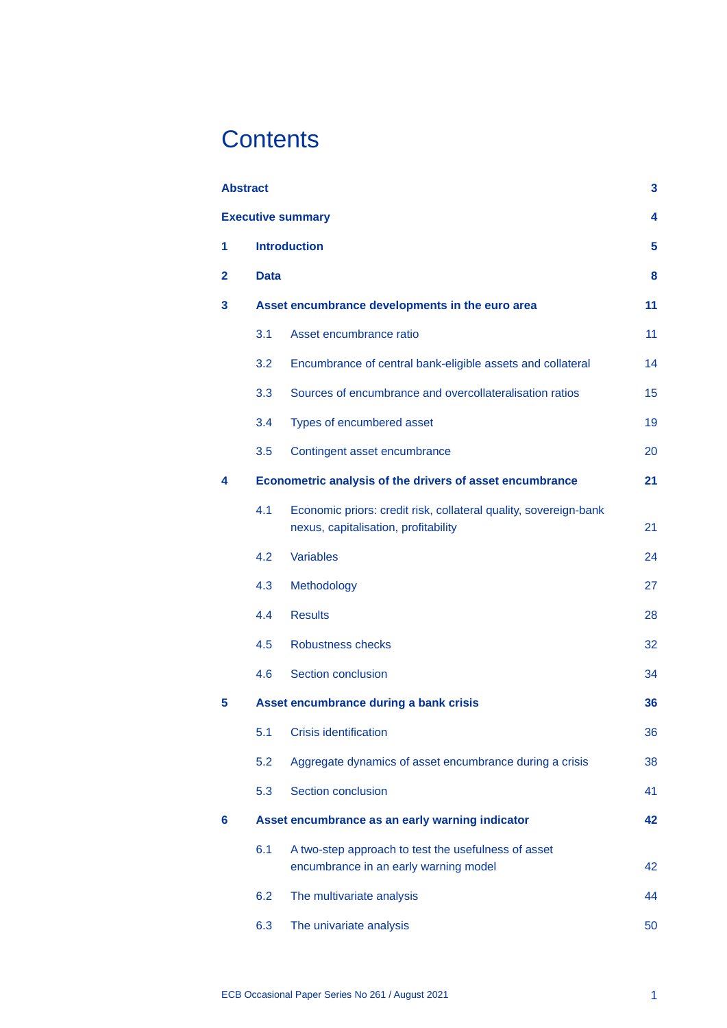# Contents

| | | |
|---|---|---|
| **Abstract** | | **3** |
| **Executive summary** | | **4** |
| **1** | **Introduction** | **5** |
| **2** | **Data** | **8** |
| **3** | **Asset encumbrance developments in the euro area** | **11** |
| | 3.1 Asset encumbrance ratio | 11 |
| | 3.2 Encumbrance of central bank-eligible assets and collateral | 14 |
| | 3.3 Sources of encumbrance and overcollateralisation ratios | 15 |
| | 3.4 Types of encumbered asset | 19 |
| | 3.5 Contingent asset encumbrance | 20 |
| **4** | **Econometric analysis of the drivers of asset encumbrance** | **21** |
| | 4.1 Economic priors: credit risk, collateral quality, sovereign-bank nexus, capitalisation, profitability | 21 |
| | 4.2 Variables | 24 |
| | 4.3 Methodology | 27 |
| | 4.4 Results | 28 |
| | 4.5 Robustness checks | 32 |
| | 4.6 Section conclusion | 34 |
| **5** | **Asset encumbrance during a bank crisis** | **36** |
| | 5.1 Crisis identification | 36 |
| | 5.2 Aggregate dynamics of asset encumbrance during a crisis | 38 |
| | 5.3 Section conclusion | 41 |
| **6** | **Asset encumbrance as an early warning indicator** | **42** |
| | 6.1 A two-step approach to test the usefulness of asset encumbrance in an early warning model | 42 |
| | 6.2 The multivariate analysis | 44 |
| | 6.3 The univariate analysis | 50 |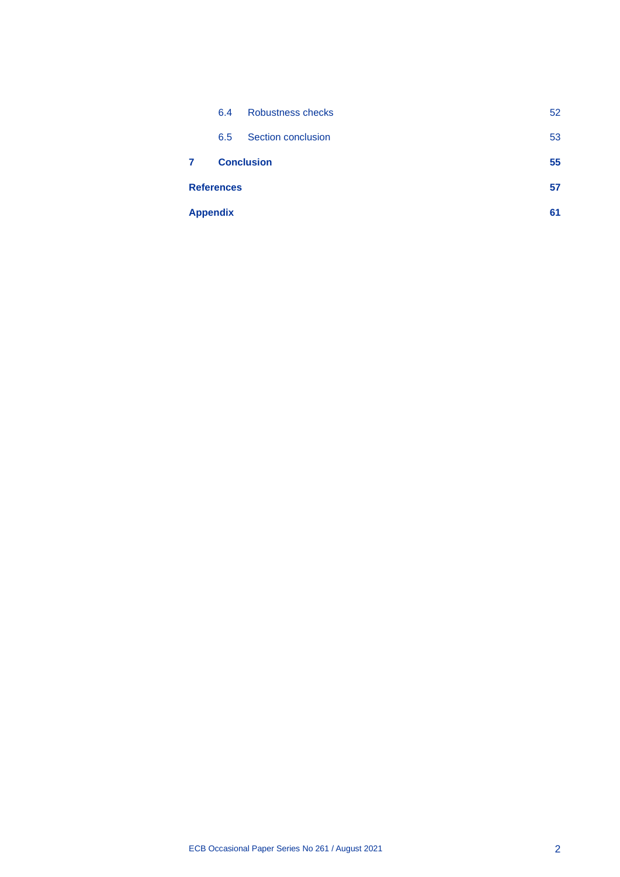| | | |
|---|---|---|
| 6.4 | Robustness checks | 52 |
| 6.5 | Section conclusion | 53 |
| **7** | **Conclusion** | **55** |
| **References** | | **57** |
| **Appendix** | | **61** |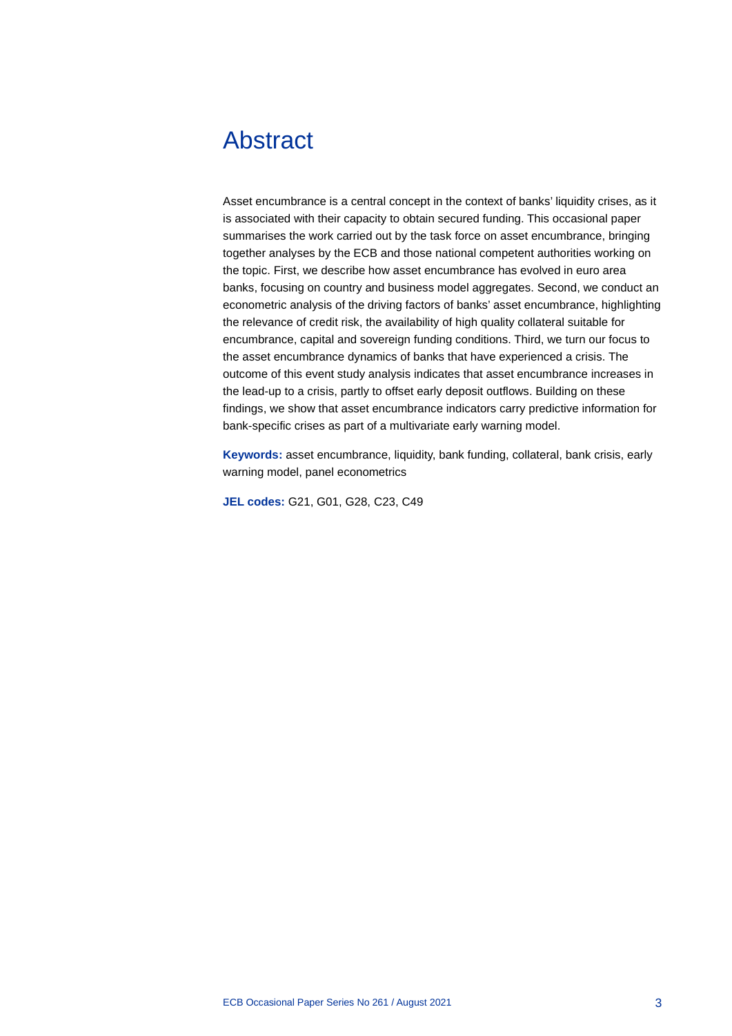# Abstract

Asset encumbrance is a central concept in the context of banks' liquidity crises, as it is associated with their capacity to obtain secured funding. This occasional paper summarises the work carried out by the task force on asset encumbrance, bringing together analyses by the ECB and those national competent authorities working on the topic. First, we describe how asset encumbrance has evolved in euro area banks, focusing on country and business model aggregates. Second, we conduct an econometric analysis of the driving factors of banks' asset encumbrance, highlighting the relevance of credit risk, the availability of high quality collateral suitable for encumbrance, capital and sovereign funding conditions. Third, we turn our focus to the asset encumbrance dynamics of banks that have experienced a crisis. The outcome of this event study analysis indicates that asset encumbrance increases in the lead-up to a crisis, partly to offset early deposit outflows. Building on these findings, we show that asset encumbrance indicators carry predictive information for bank-specific crises as part of a multivariate early warning model.

**Keywords:** asset encumbrance, liquidity, bank funding, collateral, bank crisis, early warning model, panel econometrics

**JEL codes:** G21, G01, G28, C23, C49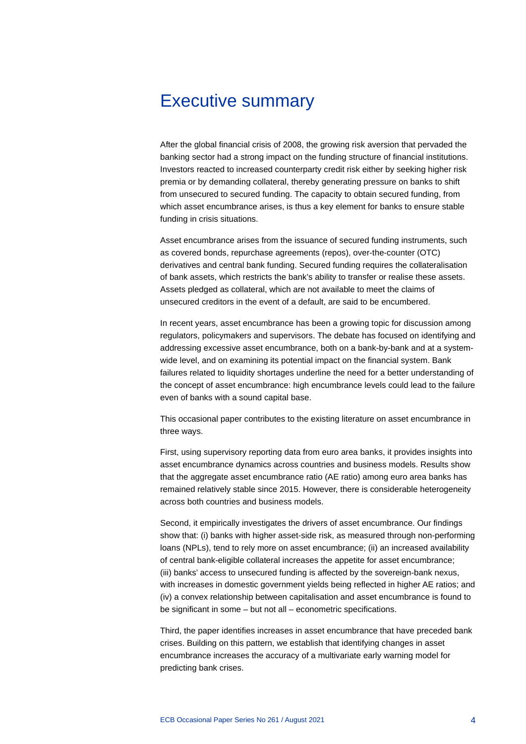# Executive summary

After the global financial crisis of 2008, the growing risk aversion that pervaded the banking sector had a strong impact on the funding structure of financial institutions. Investors reacted to increased counterparty credit risk either by seeking higher risk premia or by demanding collateral, thereby generating pressure on banks to shift from unsecured to secured funding. The capacity to obtain secured funding, from which asset encumbrance arises, is thus a key element for banks to ensure stable funding in crisis situations.

Asset encumbrance arises from the issuance of secured funding instruments, such as covered bonds, repurchase agreements (repos), over-the-counter (OTC) derivatives and central bank funding. Secured funding requires the collateralisation of bank assets, which restricts the bank's ability to transfer or realise these assets. Assets pledged as collateral, which are not available to meet the claims of unsecured creditors in the event of a default, are said to be encumbered.

In recent years, asset encumbrance has been a growing topic for discussion among regulators, policymakers and supervisors. The debate has focused on identifying and addressing excessive asset encumbrance, both on a bank-by-bank and at a system-wide level, and on examining its potential impact on the financial system. Bank failures related to liquidity shortages underline the need for a better understanding of the concept of asset encumbrance: high encumbrance levels could lead to the failure even of banks with a sound capital base.

This occasional paper contributes to the existing literature on asset encumbrance in three ways.

First, using supervisory reporting data from euro area banks, it provides insights into asset encumbrance dynamics across countries and business models. Results show that the aggregate asset encumbrance ratio (AE ratio) among euro area banks has remained relatively stable since 2015. However, there is considerable heterogeneity across both countries and business models.

Second, it empirically investigates the drivers of asset encumbrance. Our findings show that: (i) banks with higher asset-side risk, as measured through non-performing loans (NPLs), tend to rely more on asset encumbrance; (ii) an increased availability of central bank-eligible collateral increases the appetite for asset encumbrance; (iii) banks' access to unsecured funding is affected by the sovereign-bank nexus, with increases in domestic government yields being reflected in higher AE ratios; and (iv) a convex relationship between capitalisation and asset encumbrance is found to be significant in some – but not all – econometric specifications.

Third, the paper identifies increases in asset encumbrance that have preceded bank crises. Building on this pattern, we establish that identifying changes in asset encumbrance increases the accuracy of a multivariate early warning model for predicting bank crises.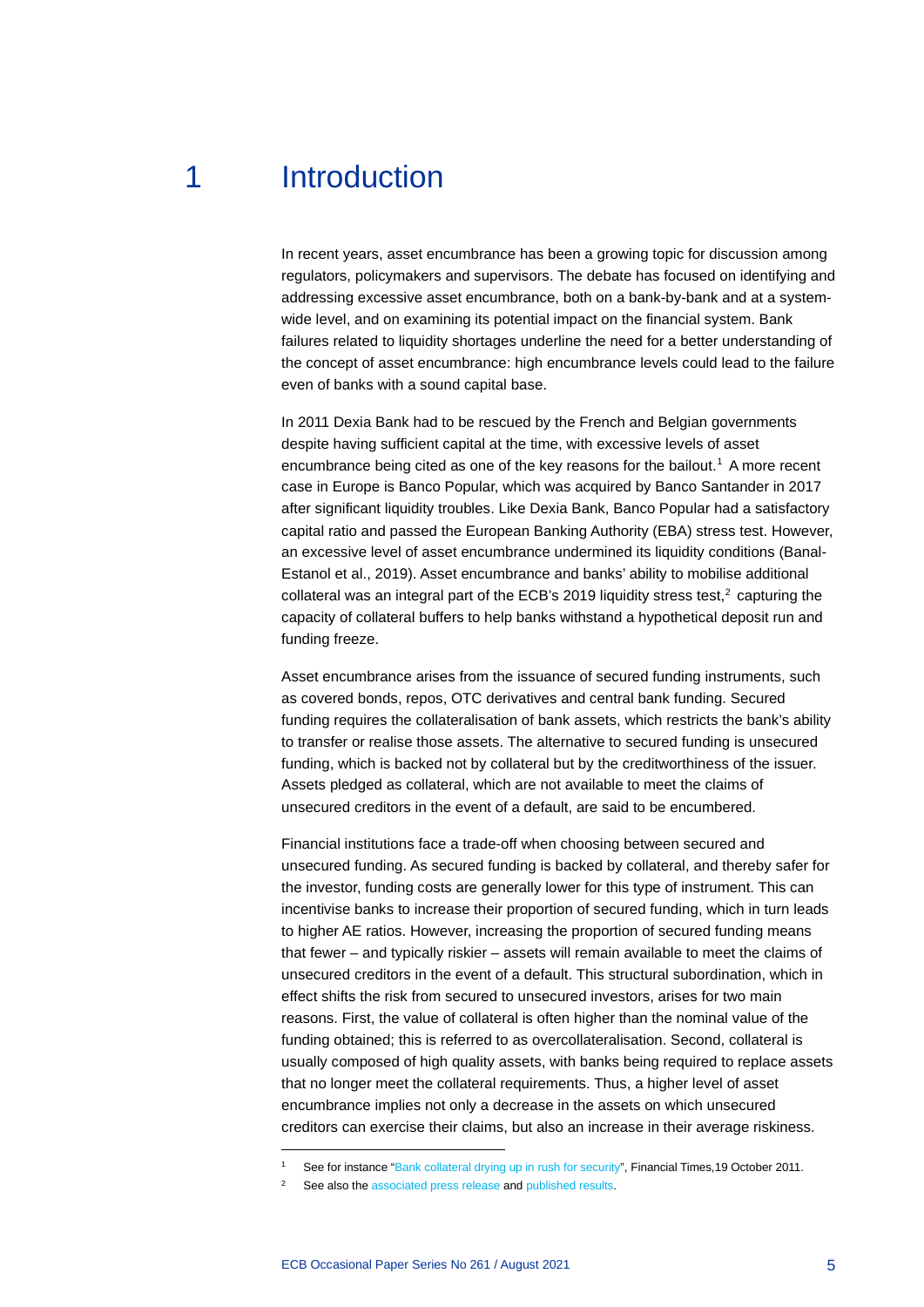# 1 Introduction

In recent years, asset encumbrance has been a growing topic for discussion among regulators, policymakers and supervisors. The debate has focused on identifying and addressing excessive asset encumbrance, both on a bank-by-bank and at a system-wide level, and on examining its potential impact on the financial system. Bank failures related to liquidity shortages underline the need for a better understanding of the concept of asset encumbrance: high encumbrance levels could lead to the failure even of banks with a sound capital base.

In 2011 Dexia Bank had to be rescued by the French and Belgian governments despite having sufficient capital at the time, with excessive levels of asset encumbrance being cited as one of the key reasons for the bailout.[1] A more recent case in Europe is Banco Popular, which was acquired by Banco Santander in 2017 after significant liquidity troubles. Like Dexia Bank, Banco Popular had a satisfactory capital ratio and passed the European Banking Authority (EBA) stress test. However, an excessive level of asset encumbrance undermined its liquidity conditions (Banal-Estanol et al., 2019). Asset encumbrance and banks' ability to mobilise additional collateral was an integral part of the ECB's 2019 liquidity stress test,[2] capturing the capacity of collateral buffers to help banks withstand a hypothetical deposit run and funding freeze.

Asset encumbrance arises from the issuance of secured funding instruments, such as covered bonds, repos, OTC derivatives and central bank funding. Secured funding requires the collateralisation of bank assets, which restricts the bank's ability to transfer or realise those assets. The alternative to secured funding is unsecured funding, which is backed not by collateral but by the creditworthiness of the issuer. Assets pledged as collateral, which are not available to meet the claims of unsecured creditors in the event of a default, are said to be encumbered.

Financial institutions face a trade-off when choosing between secured and unsecured funding. As secured funding is backed by collateral, and thereby safer for the investor, funding costs are generally lower for this type of instrument. This can incentivise banks to increase their proportion of secured funding, which in turn leads to higher AE ratios. However, increasing the proportion of secured funding means that fewer – and typically riskier – assets will remain available to meet the claims of unsecured creditors in the event of a default. This structural subordination, which in effect shifts the risk from secured to unsecured investors, arises for two main reasons. First, the value of collateral is often higher than the nominal value of the funding obtained; this is referred to as overcollateralisation. Second, collateral is usually composed of high quality assets, with banks being required to replace assets that no longer meet the collateral requirements. Thus, a higher level of asset encumbrance implies not only a decrease in the assets on which unsecured creditors can exercise their claims, but also an increase in their average riskiness.

---

[1] See for instance "Bank collateral drying up in rush for security", Financial Times,19 October 2011.

[2] See also the associated press release and published results.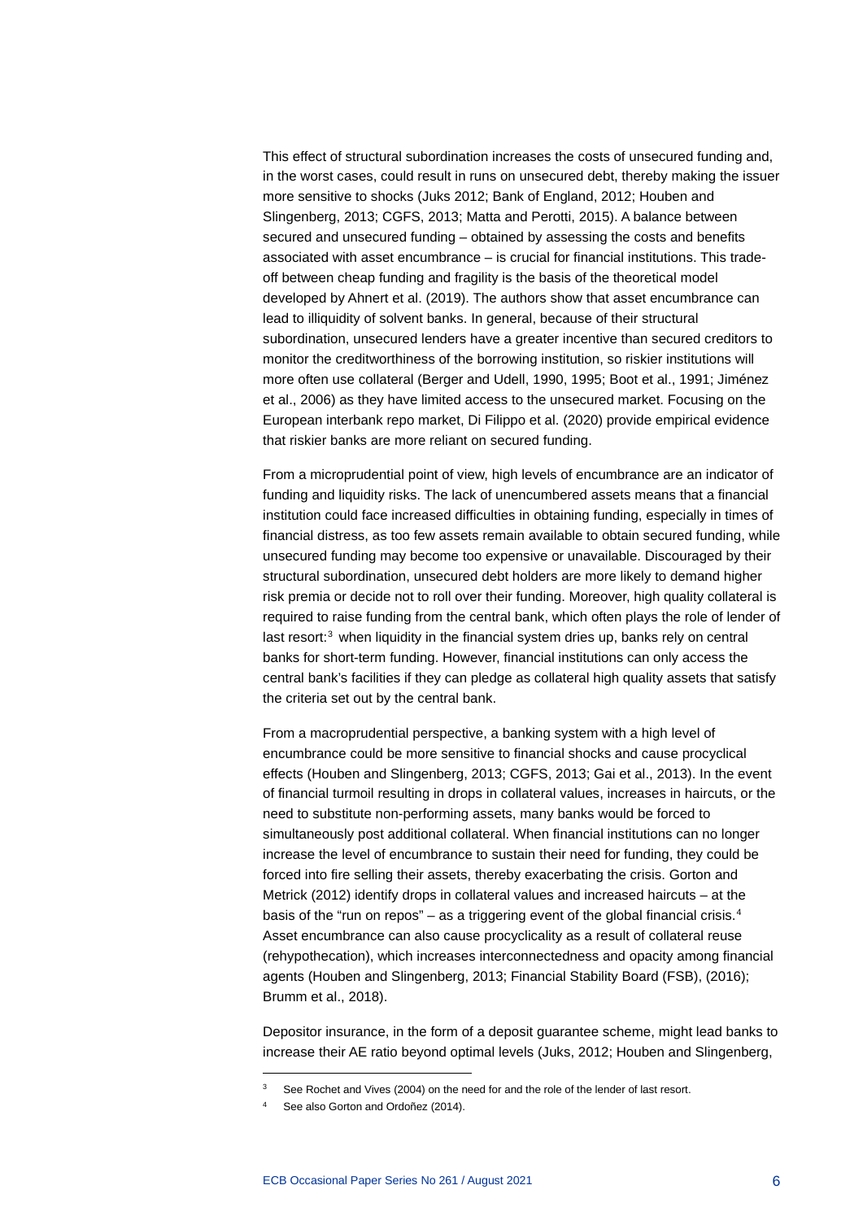This effect of structural subordination increases the costs of unsecured funding and, in the worst cases, could result in runs on unsecured debt, thereby making the issuer more sensitive to shocks (Juks 2012; Bank of England, 2012; Houben and Slingenberg, 2013; CGFS, 2013; Matta and Perotti, 2015). A balance between secured and unsecured funding – obtained by assessing the costs and benefits associated with asset encumbrance – is crucial for financial institutions. This trade-off between cheap funding and fragility is the basis of the theoretical model developed by Ahnert et al. (2019). The authors show that asset encumbrance can lead to illiquidity of solvent banks. In general, because of their structural subordination, unsecured lenders have a greater incentive than secured creditors to monitor the creditworthiness of the borrowing institution, so riskier institutions will more often use collateral (Berger and Udell, 1990, 1995; Boot et al., 1991; Jiménez et al., 2006) as they have limited access to the unsecured market. Focusing on the European interbank repo market, Di Filippo et al. (2020) provide empirical evidence that riskier banks are more reliant on secured funding.

From a microprudential point of view, high levels of encumbrance are an indicator of funding and liquidity risks. The lack of unencumbered assets means that a financial institution could face increased difficulties in obtaining funding, especially in times of financial distress, as too few assets remain available to obtain secured funding, while unsecured funding may become too expensive or unavailable. Discouraged by their structural subordination, unsecured debt holders are more likely to demand higher risk premia or decide not to roll over their funding. Moreover, high quality collateral is required to raise funding from the central bank, which often plays the role of lender of last resort:[3] when liquidity in the financial system dries up, banks rely on central banks for short-term funding. However, financial institutions can only access the central bank's facilities if they can pledge as collateral high quality assets that satisfy the criteria set out by the central bank.

From a macroprudential perspective, a banking system with a high level of encumbrance could be more sensitive to financial shocks and cause procyclical effects (Houben and Slingenberg, 2013; CGFS, 2013; Gai et al., 2013). In the event of financial turmoil resulting in drops in collateral values, increases in haircuts, or the need to substitute non-performing assets, many banks would be forced to simultaneously post additional collateral. When financial institutions can no longer increase the level of encumbrance to sustain their need for funding, they could be forced into fire selling their assets, thereby exacerbating the crisis. Gorton and Metrick (2012) identify drops in collateral values and increased haircuts – at the basis of the "run on repos" – as a triggering event of the global financial crisis.[4] Asset encumbrance can also cause procyclicality as a result of collateral reuse (rehypothecation), which increases interconnectedness and opacity among financial agents (Houben and Slingenberg, 2013; Financial Stability Board (FSB), (2016); Brumm et al., 2018).

Depositor insurance, in the form of a deposit guarantee scheme, might lead banks to increase their AE ratio beyond optimal levels (Juks, 2012; Houben and Slingenberg,

---

[3] See Rochet and Vives (2004) on the need for and the role of the lender of last resort.

[4] See also Gorton and Ordoñez (2014).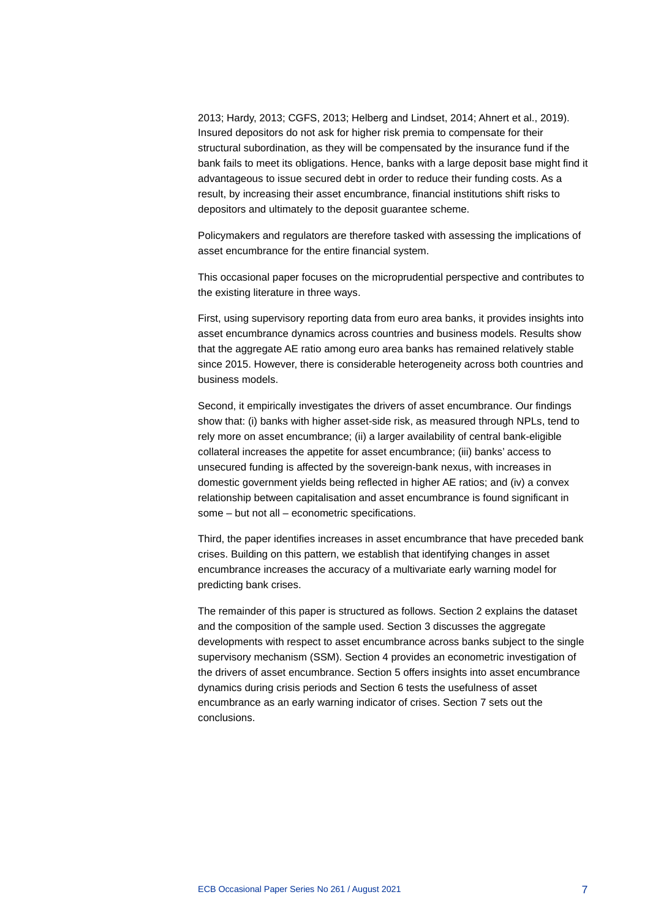2013; Hardy, 2013; CGFS, 2013; Helberg and Lindset, 2014; Ahnert et al., 2019). Insured depositors do not ask for higher risk premia to compensate for their structural subordination, as they will be compensated by the insurance fund if the bank fails to meet its obligations. Hence, banks with a large deposit base might find it advantageous to issue secured debt in order to reduce their funding costs. As a result, by increasing their asset encumbrance, financial institutions shift risks to depositors and ultimately to the deposit guarantee scheme.

Policymakers and regulators are therefore tasked with assessing the implications of asset encumbrance for the entire financial system.

This occasional paper focuses on the microprudential perspective and contributes to the existing literature in three ways.

First, using supervisory reporting data from euro area banks, it provides insights into asset encumbrance dynamics across countries and business models. Results show that the aggregate AE ratio among euro area banks has remained relatively stable since 2015. However, there is considerable heterogeneity across both countries and business models.

Second, it empirically investigates the drivers of asset encumbrance. Our findings show that: (i) banks with higher asset-side risk, as measured through NPLs, tend to rely more on asset encumbrance; (ii) a larger availability of central bank-eligible collateral increases the appetite for asset encumbrance; (iii) banks' access to unsecured funding is affected by the sovereign-bank nexus, with increases in domestic government yields being reflected in higher AE ratios; and (iv) a convex relationship between capitalisation and asset encumbrance is found significant in some – but not all – econometric specifications.

Third, the paper identifies increases in asset encumbrance that have preceded bank crises. Building on this pattern, we establish that identifying changes in asset encumbrance increases the accuracy of a multivariate early warning model for predicting bank crises.

The remainder of this paper is structured as follows. Section 2 explains the dataset and the composition of the sample used. Section 3 discusses the aggregate developments with respect to asset encumbrance across banks subject to the single supervisory mechanism (SSM). Section 4 provides an econometric investigation of the drivers of asset encumbrance. Section 5 offers insights into asset encumbrance dynamics during crisis periods and Section 6 tests the usefulness of asset encumbrance as an early warning indicator of crises. Section 7 sets out the conclusions.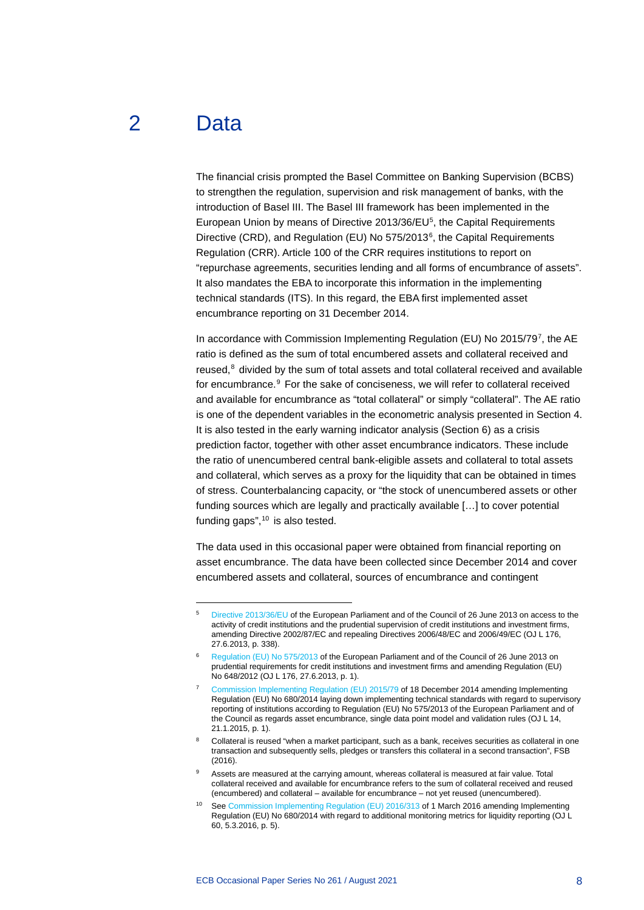# 2 Data

The financial crisis prompted the Basel Committee on Banking Supervision (BCBS) to strengthen the regulation, supervision and risk management of banks, with the introduction of Basel III. The Basel III framework has been implemented in the European Union by means of Directive 2013/36/EU[5], the Capital Requirements Directive (CRD), and Regulation (EU) No 575/2013[6], the Capital Requirements Regulation (CRR). Article 100 of the CRR requires institutions to report on "repurchase agreements, securities lending and all forms of encumbrance of assets". It also mandates the EBA to incorporate this information in the implementing technical standards (ITS). In this regard, the EBA first implemented asset encumbrance reporting on 31 December 2014.

In accordance with Commission Implementing Regulation (EU) No 2015/79[7], the AE ratio is defined as the sum of total encumbered assets and collateral received and reused,[8] divided by the sum of total assets and total collateral received and available for encumbrance.[9] For the sake of conciseness, we will refer to collateral received and available for encumbrance as "total collateral" or simply "collateral". The AE ratio is one of the dependent variables in the econometric analysis presented in Section 4. It is also tested in the early warning indicator analysis (Section 6) as a crisis prediction factor, together with other asset encumbrance indicators. These include the ratio of unencumbered central bank-eligible assets and collateral to total assets and collateral, which serves as a proxy for the liquidity that can be obtained in times of stress. Counterbalancing capacity, or "the stock of unencumbered assets or other funding sources which are legally and practically available […] to cover potential funding gaps",[10] is also tested.

The data used in this occasional paper were obtained from financial reporting on asset encumbrance. The data have been collected since December 2014 and cover encumbered assets and collateral, sources of encumbrance and contingent

---

[5] Directive 2013/36/EU of the European Parliament and of the Council of 26 June 2013 on access to the activity of credit institutions and the prudential supervision of credit institutions and investment firms, amending Directive 2002/87/EC and repealing Directives 2006/48/EC and 2006/49/EC (OJ L 176, 27.6.2013, p. 338).

[6] Regulation (EU) No 575/2013 of the European Parliament and of the Council of 26 June 2013 on prudential requirements for credit institutions and investment firms and amending Regulation (EU) No 648/2012 (OJ L 176, 27.6.2013, p. 1).

[7] Commission Implementing Regulation (EU) 2015/79 of 18 December 2014 amending Implementing Regulation (EU) No 680/2014 laying down implementing technical standards with regard to supervisory reporting of institutions according to Regulation (EU) No 575/2013 of the European Parliament and of the Council as regards asset encumbrance, single data point model and validation rules (OJ L 14, 21.1.2015, p. 1).

[8] Collateral is reused "when a market participant, such as a bank, receives securities as collateral in one transaction and subsequently sells, pledges or transfers this collateral in a second transaction", FSB (2016).

[9] Assets are measured at the carrying amount, whereas collateral is measured at fair value. Total collateral received and available for encumbrance refers to the sum of collateral received and reused (encumbered) and collateral – available for encumbrance – not yet reused (unencumbered).

[10] See Commission Implementing Regulation (EU) 2016/313 of 1 March 2016 amending Implementing Regulation (EU) No 680/2014 with regard to additional monitoring metrics for liquidity reporting (OJ L 60, 5.3.2016, p. 5).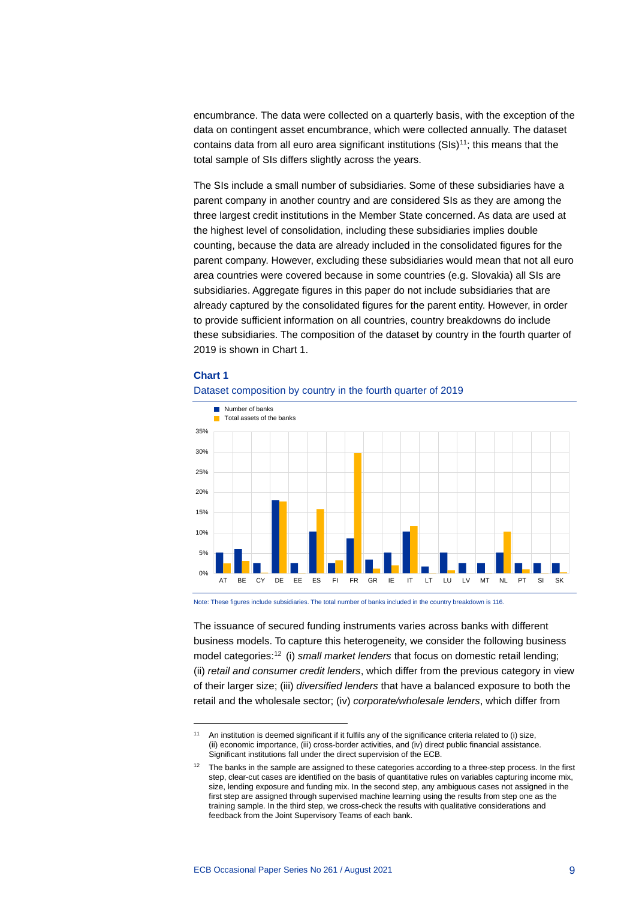encumbrance. The data were collected on a quarterly basis, with the exception of the data on contingent asset encumbrance, which were collected annually. The dataset contains data from all euro area significant institutions (SIs)[11]; this means that the total sample of SIs differs slightly across the years.

The SIs include a small number of subsidiaries. Some of these subsidiaries have a parent company in another country and are considered SIs as they are among the three largest credit institutions in the Member State concerned. As data are used at the highest level of consolidation, including these subsidiaries implies double counting, because the data are already included in the consolidated figures for the parent company. However, excluding these subsidiaries would mean that not all euro area countries were covered because in some countries (e.g. Slovakia) all SIs are subsidiaries. Aggregate figures in this paper do not include subsidiaries that are already captured by the consolidated figures for the parent entity. However, in order to provide sufficient information on all countries, country breakdowns do include these subsidiaries. The composition of the dataset by country in the fourth quarter of 2019 is shown in Chart 1.

**Chart 1**

Dataset composition by country in the fourth quarter of 2019

Note: These figures include subsidiaries. The total number of banks included in the country breakdown is 116.

The issuance of secured funding instruments varies across banks with different business models. To capture this heterogeneity, we consider the following business model categories:[12] (i) *small market lenders* that focus on domestic retail lending; (ii) *retail and consumer credit lenders*, which differ from the previous category in view of their larger size; (iii) *diversified lenders* that have a balanced exposure to both the retail and the wholesale sector; (iv) *corporate/wholesale lenders*, which differ from

---

[11] An institution is deemed significant if it fulfils any of the significance criteria related to (i) size, (ii) economic importance, (iii) cross-border activities, and (iv) direct public financial assistance. Significant institutions fall under the direct supervision of the ECB.

[12] The banks in the sample are assigned to these categories according to a three-step process. In the first step, clear-cut cases are identified on the basis of quantitative rules on variables capturing income mix, size, lending exposure and funding mix. In the second step, any ambiguous cases not assigned in the first step are assigned through supervised machine learning using the results from step one as the training sample. In the third step, we cross-check the results with qualitative considerations and feedback from the Joint Supervisory Teams of each bank.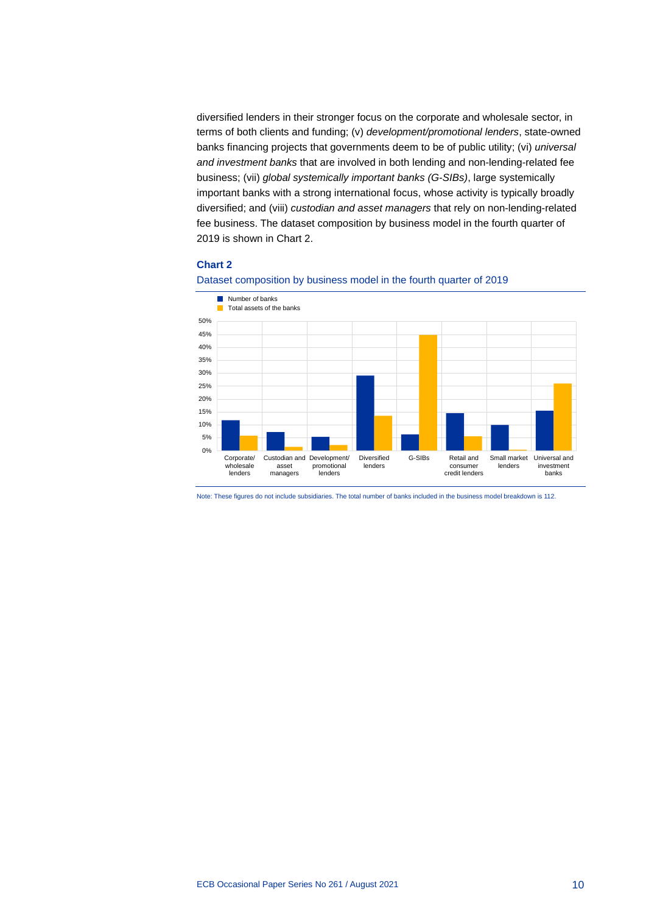diversified lenders in their stronger focus on the corporate and wholesale sector, in terms of both clients and funding; (v) *development/promotional lenders*, state-owned banks financing projects that governments deem to be of public utility; (vi) *universal and investment banks* that are involved in both lending and non-lending-related fee business; (vii) *global systemically important banks (G-SIBs)*, large systemically important banks with a strong international focus, whose activity is typically broadly diversified; and (viii) *custodian and asset managers* that rely on non-lending-related fee business. The dataset composition by business model in the fourth quarter of 2019 is shown in Chart 2.

**Chart 2**

Dataset composition by business model in the fourth quarter of 2019

Note: These figures do not include subsidiaries. The total number of banks included in the business model breakdown is 112.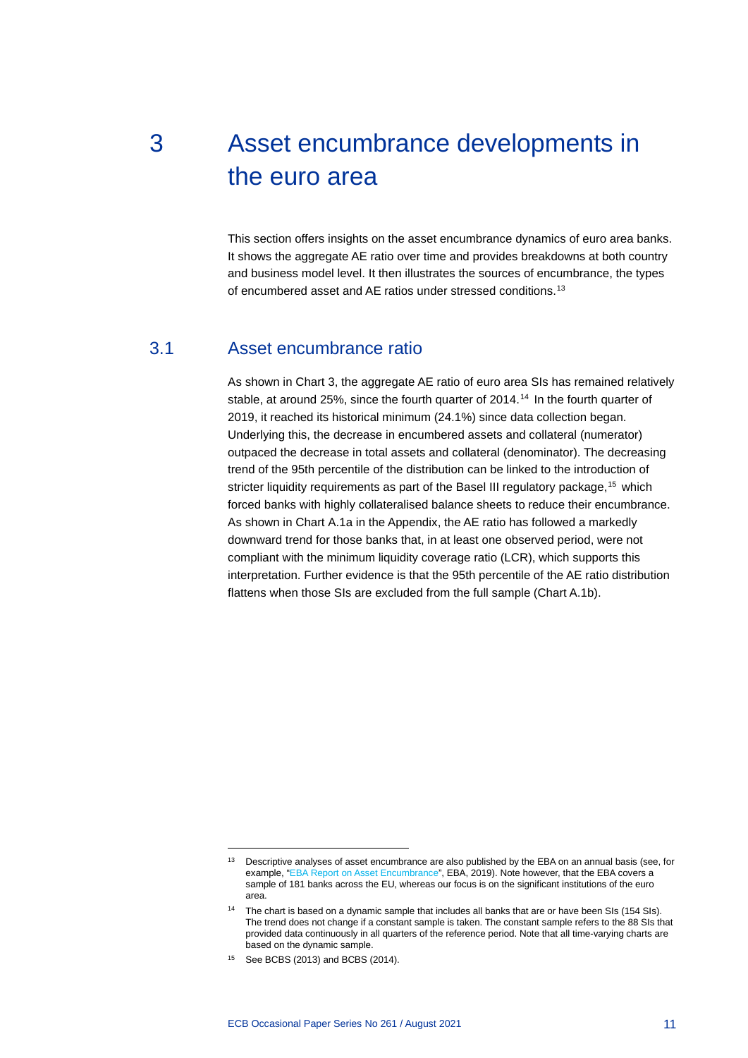# 3 Asset encumbrance developments in the euro area

This section offers insights on the asset encumbrance dynamics of euro area banks. It shows the aggregate AE ratio over time and provides breakdowns at both country and business model level. It then illustrates the sources of encumbrance, the types of encumbered asset and AE ratios under stressed conditions.[13]

## 3.1 Asset encumbrance ratio

As shown in Chart 3, the aggregate AE ratio of euro area SIs has remained relatively stable, at around 25%, since the fourth quarter of 2014.[14] In the fourth quarter of 2019, it reached its historical minimum (24.1%) since data collection began. Underlying this, the decrease in encumbered assets and collateral (numerator) outpaced the decrease in total assets and collateral (denominator). The decreasing trend of the 95th percentile of the distribution can be linked to the introduction of stricter liquidity requirements as part of the Basel III regulatory package,[15] which forced banks with highly collateralised balance sheets to reduce their encumbrance. As shown in Chart A.1a in the Appendix, the AE ratio has followed a markedly downward trend for those banks that, in at least one observed period, were not compliant with the minimum liquidity coverage ratio (LCR), which supports this interpretation. Further evidence is that the 95th percentile of the AE ratio distribution flattens when those SIs are excluded from the full sample (Chart A.1b).

---

[13] Descriptive analyses of asset encumbrance are also published by the EBA on an annual basis (see, for example, "EBA Report on Asset Encumbrance", EBA, 2019). Note however, that the EBA covers a sample of 181 banks across the EU, whereas our focus is on the significant institutions of the euro area.

[14] The chart is based on a dynamic sample that includes all banks that are or have been SIs (154 SIs). The trend does not change if a constant sample is taken. The constant sample refers to the 88 SIs that provided data continuously in all quarters of the reference period. Note that all time-varying charts are based on the dynamic sample.

[15] See BCBS (2013) and BCBS (2014).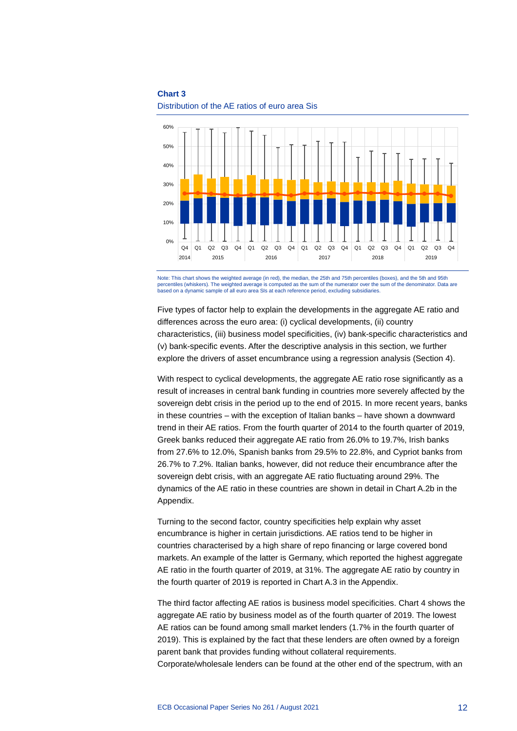**Chart 3**

Distribution of the AE ratios of euro area SIs

Note: This chart shows the weighted average (in red), the median, the 25th and 75th percentiles (boxes), and the 5th and 95th percentiles (whiskers). The weighted average is computed as the sum of the numerator over the sum of the denominator. Data are based on a dynamic sample of all euro area SIs at each reference period, excluding subsidiaries.

Five types of factor help to explain the developments in the aggregate AE ratio and differences across the euro area: (i) cyclical developments, (ii) country characteristics, (iii) business model specificities, (iv) bank-specific characteristics and (v) bank-specific events. After the descriptive analysis in this section, we further explore the drivers of asset encumbrance using a regression analysis (Section 4).

With respect to cyclical developments, the aggregate AE ratio rose significantly as a result of increases in central bank funding in countries more severely affected by the sovereign debt crisis in the period up to the end of 2015. In more recent years, banks in these countries – with the exception of Italian banks – have shown a downward trend in their AE ratios. From the fourth quarter of 2014 to the fourth quarter of 2019, Greek banks reduced their aggregate AE ratio from 26.0% to 19.7%, Irish banks from 27.6% to 12.0%, Spanish banks from 29.5% to 22.8%, and Cypriot banks from 26.7% to 7.2%. Italian banks, however, did not reduce their encumbrance after the sovereign debt crisis, with an aggregate AE ratio fluctuating around 29%. The dynamics of the AE ratio in these countries are shown in detail in Chart A.2b in the Appendix.

Turning to the second factor, country specificities help explain why asset encumbrance is higher in certain jurisdictions. AE ratios tend to be higher in countries characterised by a high share of repo financing or large covered bond markets. An example of the latter is Germany, which reported the highest aggregate AE ratio in the fourth quarter of 2019, at 31%. The aggregate AE ratio by country in the fourth quarter of 2019 is reported in Chart A.3 in the Appendix.

The third factor affecting AE ratios is business model specificities. Chart 4 shows the aggregate AE ratio by business model as of the fourth quarter of 2019. The lowest AE ratios can be found among small market lenders (1.7% in the fourth quarter of 2019). This is explained by the fact that these lenders are often owned by a foreign parent bank that provides funding without collateral requirements. Corporate/wholesale lenders can be found at the other end of the spectrum, with an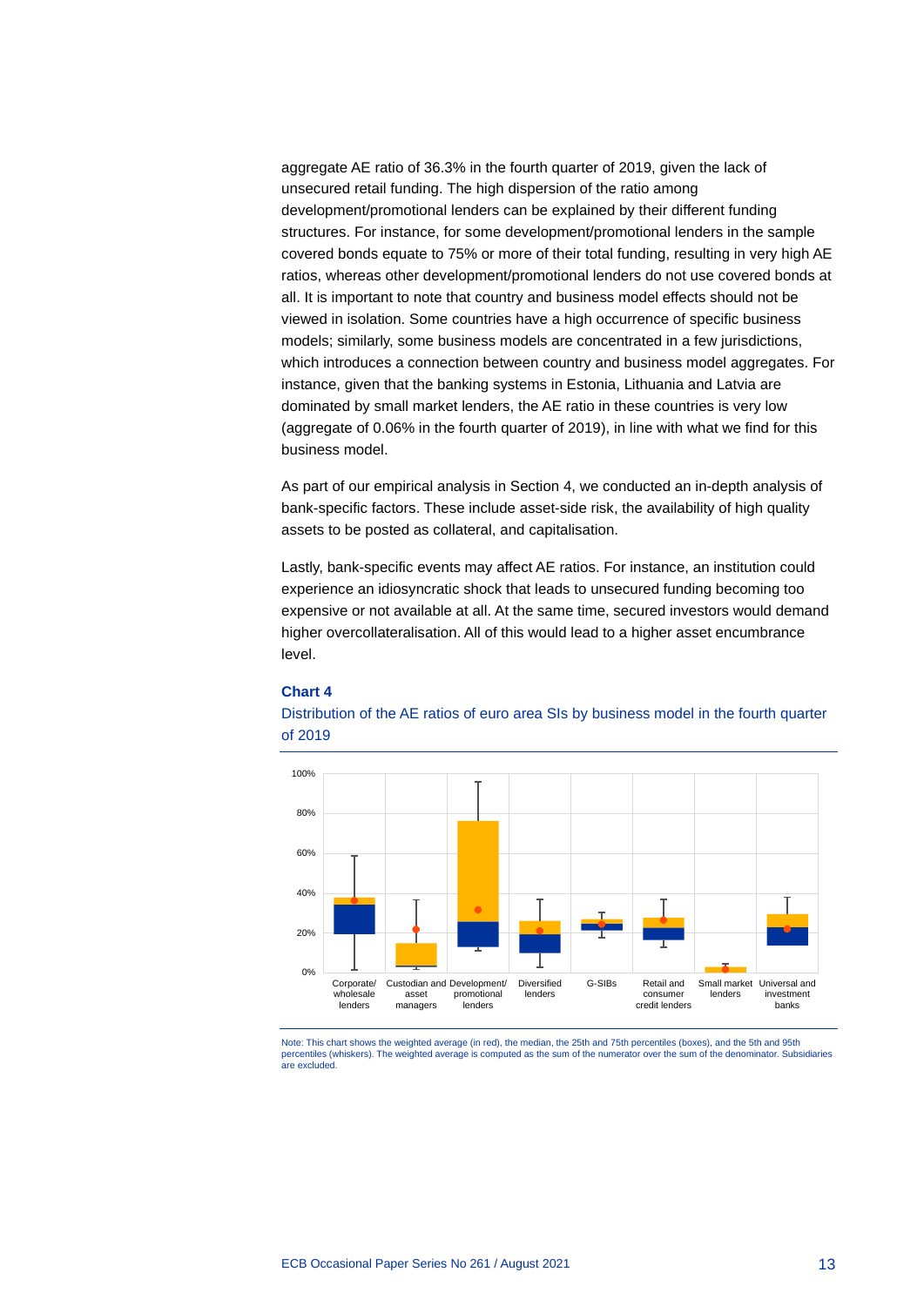aggregate AE ratio of 36.3% in the fourth quarter of 2019, given the lack of unsecured retail funding. The high dispersion of the ratio among development/promotional lenders can be explained by their different funding structures. For instance, for some development/promotional lenders in the sample covered bonds equate to 75% or more of their total funding, resulting in very high AE ratios, whereas other development/promotional lenders do not use covered bonds at all. It is important to note that country and business model effects should not be viewed in isolation. Some countries have a high occurrence of specific business models; similarly, some business models are concentrated in a few jurisdictions, which introduces a connection between country and business model aggregates. For instance, given that the banking systems in Estonia, Lithuania and Latvia are dominated by small market lenders, the AE ratio in these countries is very low (aggregate of 0.06% in the fourth quarter of 2019), in line with what we find for this business model.

As part of our empirical analysis in Section 4, we conducted an in-depth analysis of bank-specific factors. These include asset-side risk, the availability of high quality assets to be posted as collateral, and capitalisation.

Lastly, bank-specific events may affect AE ratios. For instance, an institution could experience an idiosyncratic shock that leads to unsecured funding becoming too expensive or not available at all. At the same time, secured investors would demand higher overcollateralisation. All of this would lead to a higher asset encumbrance level.

**Chart 4**

Distribution of the AE ratios of euro area SIs by business model in the fourth quarter of 2019

Note: This chart shows the weighted average (in red), the median, the 25th and 75th percentiles (boxes), and the 5th and 95th percentiles (whiskers). The weighted average is computed as the sum of the numerator over the sum of the denominator. Subsidiaries are excluded.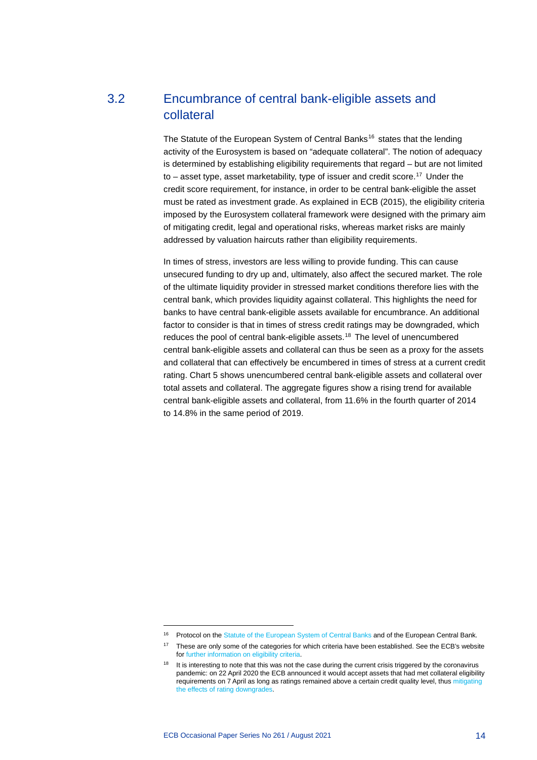## 3.2 Encumbrance of central bank-eligible assets and collateral

The Statute of the European System of Central Banks[16] states that the lending activity of the Eurosystem is based on "adequate collateral". The notion of adequacy is determined by establishing eligibility requirements that regard – but are not limited to – asset type, asset marketability, type of issuer and credit score.[17] Under the credit score requirement, for instance, in order to be central bank-eligible the asset must be rated as investment grade. As explained in ECB (2015), the eligibility criteria imposed by the Eurosystem collateral framework were designed with the primary aim of mitigating credit, legal and operational risks, whereas market risks are mainly addressed by valuation haircuts rather than eligibility requirements.

In times of stress, investors are less willing to provide funding. This can cause unsecured funding to dry up and, ultimately, also affect the secured market. The role of the ultimate liquidity provider in stressed market conditions therefore lies with the central bank, which provides liquidity against collateral. This highlights the need for banks to have central bank-eligible assets available for encumbrance. An additional factor to consider is that in times of stress credit ratings may be downgraded, which reduces the pool of central bank-eligible assets.[18] The level of unencumbered central bank-eligible assets and collateral can thus be seen as a proxy for the assets and collateral that can effectively be encumbered in times of stress at a current credit rating. Chart 5 shows unencumbered central bank-eligible assets and collateral over total assets and collateral. The aggregate figures show a rising trend for available central bank-eligible assets and collateral, from 11.6% in the fourth quarter of 2014 to 14.8% in the same period of 2019.

---

[16] Protocol on the Statute of the European System of Central Banks and of the European Central Bank.

[17] These are only some of the categories for which criteria have been established. See the ECB's website for further information on eligibility criteria.

[18] It is interesting to note that this was not the case during the current crisis triggered by the coronavirus pandemic: on 22 April 2020 the ECB announced it would accept assets that had met collateral eligibility requirements on 7 April as long as ratings remained above a certain credit quality level, thus mitigating the effects of rating downgrades.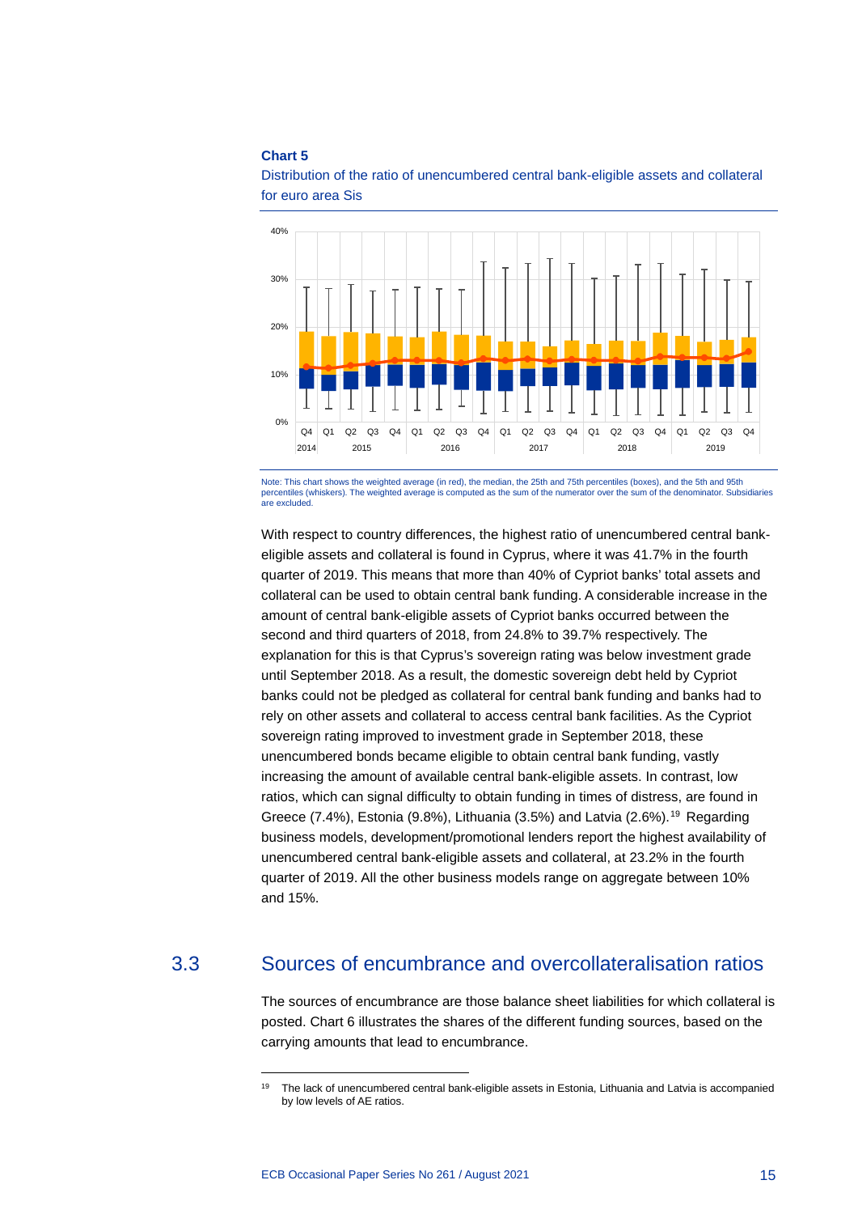**Chart 5**

Distribution of the ratio of unencumbered central bank-eligible assets and collateral for euro area Sis

Note: This chart shows the weighted average (in red), the median, the 25th and 75th percentiles (boxes), and the 5th and 95th percentiles (whiskers). The weighted average is computed as the sum of the numerator over the sum of the denominator. Subsidiaries are excluded.

With respect to country differences, the highest ratio of unencumbered central bank-eligible assets and collateral is found in Cyprus, where it was 41.7% in the fourth quarter of 2019. This means that more than 40% of Cypriot banks' total assets and collateral can be used to obtain central bank funding. A considerable increase in the amount of central bank-eligible assets of Cypriot banks occurred between the second and third quarters of 2018, from 24.8% to 39.7% respectively. The explanation for this is that Cyprus's sovereign rating was below investment grade until September 2018. As a result, the domestic sovereign debt held by Cypriot banks could not be pledged as collateral for central bank funding and banks had to rely on other assets and collateral to access central bank facilities. As the Cypriot sovereign rating improved to investment grade in September 2018, these unencumbered bonds became eligible to obtain central bank funding, vastly increasing the amount of available central bank-eligible assets. In contrast, low ratios, which can signal difficulty to obtain funding in times of distress, are found in Greece (7.4%), Estonia (9.8%), Lithuania (3.5%) and Latvia (2.6%).[19] Regarding business models, development/promotional lenders report the highest availability of unencumbered central bank-eligible assets and collateral, at 23.2% in the fourth quarter of 2019. All the other business models range on aggregate between 10% and 15%.

## 3.3 Sources of encumbrance and overcollateralisation ratios

The sources of encumbrance are those balance sheet liabilities for which collateral is posted. Chart 6 illustrates the shares of the different funding sources, based on the carrying amounts that lead to encumbrance.

[19] The lack of unencumbered central bank-eligible assets in Estonia, Lithuania and Latvia is accompanied by low levels of AE ratios.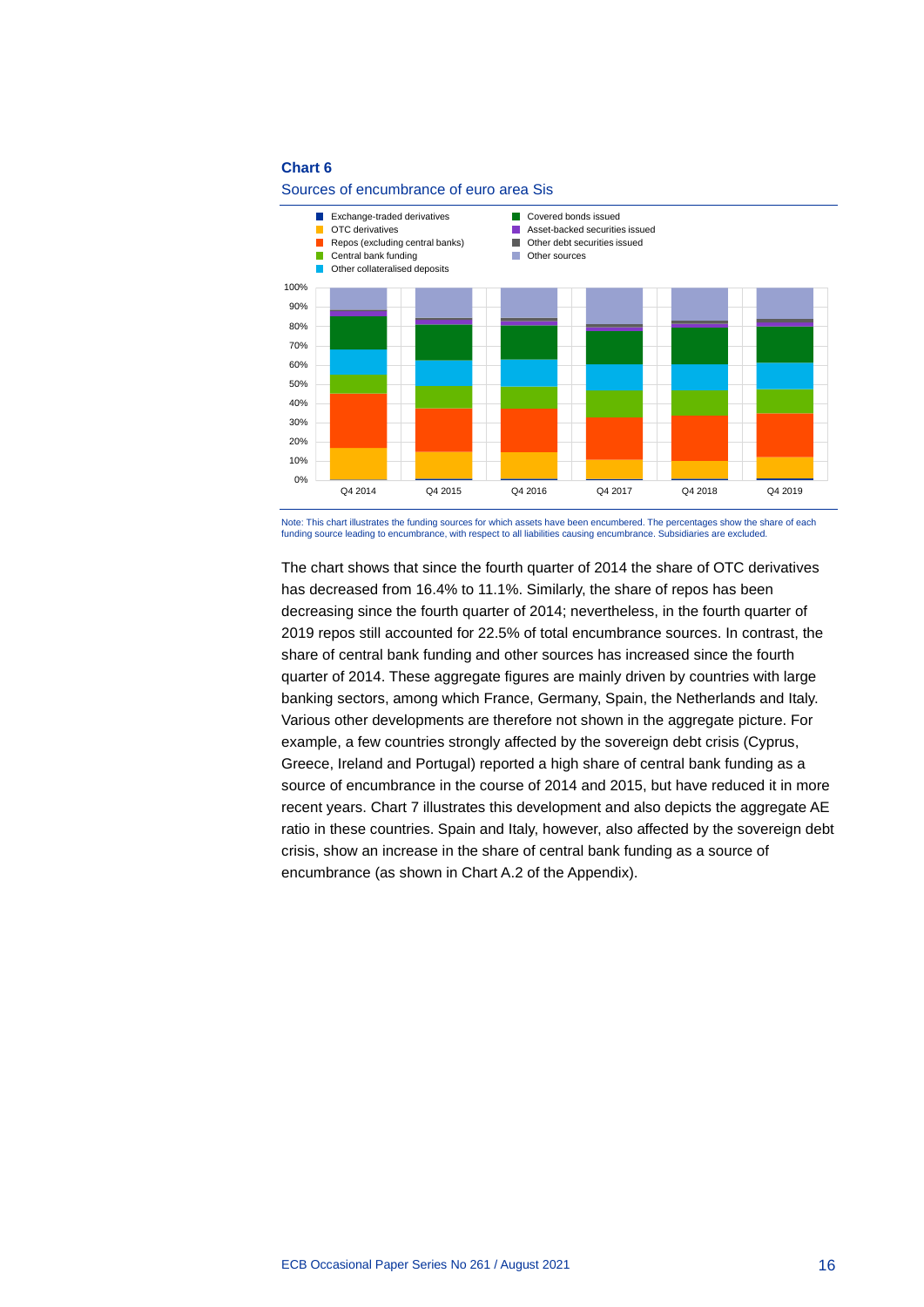**Chart 6**

Sources of encumbrance of euro area Sis

Note: This chart illustrates the funding sources for which assets have been encumbered. The percentages show the share of each funding source leading to encumbrance, with respect to all liabilities causing encumbrance. Subsidiaries are excluded.

The chart shows that since the fourth quarter of 2014 the share of OTC derivatives has decreased from 16.4% to 11.1%. Similarly, the share of repos has been decreasing since the fourth quarter of 2014; nevertheless, in the fourth quarter of 2019 repos still accounted for 22.5% of total encumbrance sources. In contrast, the share of central bank funding and other sources has increased since the fourth quarter of 2014. These aggregate figures are mainly driven by countries with large banking sectors, among which France, Germany, Spain, the Netherlands and Italy. Various other developments are therefore not shown in the aggregate picture. For example, a few countries strongly affected by the sovereign debt crisis (Cyprus, Greece, Ireland and Portugal) reported a high share of central bank funding as a source of encumbrance in the course of 2014 and 2015, but have reduced it in more recent years. Chart 7 illustrates this development and also depicts the aggregate AE ratio in these countries. Spain and Italy, however, also affected by the sovereign debt crisis, show an increase in the share of central bank funding as a source of encumbrance (as shown in Chart A.2 of the Appendix).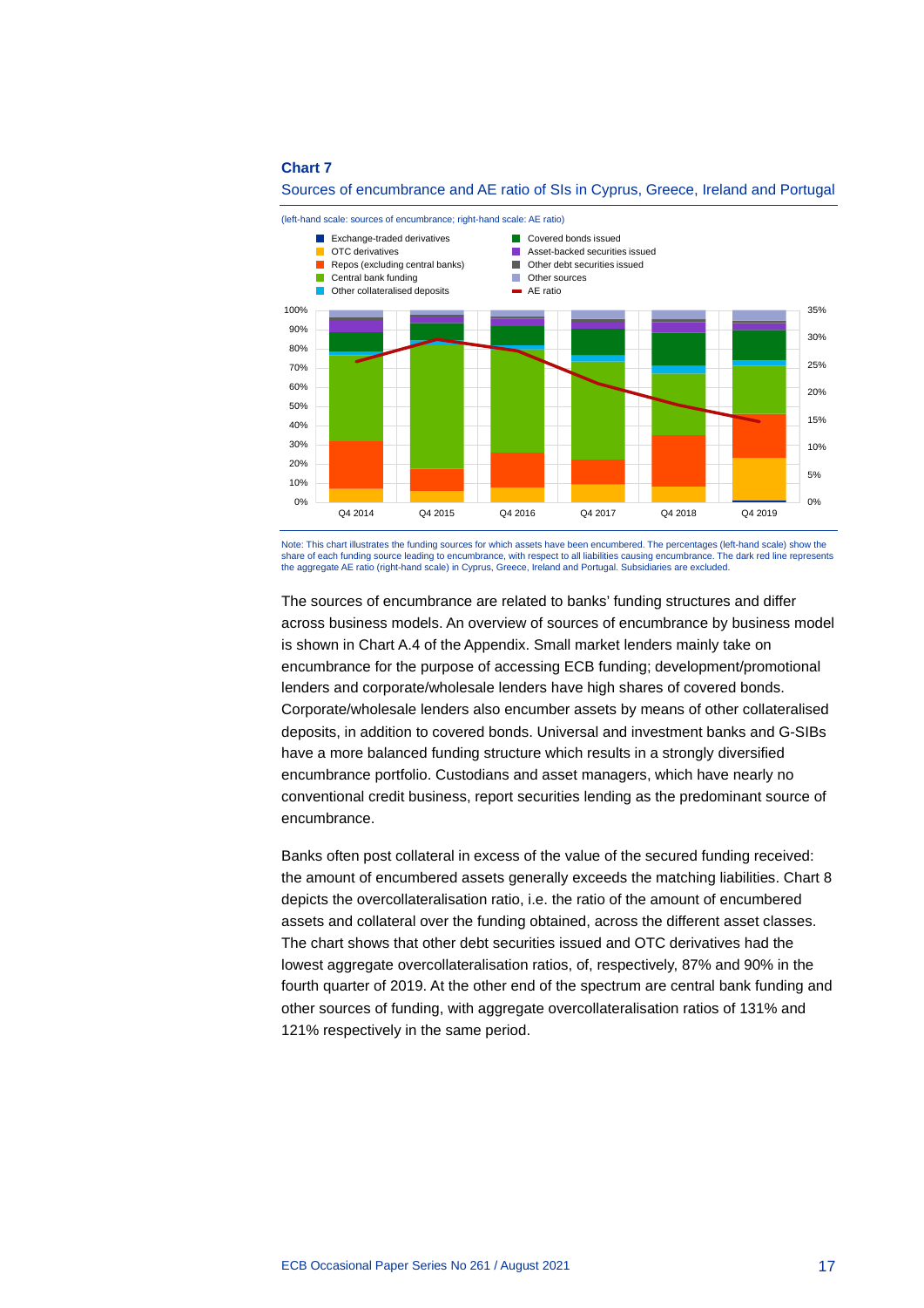**Chart 7**

Sources of encumbrance and AE ratio of SIs in Cyprus, Greece, Ireland and Portugal

(left-hand scale: sources of encumbrance; right-hand scale: AE ratio)

Note: This chart illustrates the funding sources for which assets have been encumbered. The percentages (left-hand scale) show the share of each funding source leading to encumbrance, with respect to all liabilities causing encumbrance. The dark red line represents the aggregate AE ratio (right-hand scale) in Cyprus, Greece, Ireland and Portugal. Subsidiaries are excluded.

The sources of encumbrance are related to banks' funding structures and differ across business models. An overview of sources of encumbrance by business model is shown in Chart A.4 of the Appendix. Small market lenders mainly take on encumbrance for the purpose of accessing ECB funding; development/promotional lenders and corporate/wholesale lenders have high shares of covered bonds. Corporate/wholesale lenders also encumber assets by means of other collateralised deposits, in addition to covered bonds. Universal and investment banks and G-SIBs have a more balanced funding structure which results in a strongly diversified encumbrance portfolio. Custodians and asset managers, which have nearly no conventional credit business, report securities lending as the predominant source of encumbrance.

Banks often post collateral in excess of the value of the secured funding received: the amount of encumbered assets generally exceeds the matching liabilities. Chart 8 depicts the overcollateralisation ratio, i.e. the ratio of the amount of encumbered assets and collateral over the funding obtained, across the different asset classes. The chart shows that other debt securities issued and OTC derivatives had the lowest aggregate overcollateralisation ratios, of, respectively, 87% and 90% in the fourth quarter of 2019. At the other end of the spectrum are central bank funding and other sources of funding, with aggregate overcollateralisation ratios of 131% and 121% respectively in the same period.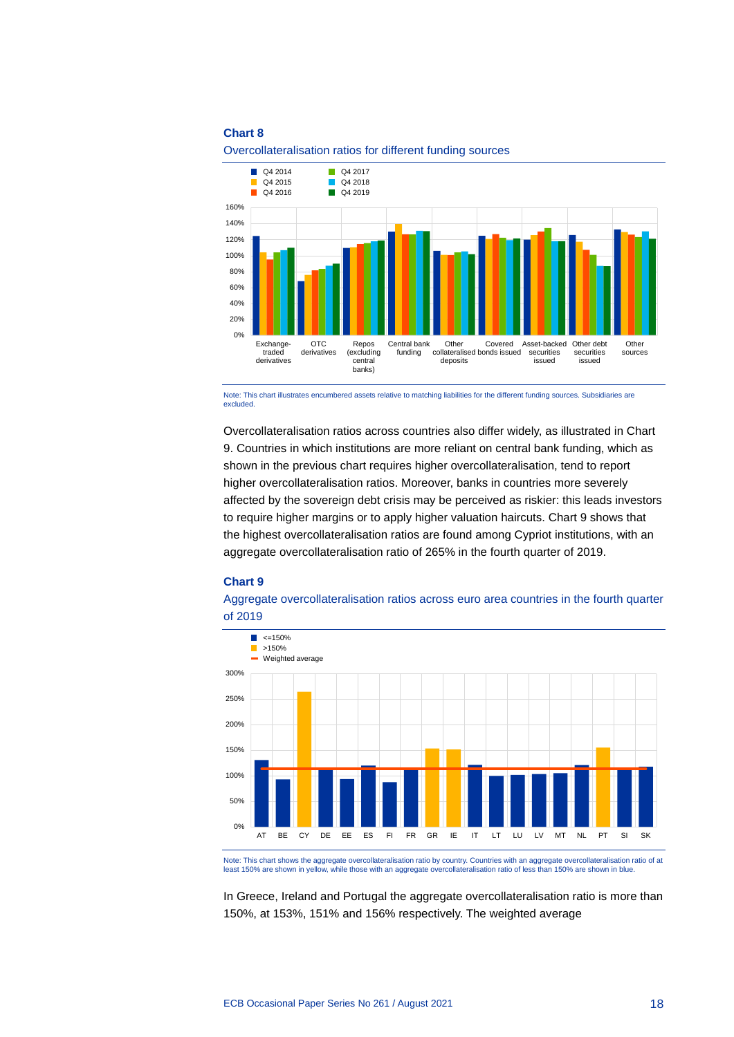**Chart 8**

Overcollateralisation ratios for different funding sources

Note: This chart illustrates encumbered assets relative to matching liabilities for the different funding sources. Subsidiaries are excluded.

Overcollateralisation ratios across countries also differ widely, as illustrated in Chart 9. Countries in which institutions are more reliant on central bank funding, which as shown in the previous chart requires higher overcollateralisation, tend to report higher overcollateralisation ratios. Moreover, banks in countries more severely affected by the sovereign debt crisis may be perceived as riskier: this leads investors to require higher margins or to apply higher valuation haircuts. Chart 9 shows that the highest overcollateralisation ratios are found among Cypriot institutions, with an aggregate overcollateralisation ratio of 265% in the fourth quarter of 2019.

**Chart 9**

Aggregate overcollateralisation ratios across euro area countries in the fourth quarter of 2019

Note: This chart shows the aggregate overcollateralisation ratio by country. Countries with an aggregate overcollateralisation ratio of at least 150% are shown in yellow, while those with an aggregate overcollateralisation ratio of less than 150% are shown in blue.

In Greece, Ireland and Portugal the aggregate overcollateralisation ratio is more than 150%, at 153%, 151% and 156% respectively. The weighted average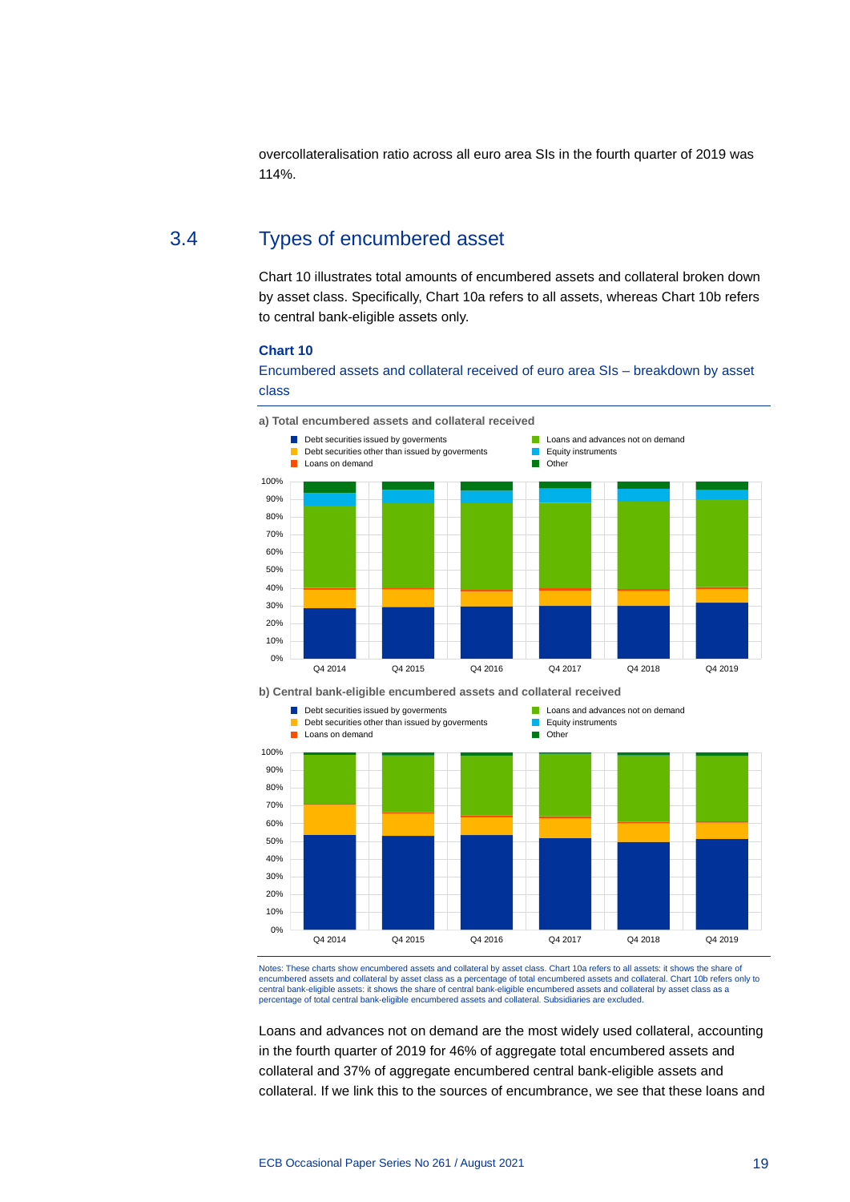overcollateralisation ratio across all euro area SIs in the fourth quarter of 2019 was 114%.

## 3.4 Types of encumbered asset

Chart 10 illustrates total amounts of encumbered assets and collateral broken down by asset class. Specifically, Chart 10a refers to all assets, whereas Chart 10b refers to central bank-eligible assets only.

**Chart 10**

Encumbered assets and collateral received of euro area SIs – breakdown by asset class

**a) Total encumbered assets and collateral received**

**b) Central bank-eligible encumbered assets and collateral received**

Notes: These charts show encumbered assets and collateral by asset class. Chart 10a refers to all assets: it shows the share of encumbered assets and collateral by asset class as a percentage of total encumbered assets and collateral. Chart 10b refers only to central bank-eligible assets: it shows the share of central bank-eligible encumbered assets and collateral by asset class as a percentage of total central bank-eligible encumbered assets and collateral. Subsidiaries are excluded.

Loans and advances not on demand are the most widely used collateral, accounting in the fourth quarter of 2019 for 46% of aggregate total encumbered assets and collateral and 37% of aggregate encumbered central bank-eligible assets and collateral. If we link this to the sources of encumbrance, we see that these loans and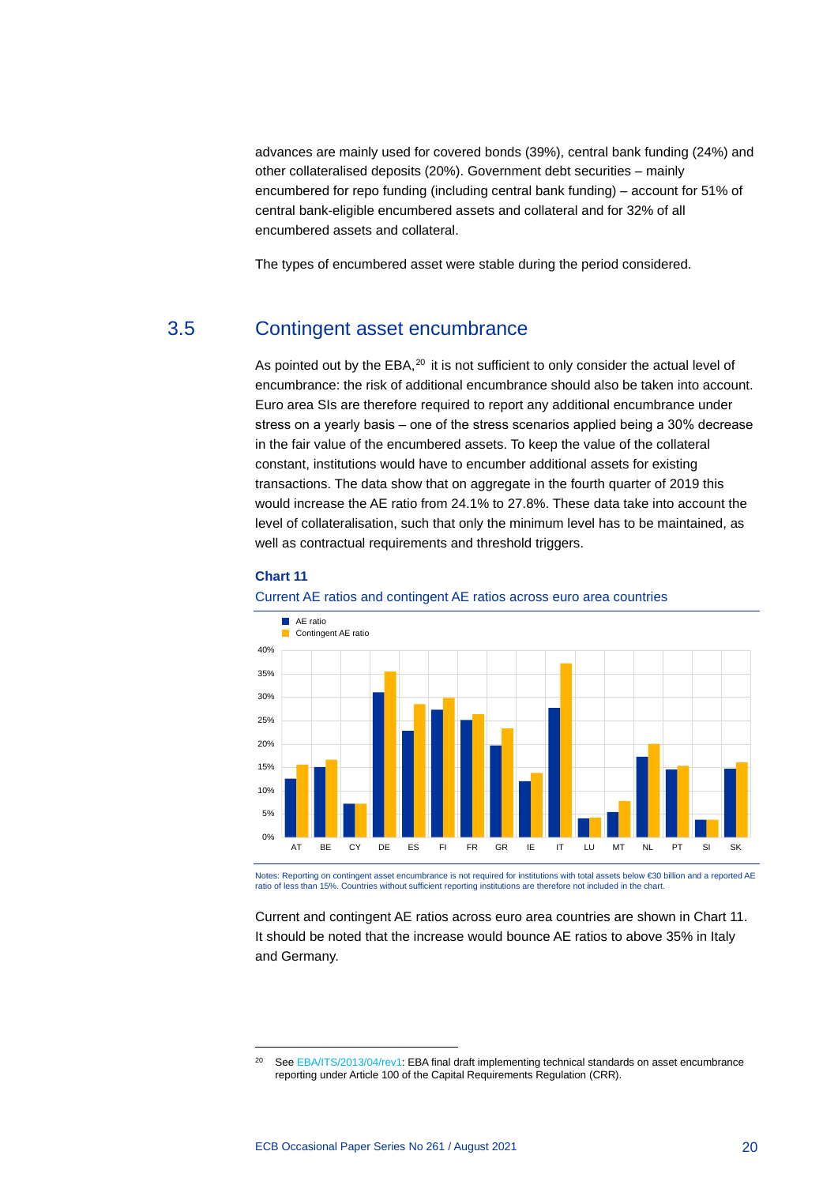advances are mainly used for covered bonds (39%), central bank funding (24%) and other collateralised deposits (20%). Government debt securities – mainly encumbered for repo funding (including central bank funding) – account for 51% of central bank-eligible encumbered assets and collateral and for 32% of all encumbered assets and collateral.

The types of encumbered asset were stable during the period considered.

## 3.5 Contingent asset encumbrance

As pointed out by the EBA,[20] it is not sufficient to only consider the actual level of encumbrance: the risk of additional encumbrance should also be taken into account. Euro area SIs are therefore required to report any additional encumbrance under stress on a yearly basis – one of the stress scenarios applied being a 30% decrease in the fair value of the encumbered assets. To keep the value of the collateral constant, institutions would have to encumber additional assets for existing transactions. The data show that on aggregate in the fourth quarter of 2019 this would increase the AE ratio from 24.1% to 27.8%. These data take into account the level of collateralisation, such that only the minimum level has to be maintained, as well as contractual requirements and threshold triggers.

**Chart 11**

Current AE ratios and contingent AE ratios across euro area countries

Notes: Reporting on contingent asset encumbrance is not required for institutions with total assets below €30 billion and a reported AE ratio of less than 15%. Countries without sufficient reporting institutions are therefore not included in the chart.

Current and contingent AE ratios across euro area countries are shown in Chart 11. It should be noted that the increase would bounce AE ratios to above 35% in Italy and Germany.

[20] See EBA/ITS/2013/04/rev1: EBA final draft implementing technical standards on asset encumbrance reporting under Article 100 of the Capital Requirements Regulation (CRR).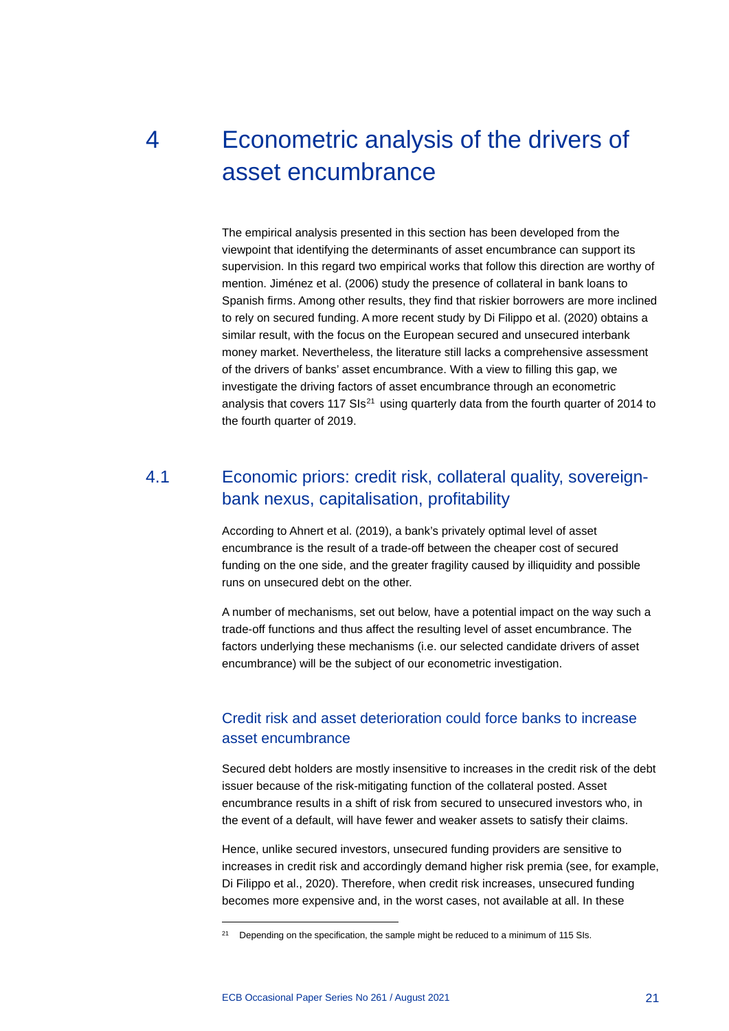# 4 Econometric analysis of the drivers of asset encumbrance

The empirical analysis presented in this section has been developed from the viewpoint that identifying the determinants of asset encumbrance can support its supervision. In this regard two empirical works that follow this direction are worthy of mention. Jiménez et al. (2006) study the presence of collateral in bank loans to Spanish firms. Among other results, they find that riskier borrowers are more inclined to rely on secured funding. A more recent study by Di Filippo et al. (2020) obtains a similar result, with the focus on the European secured and unsecured interbank money market. Nevertheless, the literature still lacks a comprehensive assessment of the drivers of banks' asset encumbrance. With a view to filling this gap, we investigate the driving factors of asset encumbrance through an econometric analysis that covers 117 SIs[21] using quarterly data from the fourth quarter of 2014 to the fourth quarter of 2019.

## 4.1 Economic priors: credit risk, collateral quality, sovereign-bank nexus, capitalisation, profitability

According to Ahnert et al. (2019), a bank's privately optimal level of asset encumbrance is the result of a trade-off between the cheaper cost of secured funding on the one side, and the greater fragility caused by illiquidity and possible runs on unsecured debt on the other.

A number of mechanisms, set out below, have a potential impact on the way such a trade-off functions and thus affect the resulting level of asset encumbrance. The factors underlying these mechanisms (i.e. our selected candidate drivers of asset encumbrance) will be the subject of our econometric investigation.

### Credit risk and asset deterioration could force banks to increase asset encumbrance

Secured debt holders are mostly insensitive to increases in the credit risk of the debt issuer because of the risk-mitigating function of the collateral posted. Asset encumbrance results in a shift of risk from secured to unsecured investors who, in the event of a default, will have fewer and weaker assets to satisfy their claims.

Hence, unlike secured investors, unsecured funding providers are sensitive to increases in credit risk and accordingly demand higher risk premia (see, for example, Di Filippo et al., 2020). Therefore, when credit risk increases, unsecured funding becomes more expensive and, in the worst cases, not available at all. In these

[21] Depending on the specification, the sample might be reduced to a minimum of 115 SIs.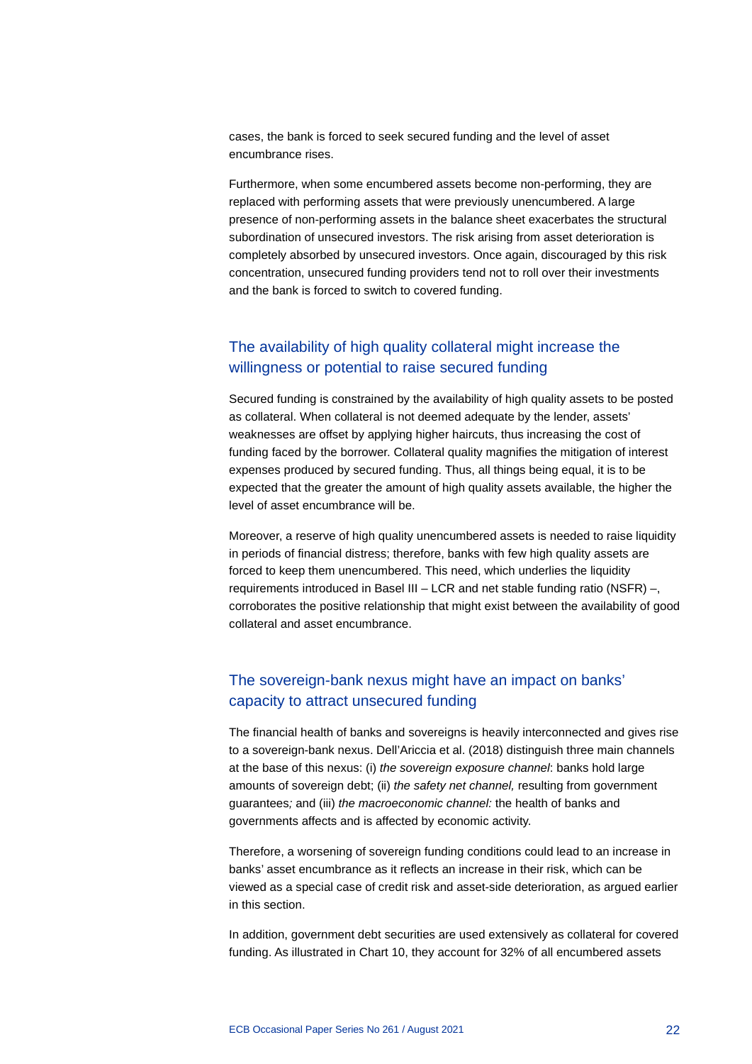cases, the bank is forced to seek secured funding and the level of asset encumbrance rises.

Furthermore, when some encumbered assets become non-performing, they are replaced with performing assets that were previously unencumbered. A large presence of non-performing assets in the balance sheet exacerbates the structural subordination of unsecured investors. The risk arising from asset deterioration is completely absorbed by unsecured investors. Once again, discouraged by this risk concentration, unsecured funding providers tend not to roll over their investments and the bank is forced to switch to covered funding.

### The availability of high quality collateral might increase the willingness or potential to raise secured funding

Secured funding is constrained by the availability of high quality assets to be posted as collateral. When collateral is not deemed adequate by the lender, assets' weaknesses are offset by applying higher haircuts, thus increasing the cost of funding faced by the borrower. Collateral quality magnifies the mitigation of interest expenses produced by secured funding. Thus, all things being equal, it is to be expected that the greater the amount of high quality assets available, the higher the level of asset encumbrance will be.

Moreover, a reserve of high quality unencumbered assets is needed to raise liquidity in periods of financial distress; therefore, banks with few high quality assets are forced to keep them unencumbered. This need, which underlies the liquidity requirements introduced in Basel III – LCR and net stable funding ratio (NSFR) –, corroborates the positive relationship that might exist between the availability of good collateral and asset encumbrance.

### The sovereign-bank nexus might have an impact on banks' capacity to attract unsecured funding

The financial health of banks and sovereigns is heavily interconnected and gives rise to a sovereign-bank nexus. Dell'Ariccia et al. (2018) distinguish three main channels at the base of this nexus: (i) *the sovereign exposure channel*: banks hold large amounts of sovereign debt; (ii) *the safety net channel,* resulting from government guarantees; and (iii) *the macroeconomic channel:* the health of banks and governments affects and is affected by economic activity.

Therefore, a worsening of sovereign funding conditions could lead to an increase in banks' asset encumbrance as it reflects an increase in their risk, which can be viewed as a special case of credit risk and asset-side deterioration, as argued earlier in this section.

In addition, government debt securities are used extensively as collateral for covered funding. As illustrated in Chart 10, they account for 32% of all encumbered assets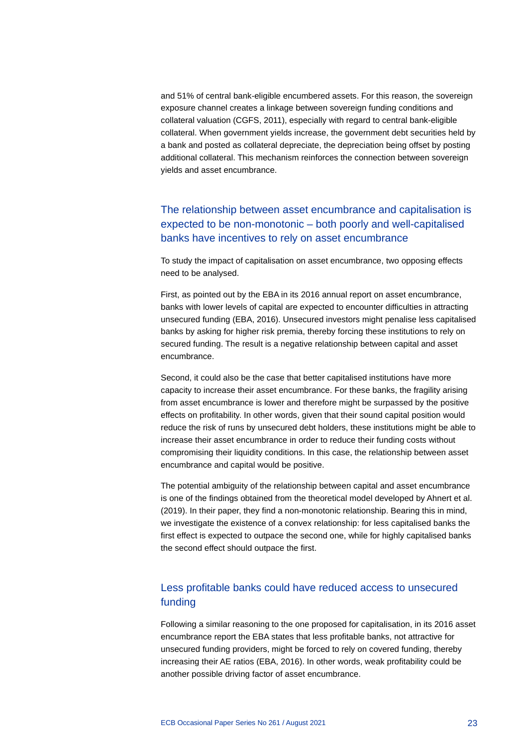and 51% of central bank-eligible encumbered assets. For this reason, the sovereign exposure channel creates a linkage between sovereign funding conditions and collateral valuation (CGFS, 2011), especially with regard to central bank-eligible collateral. When government yields increase, the government debt securities held by a bank and posted as collateral depreciate, the depreciation being offset by posting additional collateral. This mechanism reinforces the connection between sovereign yields and asset encumbrance.

### The relationship between asset encumbrance and capitalisation is expected to be non-monotonic – both poorly and well-capitalised banks have incentives to rely on asset encumbrance

To study the impact of capitalisation on asset encumbrance, two opposing effects need to be analysed.

First, as pointed out by the EBA in its 2016 annual report on asset encumbrance, banks with lower levels of capital are expected to encounter difficulties in attracting unsecured funding (EBA, 2016). Unsecured investors might penalise less capitalised banks by asking for higher risk premia, thereby forcing these institutions to rely on secured funding. The result is a negative relationship between capital and asset encumbrance.

Second, it could also be the case that better capitalised institutions have more capacity to increase their asset encumbrance. For these banks, the fragility arising from asset encumbrance is lower and therefore might be surpassed by the positive effects on profitability. In other words, given that their sound capital position would reduce the risk of runs by unsecured debt holders, these institutions might be able to increase their asset encumbrance in order to reduce their funding costs without compromising their liquidity conditions. In this case, the relationship between asset encumbrance and capital would be positive.

The potential ambiguity of the relationship between capital and asset encumbrance is one of the findings obtained from the theoretical model developed by Ahnert et al. (2019). In their paper, they find a non-monotonic relationship. Bearing this in mind, we investigate the existence of a convex relationship: for less capitalised banks the first effect is expected to outpace the second one, while for highly capitalised banks the second effect should outpace the first.

### Less profitable banks could have reduced access to unsecured funding

Following a similar reasoning to the one proposed for capitalisation, in its 2016 asset encumbrance report the EBA states that less profitable banks, not attractive for unsecured funding providers, might be forced to rely on covered funding, thereby increasing their AE ratios (EBA, 2016). In other words, weak profitability could be another possible driving factor of asset encumbrance.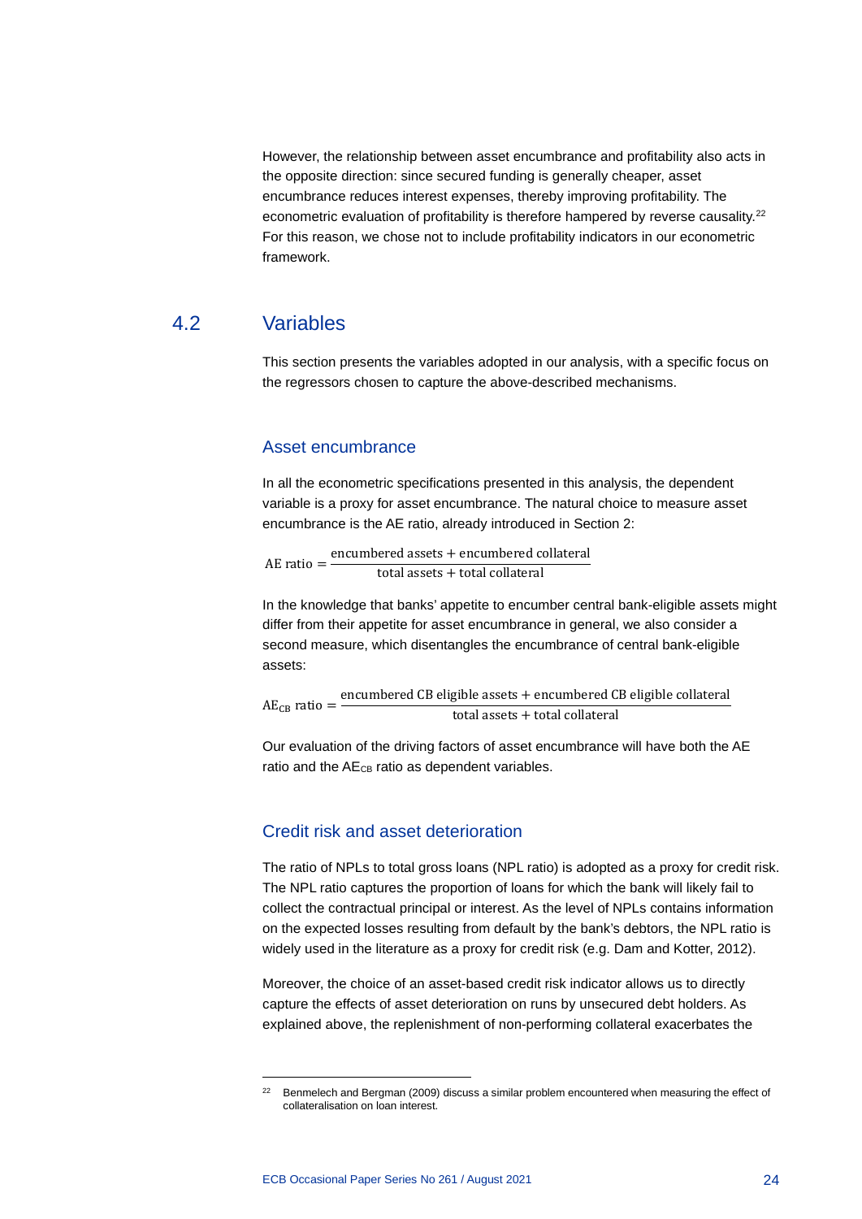However, the relationship between asset encumbrance and profitability also acts in the opposite direction: since secured funding is generally cheaper, asset encumbrance reduces interest expenses, thereby improving profitability. The econometric evaluation of profitability is therefore hampered by reverse causality.[22] For this reason, we chose not to include profitability indicators in our econometric framework.

## 4.2 Variables

This section presents the variables adopted in our analysis, with a specific focus on the regressors chosen to capture the above-described mechanisms.

### Asset encumbrance

In all the econometric specifications presented in this analysis, the dependent variable is a proxy for asset encumbrance. The natural choice to measure asset encumbrance is the AE ratio, already introduced in Section 2:

$$\text{AE ratio} = \frac{\text{encumbered assets} + \text{encumbered collateral}}{\text{total assets} + \text{total collateral}}$$

In the knowledge that banks' appetite to encumber central bank-eligible assets might differ from their appetite for asset encumbrance in general, we also consider a second measure, which disentangles the encumbrance of central bank-eligible assets:

$$\text{AE}_{\text{CB}} \text{ ratio} = \frac{\text{encumbered CB eligible assets} + \text{encumbered CB eligible collateral}}{\text{total assets} + \text{total collateral}}$$

Our evaluation of the driving factors of asset encumbrance will have both the AE ratio and the $\text{AE}_{\text{CB}}$ ratio as dependent variables.

### Credit risk and asset deterioration

The ratio of NPLs to total gross loans (NPL ratio) is adopted as a proxy for credit risk. The NPL ratio captures the proportion of loans for which the bank will likely fail to collect the contractual principal or interest. As the level of NPLs contains information on the expected losses resulting from default by the bank's debtors, the NPL ratio is widely used in the literature as a proxy for credit risk (e.g. Dam and Kotter, 2012).

Moreover, the choice of an asset-based credit risk indicator allows us to directly capture the effects of asset deterioration on runs by unsecured debt holders. As explained above, the replenishment of non-performing collateral exacerbates the

[22] Benmelech and Bergman (2009) discuss a similar problem encountered when measuring the effect of collateralisation on loan interest.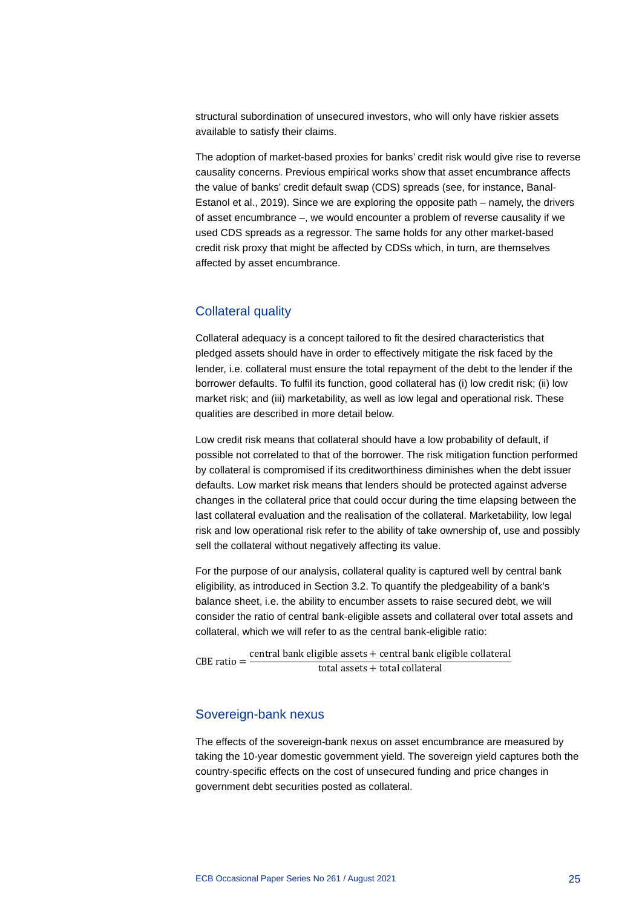structural subordination of unsecured investors, who will only have riskier assets available to satisfy their claims.

The adoption of market-based proxies for banks' credit risk would give rise to reverse causality concerns. Previous empirical works show that asset encumbrance affects the value of banks' credit default swap (CDS) spreads (see, for instance, Banal-Estanol et al., 2019). Since we are exploring the opposite path – namely, the drivers of asset encumbrance –, we would encounter a problem of reverse causality if we used CDS spreads as a regressor. The same holds for any other market-based credit risk proxy that might be affected by CDSs which, in turn, are themselves affected by asset encumbrance.

## Collateral quality

Collateral adequacy is a concept tailored to fit the desired characteristics that pledged assets should have in order to effectively mitigate the risk faced by the lender, i.e. collateral must ensure the total repayment of the debt to the lender if the borrower defaults. To fulfil its function, good collateral has (i) low credit risk; (ii) low market risk; and (iii) marketability, as well as low legal and operational risk. These qualities are described in more detail below.

Low credit risk means that collateral should have a low probability of default, if possible not correlated to that of the borrower. The risk mitigation function performed by collateral is compromised if its creditworthiness diminishes when the debt issuer defaults. Low market risk means that lenders should be protected against adverse changes in the collateral price that could occur during the time elapsing between the last collateral evaluation and the realisation of the collateral. Marketability, low legal risk and low operational risk refer to the ability of take ownership of, use and possibly sell the collateral without negatively affecting its value.

For the purpose of our analysis, collateral quality is captured well by central bank eligibility, as introduced in Section 3.2. To quantify the pledgeability of a bank's balance sheet, i.e. the ability to encumber assets to raise secured debt, we will consider the ratio of central bank-eligible assets and collateral over total assets and collateral, which we will refer to as the central bank-eligible ratio:

$$\text{CBE ratio} = \frac{\text{central bank eligible assets} + \text{central bank eligible collateral}}{\text{total assets} + \text{total collateral}}$$

## Sovereign-bank nexus

The effects of the sovereign-bank nexus on asset encumbrance are measured by taking the 10-year domestic government yield. The sovereign yield captures both the country-specific effects on the cost of unsecured funding and price changes in government debt securities posted as collateral.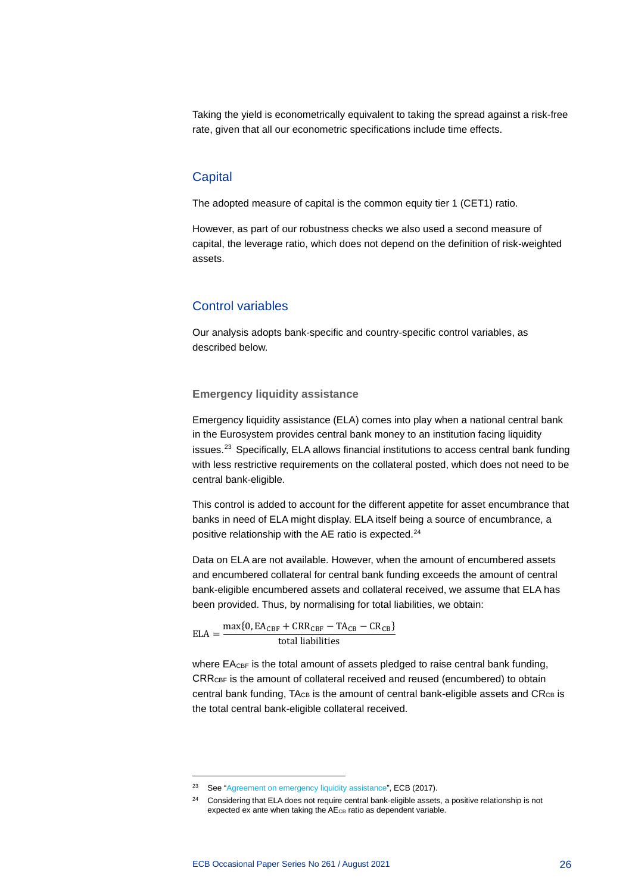Taking the yield is econometrically equivalent to taking the spread against a risk-free rate, given that all our econometric specifications include time effects.

## Capital

The adopted measure of capital is the common equity tier 1 (CET1) ratio.

However, as part of our robustness checks we also used a second measure of capital, the leverage ratio, which does not depend on the definition of risk-weighted assets.

## Control variables

Our analysis adopts bank-specific and country-specific control variables, as described below.

### Emergency liquidity assistance

Emergency liquidity assistance (ELA) comes into play when a national central bank in the Eurosystem provides central bank money to an institution facing liquidity issues.[23] Specifically, ELA allows financial institutions to access central bank funding with less restrictive requirements on the collateral posted, which does not need to be central bank-eligible.

This control is added to account for the different appetite for asset encumbrance that banks in need of ELA might display. ELA itself being a source of encumbrance, a positive relationship with the AE ratio is expected.[24]

Data on ELA are not available. However, when the amount of encumbered assets and encumbered collateral for central bank funding exceeds the amount of central bank-eligible encumbered assets and collateral received, we assume that ELA has been provided. Thus, by normalising for total liabilities, we obtain:

$$\mathrm{ELA} = \frac{\max\{0, \mathrm{EA}_{\mathrm{CBF}} + \mathrm{CRR}_{\mathrm{CBF}} - \mathrm{TA}_{\mathrm{CB}} - \mathrm{CR}_{\mathrm{CB}}\}}{\text{total liabilities}}$$

where $\mathrm{EA}_{\mathrm{CBF}}$ is the total amount of assets pledged to raise central bank funding, $\mathrm{CRR}_{\mathrm{CBF}}$ is the amount of collateral received and reused (encumbered) to obtain central bank funding, $\mathrm{TA}_{\mathrm{CB}}$ is the amount of central bank-eligible assets and $\mathrm{CR}_{\mathrm{CB}}$ is the total central bank-eligible collateral received.

---

[23] See "Agreement on emergency liquidity assistance", ECB (2017).

[24] Considering that ELA does not require central bank-eligible assets, a positive relationship is not expected ex ante when taking the $\mathrm{AE}_{\mathrm{CB}}$ ratio as dependent variable.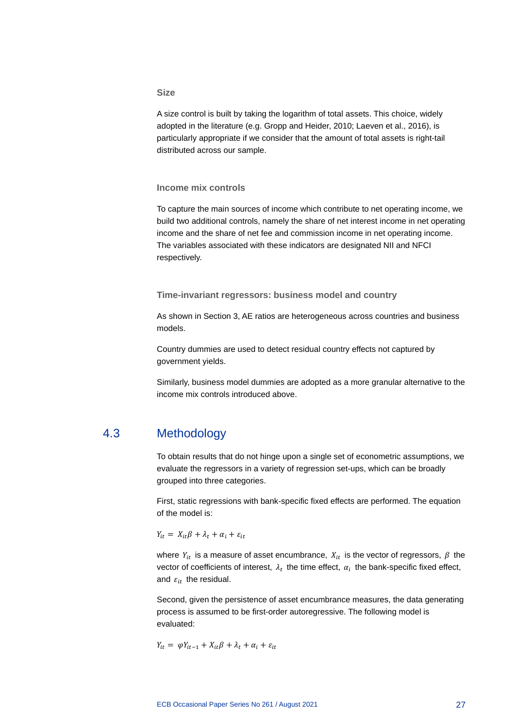#### Size

A size control is built by taking the logarithm of total assets. This choice, widely adopted in the literature (e.g. Gropp and Heider, 2010; Laeven et al., 2016), is particularly appropriate if we consider that the amount of total assets is right-tail distributed across our sample.

#### Income mix controls

To capture the main sources of income which contribute to net operating income, we build two additional controls, namely the share of net interest income in net operating income and the share of net fee and commission income in net operating income. The variables associated with these indicators are designated NII and NFCI respectively.

#### Time-invariant regressors: business model and country

As shown in Section 3, AE ratios are heterogeneous across countries and business models.

Country dummies are used to detect residual country effects not captured by government yields.

Similarly, business model dummies are adopted as a more granular alternative to the income mix controls introduced above.

## 4.3 Methodology

To obtain results that do not hinge upon a single set of econometric assumptions, we evaluate the regressors in a variety of regression set-ups, which can be broadly grouped into three categories.

First, static regressions with bank-specific fixed effects are performed. The equation of the model is:

$$Y_{it} = X_{it}\beta + \lambda_t + \alpha_i + \varepsilon_{it}$$

where $Y_{it}$ is a measure of asset encumbrance, $X_{it}$ is the vector of regressors, $\beta$ the vector of coefficients of interest, $\lambda_t$ the time effect, $\alpha_i$ the bank-specific fixed effect, and $\varepsilon_{it}$ the residual.

Second, given the persistence of asset encumbrance measures, the data generating process is assumed to be first-order autoregressive. The following model is evaluated:

$$Y_{it} = \varphi Y_{it-1} + X_{it}\beta + \lambda_t + \alpha_i + \varepsilon_{it}$$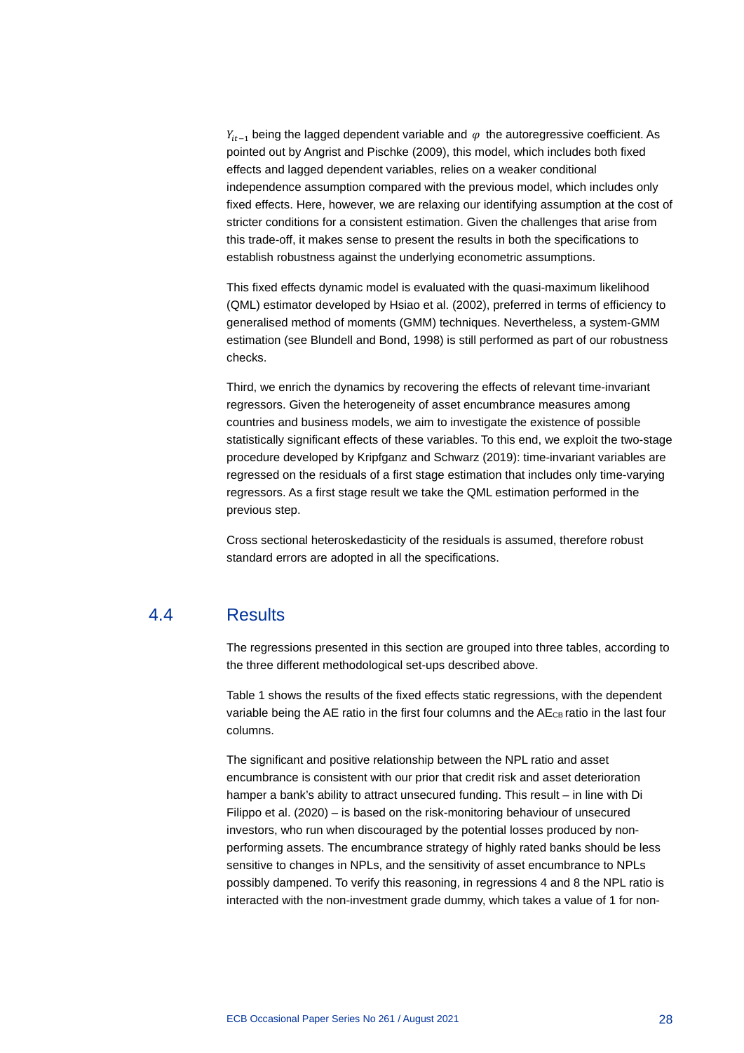$Y_{it-1}$ being the lagged dependent variable and $\varphi$ the autoregressive coefficient. As pointed out by Angrist and Pischke (2009), this model, which includes both fixed effects and lagged dependent variables, relies on a weaker conditional independence assumption compared with the previous model, which includes only fixed effects. Here, however, we are relaxing our identifying assumption at the cost of stricter conditions for a consistent estimation. Given the challenges that arise from this trade-off, it makes sense to present the results in both the specifications to establish robustness against the underlying econometric assumptions.

This fixed effects dynamic model is evaluated with the quasi-maximum likelihood (QML) estimator developed by Hsiao et al. (2002), preferred in terms of efficiency to generalised method of moments (GMM) techniques. Nevertheless, a system-GMM estimation (see Blundell and Bond, 1998) is still performed as part of our robustness checks.

Third, we enrich the dynamics by recovering the effects of relevant time-invariant regressors. Given the heterogeneity of asset encumbrance measures among countries and business models, we aim to investigate the existence of possible statistically significant effects of these variables. To this end, we exploit the two-stage procedure developed by Kripfganz and Schwarz (2019): time-invariant variables are regressed on the residuals of a first stage estimation that includes only time-varying regressors. As a first stage result we take the QML estimation performed in the previous step.

Cross sectional heteroskedasticity of the residuals is assumed, therefore robust standard errors are adopted in all the specifications.

## 4.4 Results

The regressions presented in this section are grouped into three tables, according to the three different methodological set-ups described above.

Table 1 shows the results of the fixed effects static regressions, with the dependent variable being the AE ratio in the first four columns and the $AE_{CB}$ ratio in the last four columns.

The significant and positive relationship between the NPL ratio and asset encumbrance is consistent with our prior that credit risk and asset deterioration hamper a bank's ability to attract unsecured funding. This result – in line with Di Filippo et al. (2020) – is based on the risk-monitoring behaviour of unsecured investors, who run when discouraged by the potential losses produced by non-performing assets. The encumbrance strategy of highly rated banks should be less sensitive to changes in NPLs, and the sensitivity of asset encumbrance to NPLs possibly dampened. To verify this reasoning, in regressions 4 and 8 the NPL ratio is interacted with the non-investment grade dummy, which takes a value of 1 for non-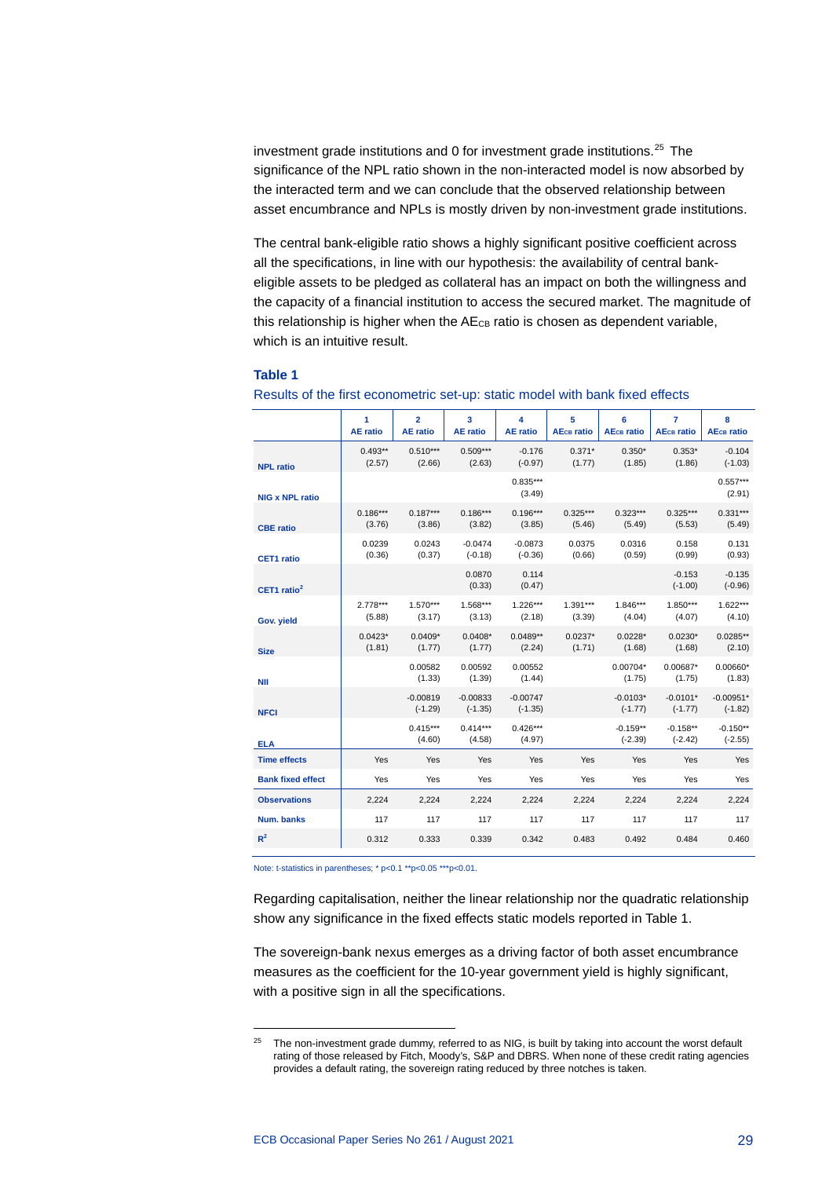investment grade institutions and 0 for investment grade institutions.[25] The significance of the NPL ratio shown in the non-interacted model is now absorbed by the interacted term and we can conclude that the observed relationship between asset encumbrance and NPLs is mostly driven by non-investment grade institutions.

The central bank-eligible ratio shows a highly significant positive coefficient across all the specifications, in line with our hypothesis: the availability of central bank-eligible assets to be pledged as collateral has an impact on both the willingness and the capacity of a financial institution to access the secured market. The magnitude of this relationship is higher when the $AE_{CB}$ ratio is chosen as dependent variable, which is an intuitive result.

**Table 1**

Results of the first econometric set-up: static model with bank fixed effects

| | 1 AE ratio | 2 AE ratio | 3 AE ratio | 4 AE ratio | 5 $AE_{CB}$ ratio | 6 $AE_{CB}$ ratio | 7 $AE_{CB}$ ratio | 8 $AE_{CB}$ ratio |
|---|---|---|---|---|---|---|---|---|
| **NPL ratio** | 0.493** (2.57) | 0.510*** (2.66) | 0.509*** (2.63) | -0.176 (-0.97) | 0.371* (1.77) | 0.350* (1.85) | 0.353* (1.86) | -0.104 (-1.03) |
| **NIG x NPL ratio** | | | | 0.835*** (3.49) | | | | 0.557*** (2.91) |
| **CBE ratio** | 0.186*** (3.76) | 0.187*** (3.86) | 0.186*** (3.82) | 0.196*** (3.85) | 0.325*** (5.46) | 0.323*** (5.49) | 0.325*** (5.53) | 0.331*** (5.49) |
| **CET1 ratio** | 0.0239 (0.36) | 0.0243 (0.37) | -0.0474 (-0.18) | -0.0873 (-0.36) | 0.0375 (0.66) | 0.0316 (0.59) | 0.158 (0.99) | 0.131 (0.93) |
| **CET1 ratio$^2$** | | | 0.0870 (0.33) | 0.114 (0.47) | | | -0.153 (-1.00) | -0.135 (-0.96) |
| **Gov. yield** | 2.778*** (5.88) | 1.570*** (3.17) | 1.568*** (3.13) | 1.226*** (2.18) | 1.391*** (3.39) | 1.846*** (4.04) | 1.850*** (4.07) | 1.622*** (4.10) |
| **Size** | 0.0423* (1.81) | 0.0409* (1.77) | 0.0408* (1.77) | 0.0489** (2.24) | 0.0237* (1.71) | 0.0228* (1.68) | 0.0230* (1.68) | 0.0285** (2.10) |
| **NII** | | 0.00582 (1.33) | 0.00592 (1.39) | 0.00552 (1.44) | | 0.00704* (1.75) | 0.00687* (1.75) | 0.00660* (1.83) |
| **NFCI** | | -0.00819 (-1.29) | -0.00833 (-1.35) | -0.00747 (-1.35) | | -0.0103* (-1.77) | -0.0101* (-1.77) | -0.00951* (-1.82) |
| **ELA** | | 0.415*** (4.60) | 0.414*** (4.58) | 0.426*** (4.97) | | -0.159** (-2.39) | -0.158** (-2.42) | -0.150** (-2.55) |
| **Time effects** | Yes | Yes | Yes | Yes | Yes | Yes | Yes | Yes |
| **Bank fixed effect** | Yes | Yes | Yes | Yes | Yes | Yes | Yes | Yes |
| **Observations** | 2,224 | 2,224 | 2,224 | 2,224 | 2,224 | 2,224 | 2,224 | 2,224 |
| **Num. banks** | 117 | 117 | 117 | 117 | 117 | 117 | 117 | 117 |
| **$R^2$** | 0.312 | 0.333 | 0.339 | 0.342 | 0.483 | 0.492 | 0.484 | 0.460 |

Note: t-statistics in parentheses; * p<0.1 **p<0.05 ***p<0.01.

Regarding capitalisation, neither the linear relationship nor the quadratic relationship show any significance in the fixed effects static models reported in Table 1.

The sovereign-bank nexus emerges as a driving factor of both asset encumbrance measures as the coefficient for the 10-year government yield is highly significant, with a positive sign in all the specifications.

[25] The non-investment grade dummy, referred to as NIG, is built by taking into account the worst default rating of those released by Fitch, Moody's, S&P and DBRS. When none of these credit rating agencies provides a default rating, the sovereign rating reduced by three notches is taken.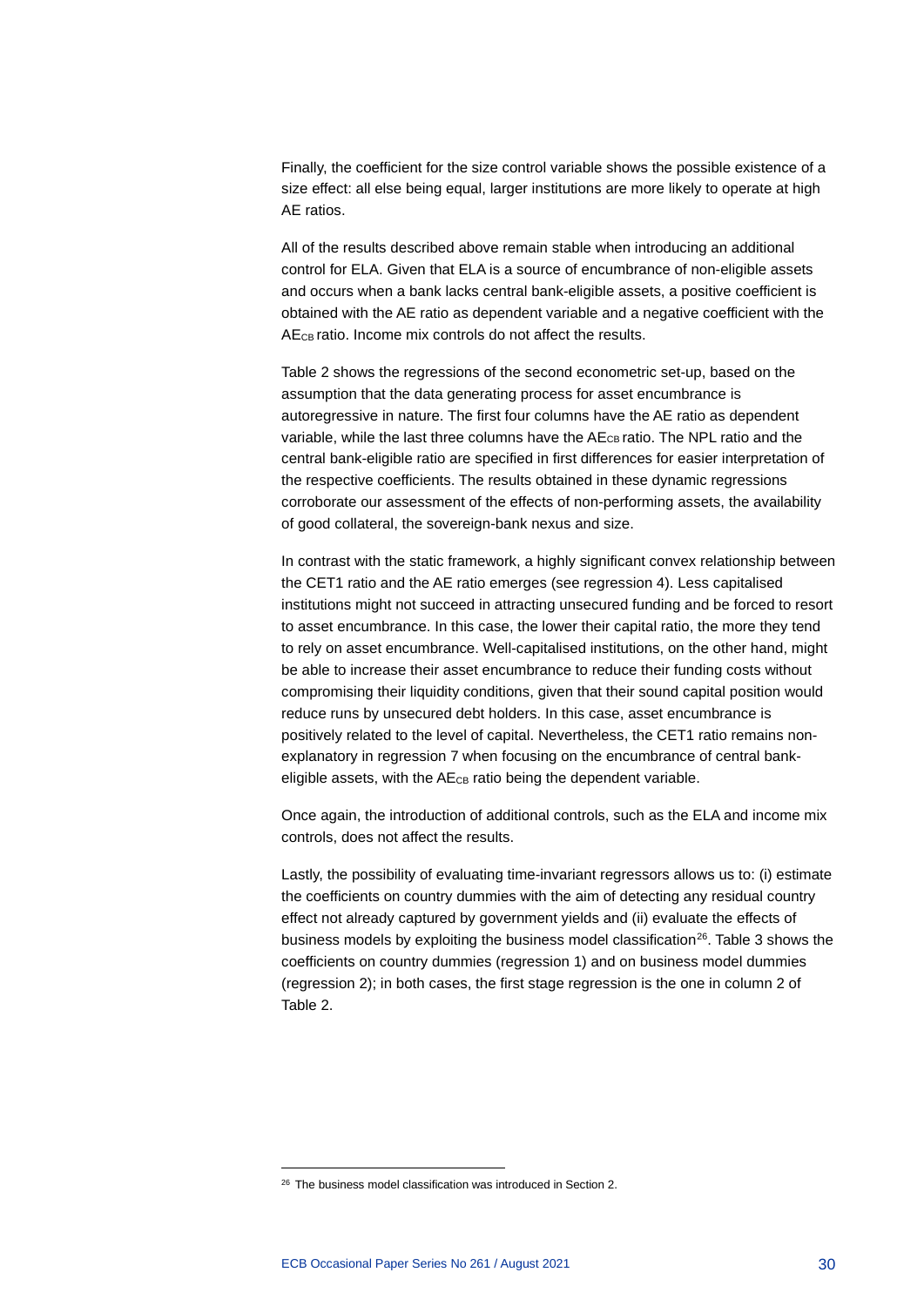Finally, the coefficient for the size control variable shows the possible existence of a size effect: all else being equal, larger institutions are more likely to operate at high AE ratios.

All of the results described above remain stable when introducing an additional control for ELA. Given that ELA is a source of encumbrance of non-eligible assets and occurs when a bank lacks central bank-eligible assets, a positive coefficient is obtained with the AE ratio as dependent variable and a negative coefficient with the $AE_{CB}$ ratio. Income mix controls do not affect the results.

Table 2 shows the regressions of the second econometric set-up, based on the assumption that the data generating process for asset encumbrance is autoregressive in nature. The first four columns have the AE ratio as dependent variable, while the last three columns have the $AE_{CB}$ ratio. The NPL ratio and the central bank-eligible ratio are specified in first differences for easier interpretation of the respective coefficients. The results obtained in these dynamic regressions corroborate our assessment of the effects of non-performing assets, the availability of good collateral, the sovereign-bank nexus and size.

In contrast with the static framework, a highly significant convex relationship between the CET1 ratio and the AE ratio emerges (see regression 4). Less capitalised institutions might not succeed in attracting unsecured funding and be forced to resort to asset encumbrance. In this case, the lower their capital ratio, the more they tend to rely on asset encumbrance. Well-capitalised institutions, on the other hand, might be able to increase their asset encumbrance to reduce their funding costs without compromising their liquidity conditions, given that their sound capital position would reduce runs by unsecured debt holders. In this case, asset encumbrance is positively related to the level of capital. Nevertheless, the CET1 ratio remains non-explanatory in regression 7 when focusing on the encumbrance of central bank-eligible assets, with the $AE_{CB}$ ratio being the dependent variable.

Once again, the introduction of additional controls, such as the ELA and income mix controls, does not affect the results.

Lastly, the possibility of evaluating time-invariant regressors allows us to: (i) estimate the coefficients on country dummies with the aim of detecting any residual country effect not already captured by government yields and (ii) evaluate the effects of business models by exploiting the business model classification[26]. Table 3 shows the coefficients on country dummies (regression 1) and on business model dummies (regression 2); in both cases, the first stage regression is the one in column 2 of Table 2.

[26] The business model classification was introduced in Section 2.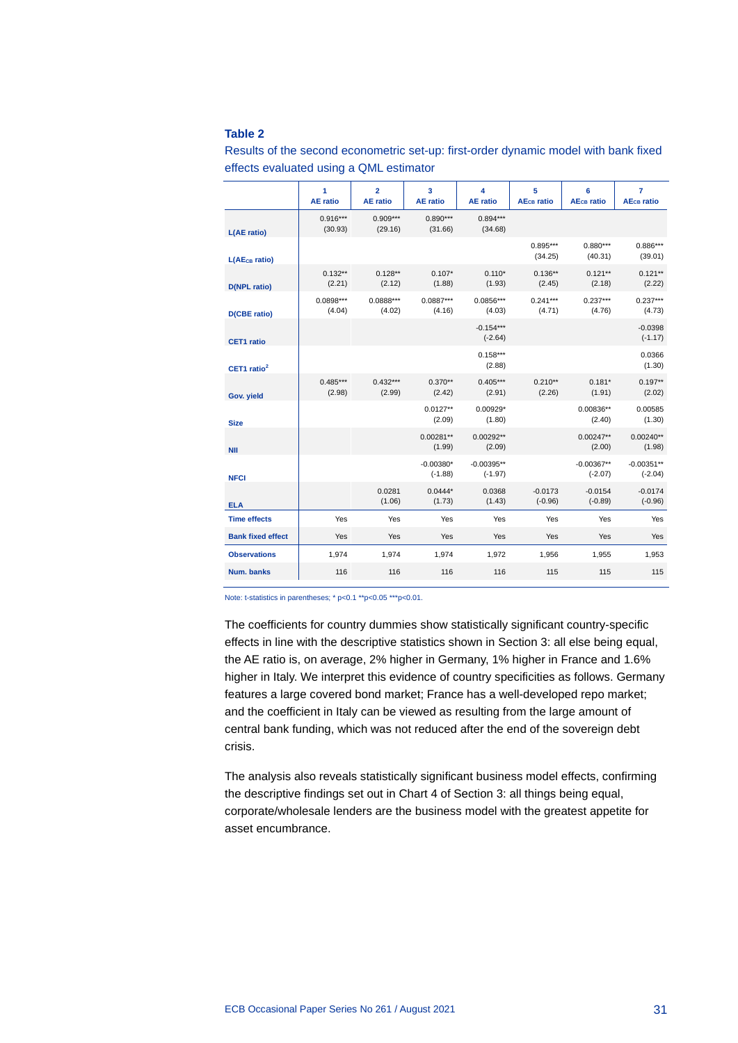**Table 2**

Results of the second econometric set-up: first-order dynamic model with bank fixed effects evaluated using a QML estimator

| | 1<br>AE ratio | 2<br>AE ratio | 3<br>AE ratio | 4<br>AE ratio | 5<br>$AE_{CB}$ ratio | 6<br>$AE_{CB}$ ratio | 7<br>$AE_{CB}$ ratio |
|---|---|---|---|---|---|---|---|
| L(AE ratio) | 0.916***<br>(30.93) | 0.909***<br>(29.16) | 0.890***<br>(31.66) | 0.894***<br>(34.68) | | | |
| L($AE_{CB}$ ratio) | | | | | 0.895***<br>(34.25) | 0.880***<br>(40.31) | 0.886***<br>(39.01) |
| D(NPL ratio) | 0.132**<br>(2.21) | 0.128**<br>(2.12) | 0.107*<br>(1.88) | 0.110*<br>(1.93) | 0.136**<br>(2.45) | 0.121**<br>(2.18) | 0.121**<br>(2.22) |
| D(CBE ratio) | 0.0898***<br>(4.04) | 0.0888***<br>(4.02) | 0.0887***<br>(4.16) | 0.0856***<br>(4.03) | 0.241***<br>(4.71) | 0.237***<br>(4.76) | 0.237***<br>(4.73) |
| CET1 ratio | | | | -0.154***<br>(-2.64) | | | -0.0398<br>(-1.17) |
| CET1 ratio$^2$ | | | | 0.158***<br>(2.88) | | | 0.0366<br>(1.30) |
| Gov. yield | 0.485***<br>(2.98) | 0.432***<br>(2.99) | 0.370**<br>(2.42) | 0.405***<br>(2.91) | 0.210**<br>(2.26) | 0.181*<br>(1.91) | 0.197**<br>(2.02) |
| Size | | | 0.0127**<br>(2.09) | 0.00929*<br>(1.80) | | 0.00836**<br>(2.40) | 0.00585<br>(1.30) |
| NII | | | 0.00281**<br>(1.99) | 0.00292**<br>(2.09) | | 0.00247**<br>(2.00) | 0.00240**<br>(1.98) |
| NFCI | | | -0.00380*<br>(-1.88) | -0.00395**<br>(-1.97) | | -0.00367**<br>(-2.07) | -0.00351**<br>(-2.04) |
| ELA | | 0.0281<br>(1.06) | 0.0444*<br>(1.73) | 0.0368<br>(1.43) | -0.0173<br>(-0.96) | -0.0154<br>(-0.89) | -0.0174<br>(-0.96) |
| Time effects | Yes | Yes | Yes | Yes | Yes | Yes | Yes |
| Bank fixed effect | Yes | Yes | Yes | Yes | Yes | Yes | Yes |
| Observations | 1,974 | 1,974 | 1,974 | 1,972 | 1,956 | 1,955 | 1,953 |
| Num. banks | 116 | 116 | 116 | 116 | 115 | 115 | 115 |

Note: t-statistics in parentheses; * p<0.1 **p<0.05 ***p<0.01.

The coefficients for country dummies show statistically significant country-specific effects in line with the descriptive statistics shown in Section 3: all else being equal, the AE ratio is, on average, 2% higher in Germany, 1% higher in France and 1.6% higher in Italy. We interpret this evidence of country specificities as follows. Germany features a large covered bond market; France has a well-developed repo market; and the coefficient in Italy can be viewed as resulting from the large amount of central bank funding, which was not reduced after the end of the sovereign debt crisis.

The analysis also reveals statistically significant business model effects, confirming the descriptive findings set out in Chart 4 of Section 3: all things being equal, corporate/wholesale lenders are the business model with the greatest appetite for asset encumbrance.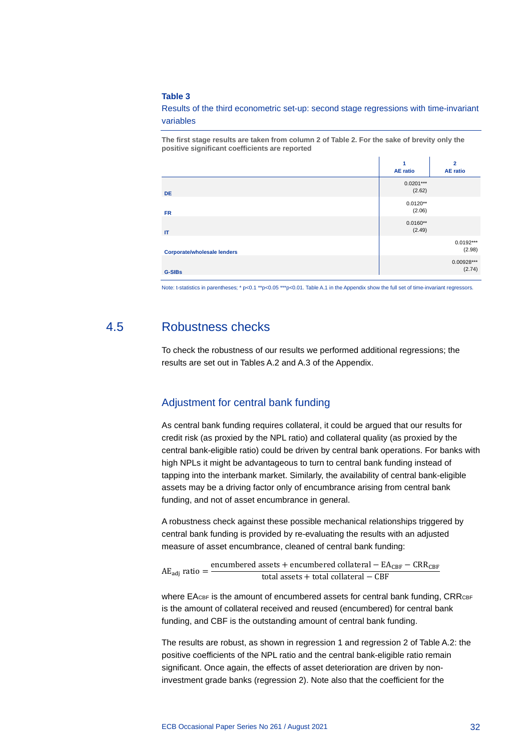**Table 3**

Results of the third econometric set-up: second stage regressions with time-invariant variables

**The first stage results are taken from column 2 of Table 2. For the sake of brevity only the positive significant coefficients are reported**

| | 1<br>AE ratio | 2<br>AE ratio |
|---|---|---|
| DE | 0.0201***<br>(2.62) | |
| FR | 0.0120**<br>(2.06) | |
| IT | 0.0160**<br>(2.49) | |
| Corporate/wholesale lenders | | 0.0192***<br>(2.98) |
| G-SIBs | | 0.00928***<br>(2.74) |

Note: t-statistics in parentheses; * p<0.1 **p<0.05 ***p<0.01. Table A.1 in the Appendix show the full set of time-invariant regressors.

## 4.5 Robustness checks

To check the robustness of our results we performed additional regressions; the results are set out in Tables A.2 and A.3 of the Appendix.

### Adjustment for central bank funding

As central bank funding requires collateral, it could be argued that our results for credit risk (as proxied by the NPL ratio) and collateral quality (as proxied by the central bank-eligible ratio) could be driven by central bank operations. For banks with high NPLs it might be advantageous to turn to central bank funding instead of tapping into the interbank market. Similarly, the availability of central bank-eligible assets may be a driving factor only of encumbrance arising from central bank funding, and not of asset encumbrance in general.

A robustness check against these possible mechanical relationships triggered by central bank funding is provided by re-evaluating the results with an adjusted measure of asset encumbrance, cleaned of central bank funding:

$$\mathrm{AE_{adj}\ ratio} = \frac{\text{encumbered assets} + \text{encumbered collateral} - \mathrm{EA_{CBF}} - \mathrm{CRR_{CBF}}}{\text{total assets} + \text{total collateral} - \mathrm{CBF}}$$

where $EA_{CBF}$ is the amount of encumbered assets for central bank funding, $CRR_{CBF}$ is the amount of collateral received and reused (encumbered) for central bank funding, and CBF is the outstanding amount of central bank funding.

The results are robust, as shown in regression 1 and regression 2 of Table A.2: the positive coefficients of the NPL ratio and the central bank-eligible ratio remain significant. Once again, the effects of asset deterioration are driven by non-investment grade banks (regression 2). Note also that the coefficient for the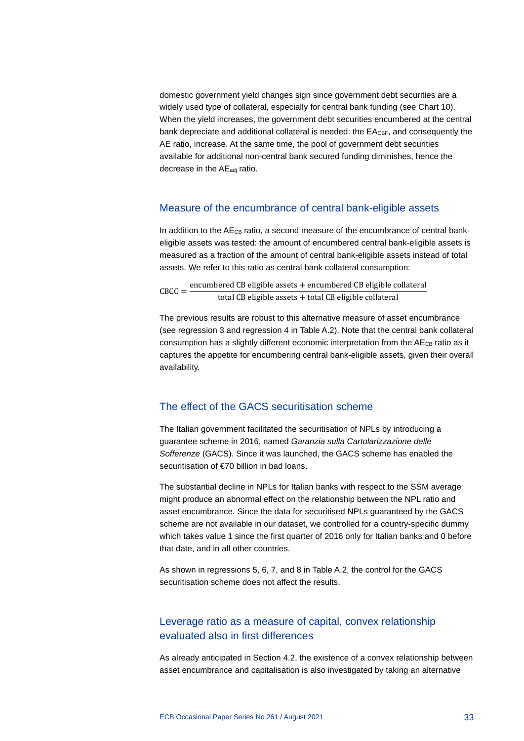domestic government yield changes sign since government debt securities are a widely used type of collateral, especially for central bank funding (see Chart 10). When the yield increases, the government debt securities encumbered at the central bank depreciate and additional collateral is needed: the $EA_{CBF}$, and consequently the AE ratio, increase. At the same time, the pool of government debt securities available for additional non-central bank secured funding diminishes, hence the decrease in the $AE_{adj}$ ratio.

## Measure of the encumbrance of central bank-eligible assets

In addition to the $AE_{CB}$ ratio, a second measure of the encumbrance of central bank-eligible assets was tested: the amount of encumbered central bank-eligible assets is measured as a fraction of the amount of central bank-eligible assets instead of total assets. We refer to this ratio as central bank collateral consumption:

$$\text{CBCC} = \frac{\text{encumbered CB eligible assets} + \text{encumbered CB eligible collateral}}{\text{total CB eligible assets} + \text{total CB eligible collateral}}$$

The previous results are robust to this alternative measure of asset encumbrance (see regression 3 and regression 4 in Table A.2). Note that the central bank collateral consumption has a slightly different economic interpretation from the $AE_{CB}$ ratio as it captures the appetite for encumbering central bank-eligible assets, given their overall availability.

## The effect of the GACS securitisation scheme

The Italian government facilitated the securitisation of NPLs by introducing a guarantee scheme in 2016, named *Garanzia sulla Cartolarizzazione delle Sofferenze* (GACS). Since it was launched, the GACS scheme has enabled the securitisation of €70 billion in bad loans.

The substantial decline in NPLs for Italian banks with respect to the SSM average might produce an abnormal effect on the relationship between the NPL ratio and asset encumbrance. Since the data for securitised NPLs guaranteed by the GACS scheme are not available in our dataset, we controlled for a country-specific dummy which takes value 1 since the first quarter of 2016 only for Italian banks and 0 before that date, and in all other countries.

As shown in regressions 5, 6, 7, and 8 in Table A.2, the control for the GACS securitisation scheme does not affect the results.

## Leverage ratio as a measure of capital, convex relationship evaluated also in first differences

As already anticipated in Section 4.2, the existence of a convex relationship between asset encumbrance and capitalisation is also investigated by taking an alternative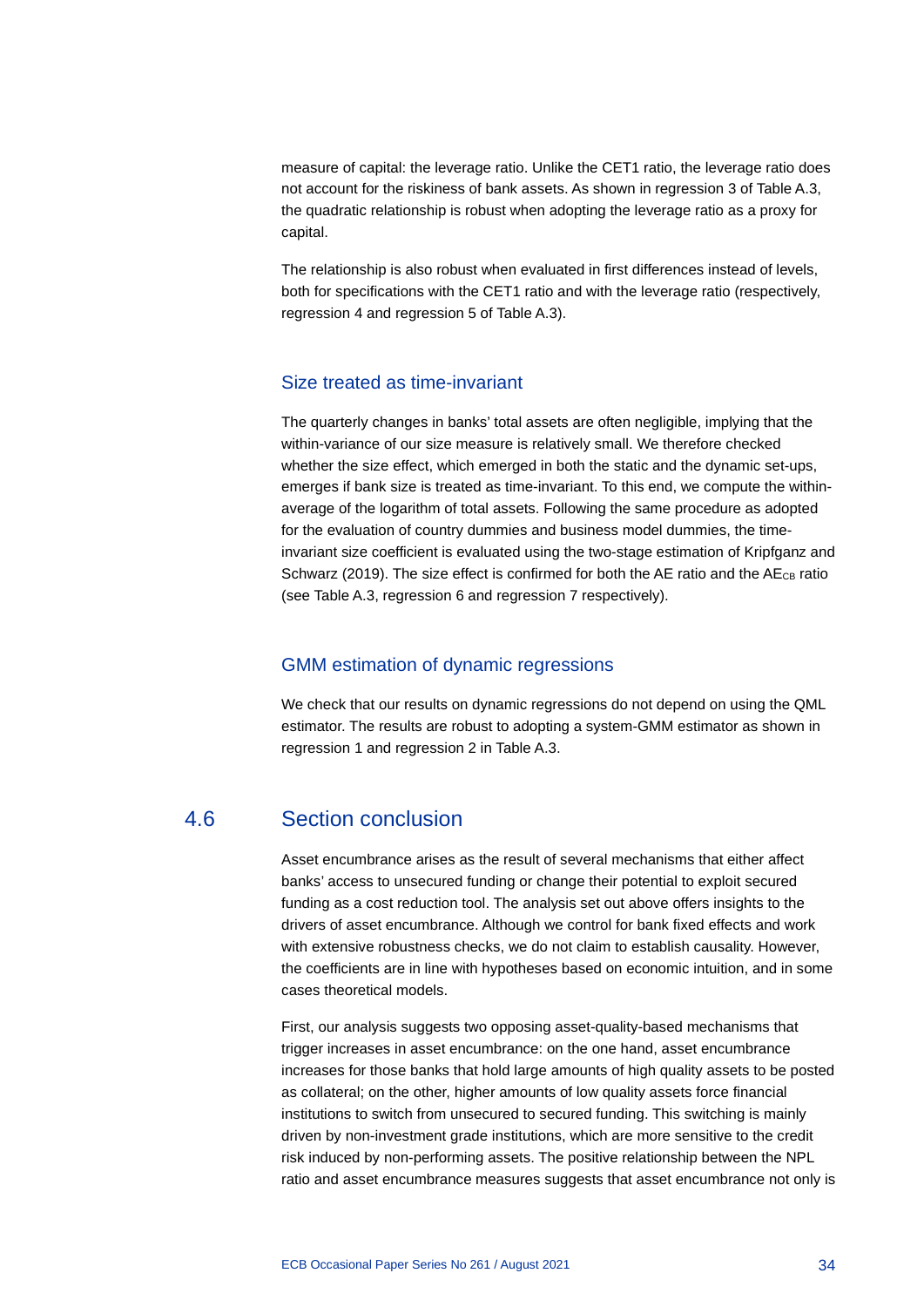measure of capital: the leverage ratio. Unlike the CET1 ratio, the leverage ratio does not account for the riskiness of bank assets. As shown in regression 3 of Table A.3, the quadratic relationship is robust when adopting the leverage ratio as a proxy for capital.

The relationship is also robust when evaluated in first differences instead of levels, both for specifications with the CET1 ratio and with the leverage ratio (respectively, regression 4 and regression 5 of Table A.3).

### Size treated as time-invariant

The quarterly changes in banks' total assets are often negligible, implying that the within-variance of our size measure is relatively small. We therefore checked whether the size effect, which emerged in both the static and the dynamic set-ups, emerges if bank size is treated as time-invariant. To this end, we compute the within-average of the logarithm of total assets. Following the same procedure as adopted for the evaluation of country dummies and business model dummies, the time-invariant size coefficient is evaluated using the two-stage estimation of Kripfganz and Schwarz (2019). The size effect is confirmed for both the AE ratio and the $AE_{CB}$ ratio (see Table A.3, regression 6 and regression 7 respectively).

### GMM estimation of dynamic regressions

We check that our results on dynamic regressions do not depend on using the QML estimator. The results are robust to adopting a system-GMM estimator as shown in regression 1 and regression 2 in Table A.3.

## 4.6 Section conclusion

Asset encumbrance arises as the result of several mechanisms that either affect banks' access to unsecured funding or change their potential to exploit secured funding as a cost reduction tool. The analysis set out above offers insights to the drivers of asset encumbrance. Although we control for bank fixed effects and work with extensive robustness checks, we do not claim to establish causality. However, the coefficients are in line with hypotheses based on economic intuition, and in some cases theoretical models.

First, our analysis suggests two opposing asset-quality-based mechanisms that trigger increases in asset encumbrance: on the one hand, asset encumbrance increases for those banks that hold large amounts of high quality assets to be posted as collateral; on the other, higher amounts of low quality assets force financial institutions to switch from unsecured to secured funding. This switching is mainly driven by non-investment grade institutions, which are more sensitive to the credit risk induced by non-performing assets. The positive relationship between the NPL ratio and asset encumbrance measures suggests that asset encumbrance not only is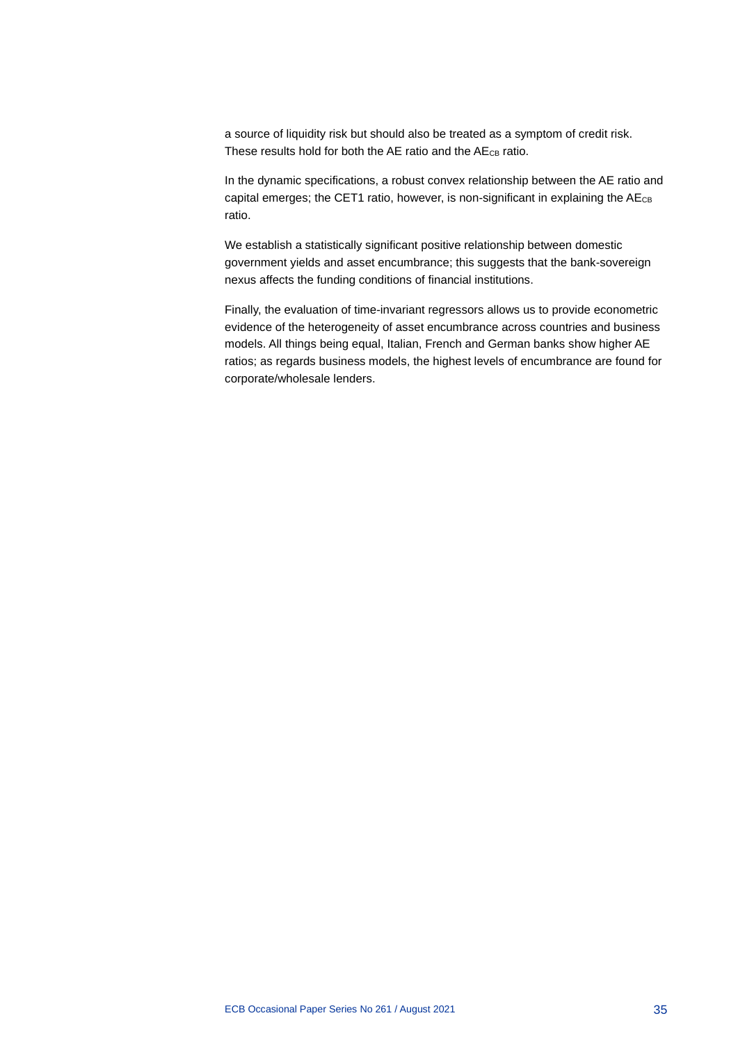a source of liquidity risk but should also be treated as a symptom of credit risk. These results hold for both the AE ratio and the $AE_{CB}$ ratio.

In the dynamic specifications, a robust convex relationship between the AE ratio and capital emerges; the CET1 ratio, however, is non-significant in explaining the $AE_{CB}$ ratio.

We establish a statistically significant positive relationship between domestic government yields and asset encumbrance; this suggests that the bank-sovereign nexus affects the funding conditions of financial institutions.

Finally, the evaluation of time-invariant regressors allows us to provide econometric evidence of the heterogeneity of asset encumbrance across countries and business models. All things being equal, Italian, French and German banks show higher AE ratios; as regards business models, the highest levels of encumbrance are found for corporate/wholesale lenders.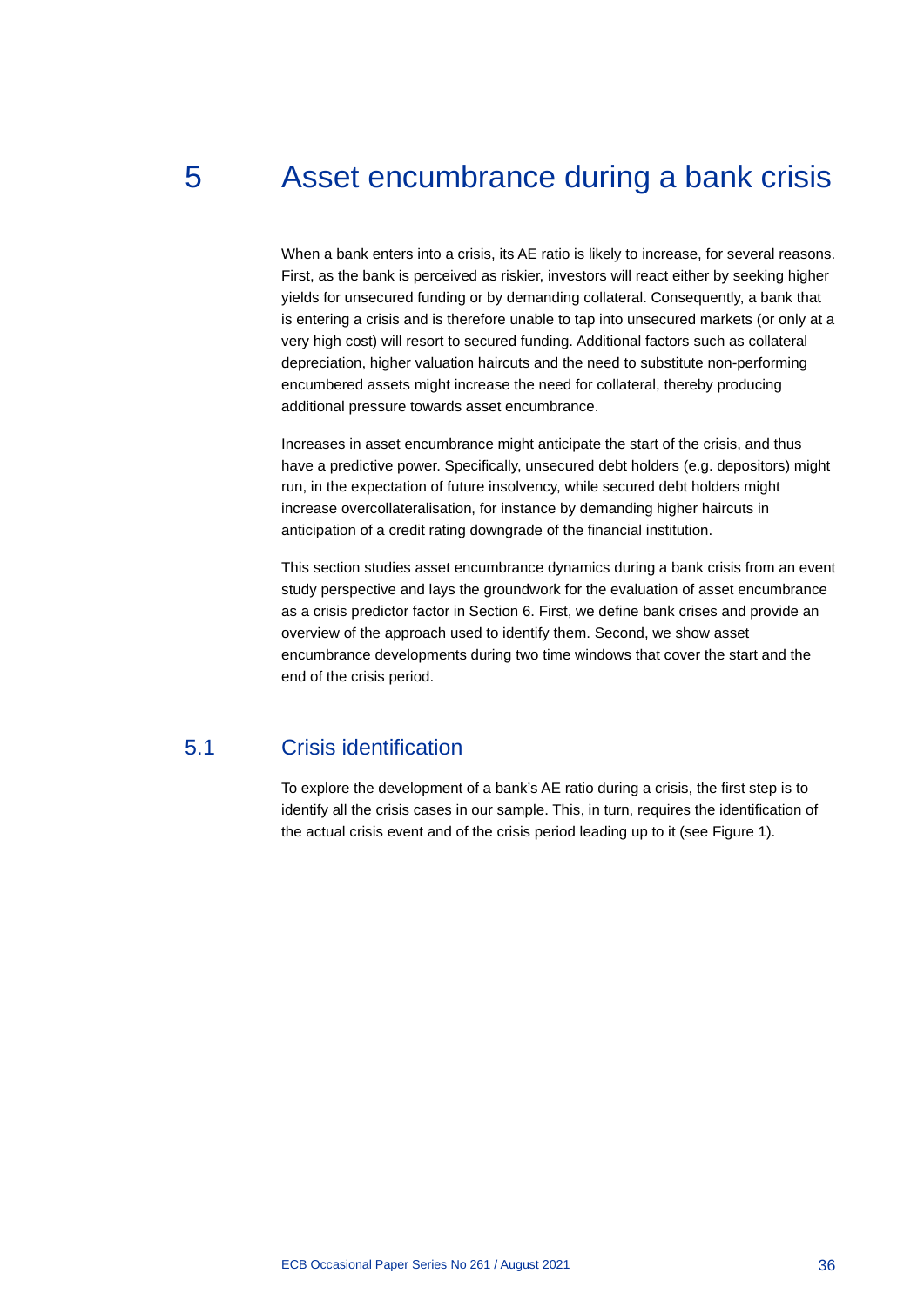# 5 Asset encumbrance during a bank crisis

When a bank enters into a crisis, its AE ratio is likely to increase, for several reasons. First, as the bank is perceived as riskier, investors will react either by seeking higher yields for unsecured funding or by demanding collateral. Consequently, a bank that is entering a crisis and is therefore unable to tap into unsecured markets (or only at a very high cost) will resort to secured funding. Additional factors such as collateral depreciation, higher valuation haircuts and the need to substitute non-performing encumbered assets might increase the need for collateral, thereby producing additional pressure towards asset encumbrance.

Increases in asset encumbrance might anticipate the start of the crisis, and thus have a predictive power. Specifically, unsecured debt holders (e.g. depositors) might run, in the expectation of future insolvency, while secured debt holders might increase overcollateralisation, for instance by demanding higher haircuts in anticipation of a credit rating downgrade of the financial institution.

This section studies asset encumbrance dynamics during a bank crisis from an event study perspective and lays the groundwork for the evaluation of asset encumbrance as a crisis predictor factor in Section 6. First, we define bank crises and provide an overview of the approach used to identify them. Second, we show asset encumbrance developments during two time windows that cover the start and the end of the crisis period.

## 5.1 Crisis identification

To explore the development of a bank's AE ratio during a crisis, the first step is to identify all the crisis cases in our sample. This, in turn, requires the identification of the actual crisis event and of the crisis period leading up to it (see Figure 1).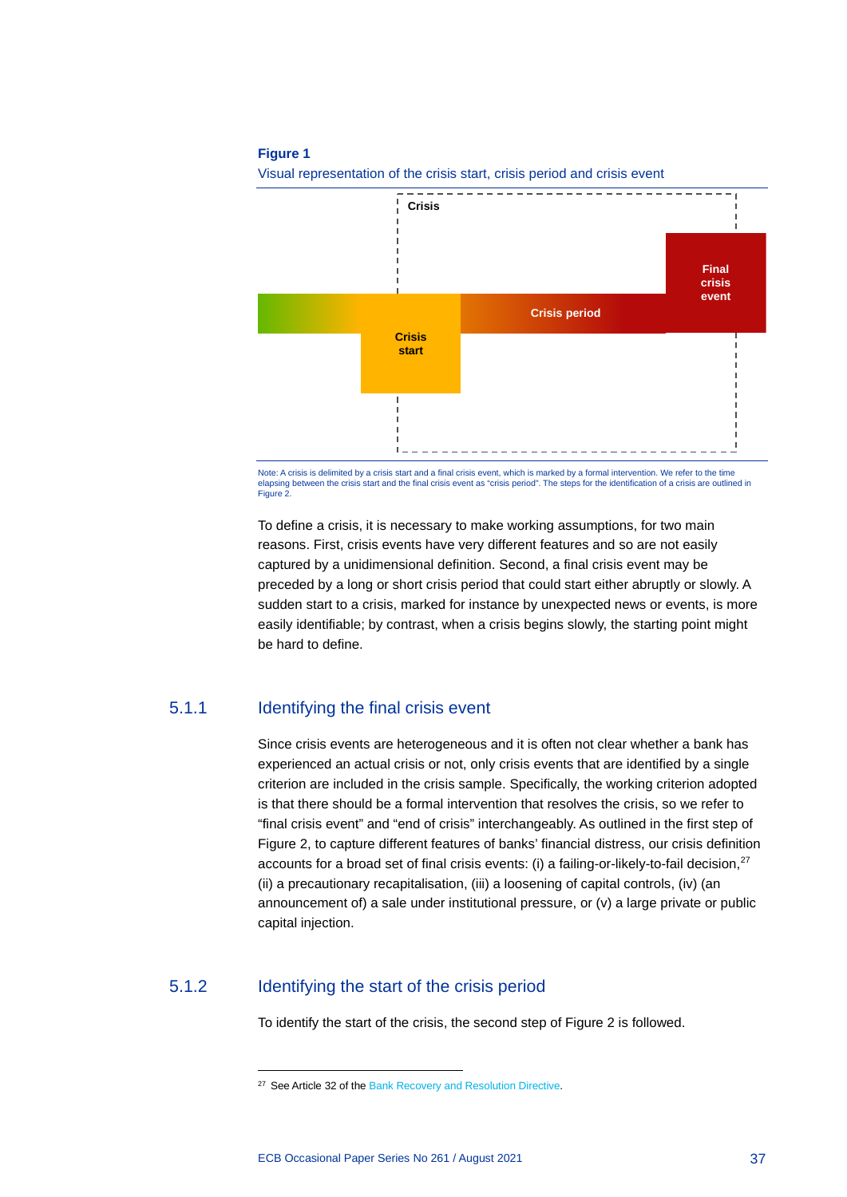**Figure 1**

Visual representation of the crisis start, crisis period and crisis event

Crisis

Final crisis event

Crisis period

Crisis start

Note: A crisis is delimited by a crisis start and a final crisis event, which is marked by a formal intervention. We refer to the time elapsing between the crisis start and the final crisis event as "crisis period". The steps for the identification of a crisis are outlined in Figure 2.

To define a crisis, it is necessary to make working assumptions, for two main reasons. First, crisis events have very different features and so are not easily captured by a unidimensional definition. Second, a final crisis event may be preceded by a long or short crisis period that could start either abruptly or slowly. A sudden start to a crisis, marked for instance by unexpected news or events, is more easily identifiable; by contrast, when a crisis begins slowly, the starting point might be hard to define.

### 5.1.1 Identifying the final crisis event

Since crisis events are heterogeneous and it is often not clear whether a bank has experienced an actual crisis or not, only crisis events that are identified by a single criterion are included in the crisis sample. Specifically, the working criterion adopted is that there should be a formal intervention that resolves the crisis, so we refer to "final crisis event" and "end of crisis" interchangeably. As outlined in the first step of Figure 2, to capture different features of banks' financial distress, our crisis definition accounts for a broad set of final crisis events: (i) a failing-or-likely-to-fail decision,[27] (ii) a precautionary recapitalisation, (iii) a loosening of capital controls, (iv) (an announcement of) a sale under institutional pressure, or (v) a large private or public capital injection.

### 5.1.2 Identifying the start of the crisis period

To identify the start of the crisis, the second step of Figure 2 is followed.

[27] See Article 32 of the Bank Recovery and Resolution Directive.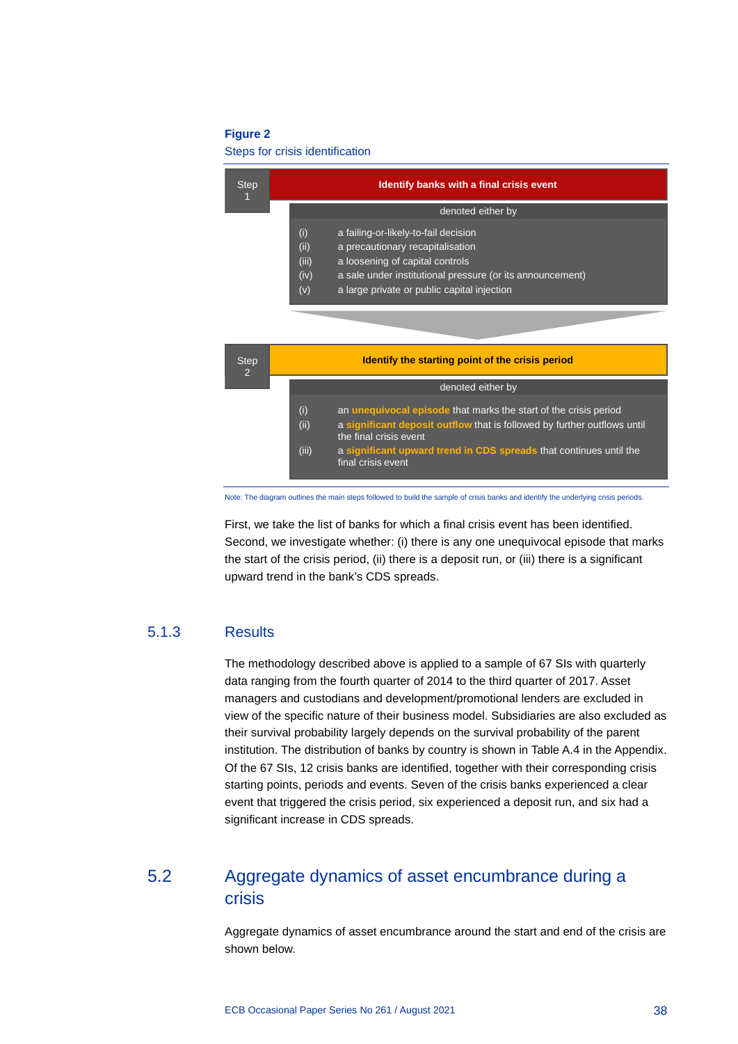**Figure 2**

Steps for crisis identification

**Step 1** — **Identify banks with a final crisis event**

denoted either by

- (i) a failing-or-likely-to-fail decision
- (ii) a precautionary recapitalisation
- (iii) a loosening of capital controls
- (iv) a sale under institutional pressure (or its announcement)
- (v) a large private or public capital injection

**Step 2** — **Identify the starting point of the crisis period**

denoted either by

- (i) an **unequivocal episode** that marks the start of the crisis period
- (ii) a **significant deposit outflow** that is followed by further outflows until the final crisis event
- (iii) a **significant upward trend in CDS spreads** that continues until the final crisis event

Note: The diagram outlines the main steps followed to build the sample of crisis banks and identify the underlying crisis periods.

First, we take the list of banks for which a final crisis event has been identified. Second, we investigate whether: (i) there is any one unequivocal episode that marks the start of the crisis period, (ii) there is a deposit run, or (iii) there is a significant upward trend in the bank's CDS spreads.

### 5.1.3 Results

The methodology described above is applied to a sample of 67 SIs with quarterly data ranging from the fourth quarter of 2014 to the third quarter of 2017. Asset managers and custodians and development/promotional lenders are excluded in view of the specific nature of their business model. Subsidiaries are also excluded as their survival probability largely depends on the survival probability of the parent institution. The distribution of banks by country is shown in Table A.4 in the Appendix. Of the 67 SIs, 12 crisis banks are identified, together with their corresponding crisis starting points, periods and events. Seven of the crisis banks experienced a clear event that triggered the crisis period, six experienced a deposit run, and six had a significant increase in CDS spreads.

## 5.2 Aggregate dynamics of asset encumbrance during a crisis

Aggregate dynamics of asset encumbrance around the start and end of the crisis are shown below.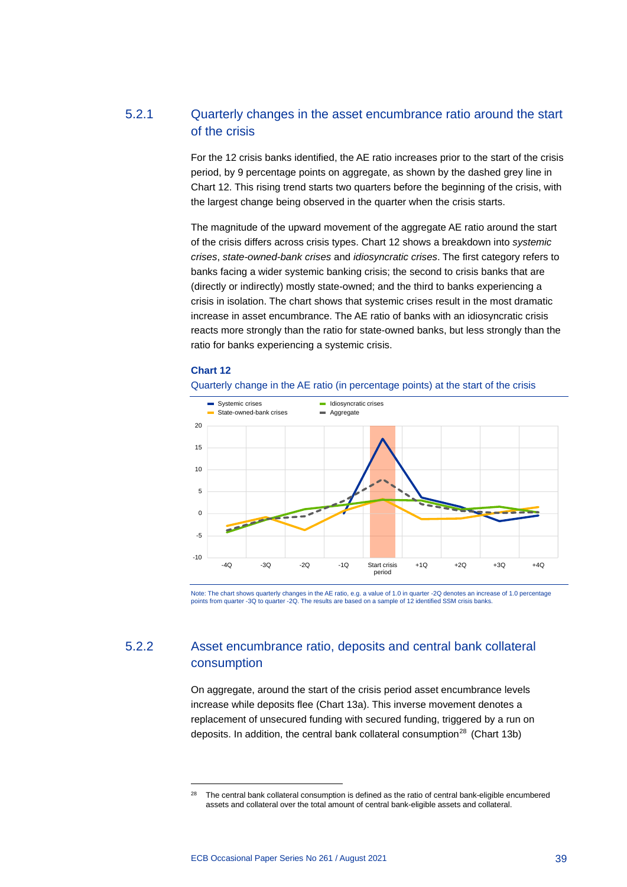### 5.2.1 Quarterly changes in the asset encumbrance ratio around the start of the crisis

For the 12 crisis banks identified, the AE ratio increases prior to the start of the crisis period, by 9 percentage points on aggregate, as shown by the dashed grey line in Chart 12. This rising trend starts two quarters before the beginning of the crisis, with the largest change being observed in the quarter when the crisis starts.

The magnitude of the upward movement of the aggregate AE ratio around the start of the crisis differs across crisis types. Chart 12 shows a breakdown into *systemic crises*, *state-owned-bank crises* and *idiosyncratic crises*. The first category refers to banks facing a wider systemic banking crisis; the second to crisis banks that are (directly or indirectly) mostly state-owned; and the third to banks experiencing a crisis in isolation. The chart shows that systemic crises result in the most dramatic increase in asset encumbrance. The AE ratio of banks with an idiosyncratic crisis reacts more strongly than the ratio for state-owned banks, but less strongly than the ratio for banks experiencing a systemic crisis.

**Chart 12**

Quarterly change in the AE ratio (in percentage points) at the start of the crisis

Note: The chart shows quarterly changes in the AE ratio, e.g. a value of 1.0 in quarter -2Q denotes an increase of 1.0 percentage points from quarter -3Q to quarter -2Q. The results are based on a sample of 12 identified SSM crisis banks.

### 5.2.2 Asset encumbrance ratio, deposits and central bank collateral consumption

On aggregate, around the start of the crisis period asset encumbrance levels increase while deposits flee (Chart 13a). This inverse movement denotes a replacement of unsecured funding with secured funding, triggered by a run on deposits. In addition, the central bank collateral consumption[28] (Chart 13b)

[28] The central bank collateral consumption is defined as the ratio of central bank-eligible encumbered assets and collateral over the total amount of central bank-eligible assets and collateral.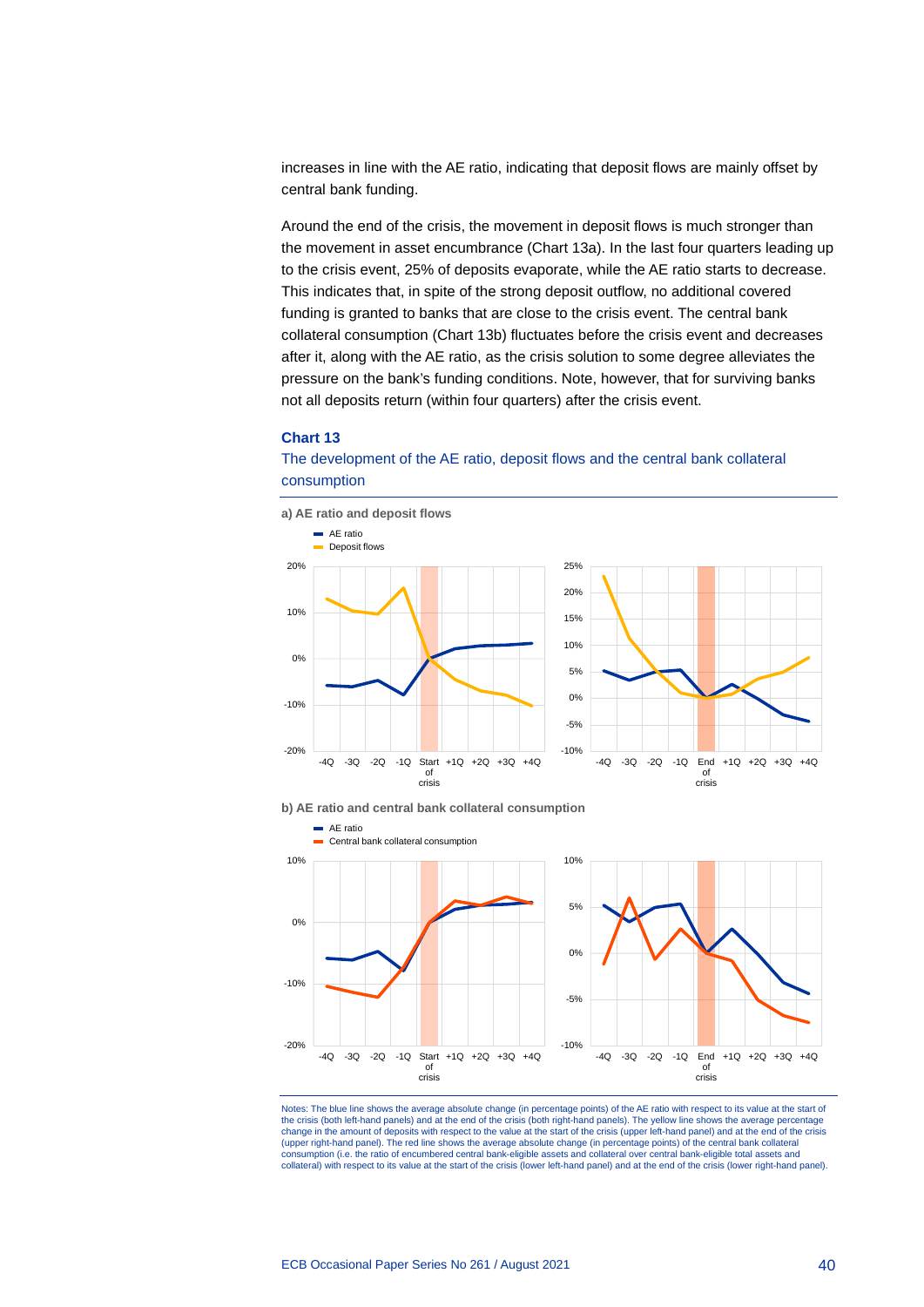increases in line with the AE ratio, indicating that deposit flows are mainly offset by central bank funding.

Around the end of the crisis, the movement in deposit flows is much stronger than the movement in asset encumbrance (Chart 13a). In the last four quarters leading up to the crisis event, 25% of deposits evaporate, while the AE ratio starts to decrease. This indicates that, in spite of the strong deposit outflow, no additional covered funding is granted to banks that are close to the crisis event. The central bank collateral consumption (Chart 13b) fluctuates before the crisis event and decreases after it, along with the AE ratio, as the crisis solution to some degree alleviates the pressure on the bank's funding conditions. Note, however, that for surviving banks not all deposits return (within four quarters) after the crisis event.

**Chart 13**

The development of the AE ratio, deposit flows and the central bank collateral consumption

**a) AE ratio and deposit flows**

**b) AE ratio and central bank collateral consumption**

Notes: The blue line shows the average absolute change (in percentage points) of the AE ratio with respect to its value at the start of the crisis (both left-hand panels) and at the end of the crisis (both right-hand panels). The yellow line shows the average percentage change in the amount of deposits with respect to the value at the start of the crisis (upper left-hand panel) and at the end of the crisis (upper right-hand panel). The red line shows the average absolute change (in percentage points) of the central bank collateral consumption (i.e. the ratio of encumbered central bank-eligible assets and collateral over central bank-eligible total assets and collateral) with respect to its value at the start of the crisis (lower left-hand panel) and at the end of the crisis (lower right-hand panel).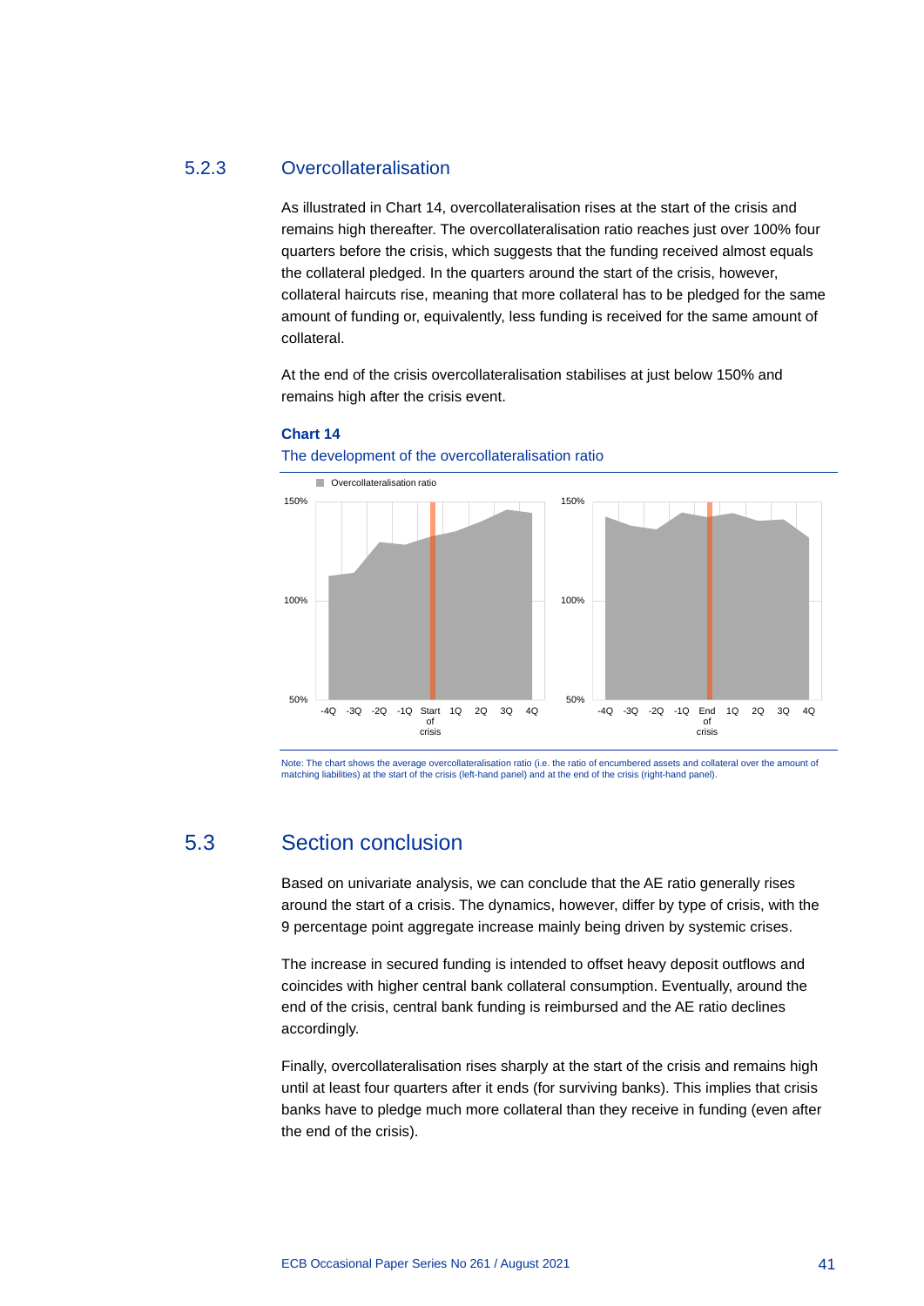### 5.2.3 Overcollateralisation

As illustrated in Chart 14, overcollateralisation rises at the start of the crisis and remains high thereafter. The overcollateralisation ratio reaches just over 100% four quarters before the crisis, which suggests that the funding received almost equals the collateral pledged. In the quarters around the start of the crisis, however, collateral haircuts rise, meaning that more collateral has to be pledged for the same amount of funding or, equivalently, less funding is received for the same amount of collateral.

At the end of the crisis overcollateralisation stabilises at just below 150% and remains high after the crisis event.

**Chart 14**

The development of the overcollateralisation ratio

Note: The chart shows the average overcollateralisation ratio (i.e. the ratio of encumbered assets and collateral over the amount of matching liabilities) at the start of the crisis (left-hand panel) and at the end of the crisis (right-hand panel).

## 5.3 Section conclusion

Based on univariate analysis, we can conclude that the AE ratio generally rises around the start of a crisis. The dynamics, however, differ by type of crisis, with the 9 percentage point aggregate increase mainly being driven by systemic crises.

The increase in secured funding is intended to offset heavy deposit outflows and coincides with higher central bank collateral consumption. Eventually, around the end of the crisis, central bank funding is reimbursed and the AE ratio declines accordingly.

Finally, overcollateralisation rises sharply at the start of the crisis and remains high until at least four quarters after it ends (for surviving banks). This implies that crisis banks have to pledge much more collateral than they receive in funding (even after the end of the crisis).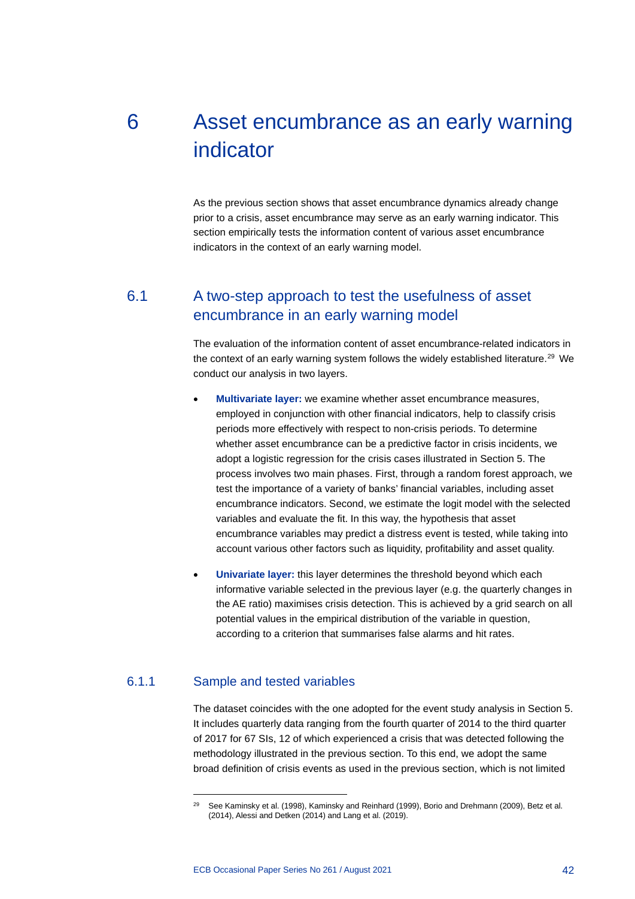# 6 Asset encumbrance as an early warning indicator

As the previous section shows that asset encumbrance dynamics already change prior to a crisis, asset encumbrance may serve as an early warning indicator. This section empirically tests the information content of various asset encumbrance indicators in the context of an early warning model.

## 6.1 A two-step approach to test the usefulness of asset encumbrance in an early warning model

The evaluation of the information content of asset encumbrance-related indicators in the context of an early warning system follows the widely established literature.[29] We conduct our analysis in two layers.

- **Multivariate layer:** we examine whether asset encumbrance measures, employed in conjunction with other financial indicators, help to classify crisis periods more effectively with respect to non-crisis periods. To determine whether asset encumbrance can be a predictive factor in crisis incidents, we adopt a logistic regression for the crisis cases illustrated in Section 5. The process involves two main phases. First, through a random forest approach, we test the importance of a variety of banks' financial variables, including asset encumbrance indicators. Second, we estimate the logit model with the selected variables and evaluate the fit. In this way, the hypothesis that asset encumbrance variables may predict a distress event is tested, while taking into account various other factors such as liquidity, profitability and asset quality.
- **Univariate layer:** this layer determines the threshold beyond which each informative variable selected in the previous layer (e.g. the quarterly changes in the AE ratio) maximises crisis detection. This is achieved by a grid search on all potential values in the empirical distribution of the variable in question, according to a criterion that summarises false alarms and hit rates.

### 6.1.1 Sample and tested variables

The dataset coincides with the one adopted for the event study analysis in Section 5. It includes quarterly data ranging from the fourth quarter of 2014 to the third quarter of 2017 for 67 SIs, 12 of which experienced a crisis that was detected following the methodology illustrated in the previous section. To this end, we adopt the same broad definition of crisis events as used in the previous section, which is not limited

[29] See Kaminsky et al. (1998), Kaminsky and Reinhard (1999), Borio and Drehmann (2009), Betz et al. (2014), Alessi and Detken (2014) and Lang et al. (2019).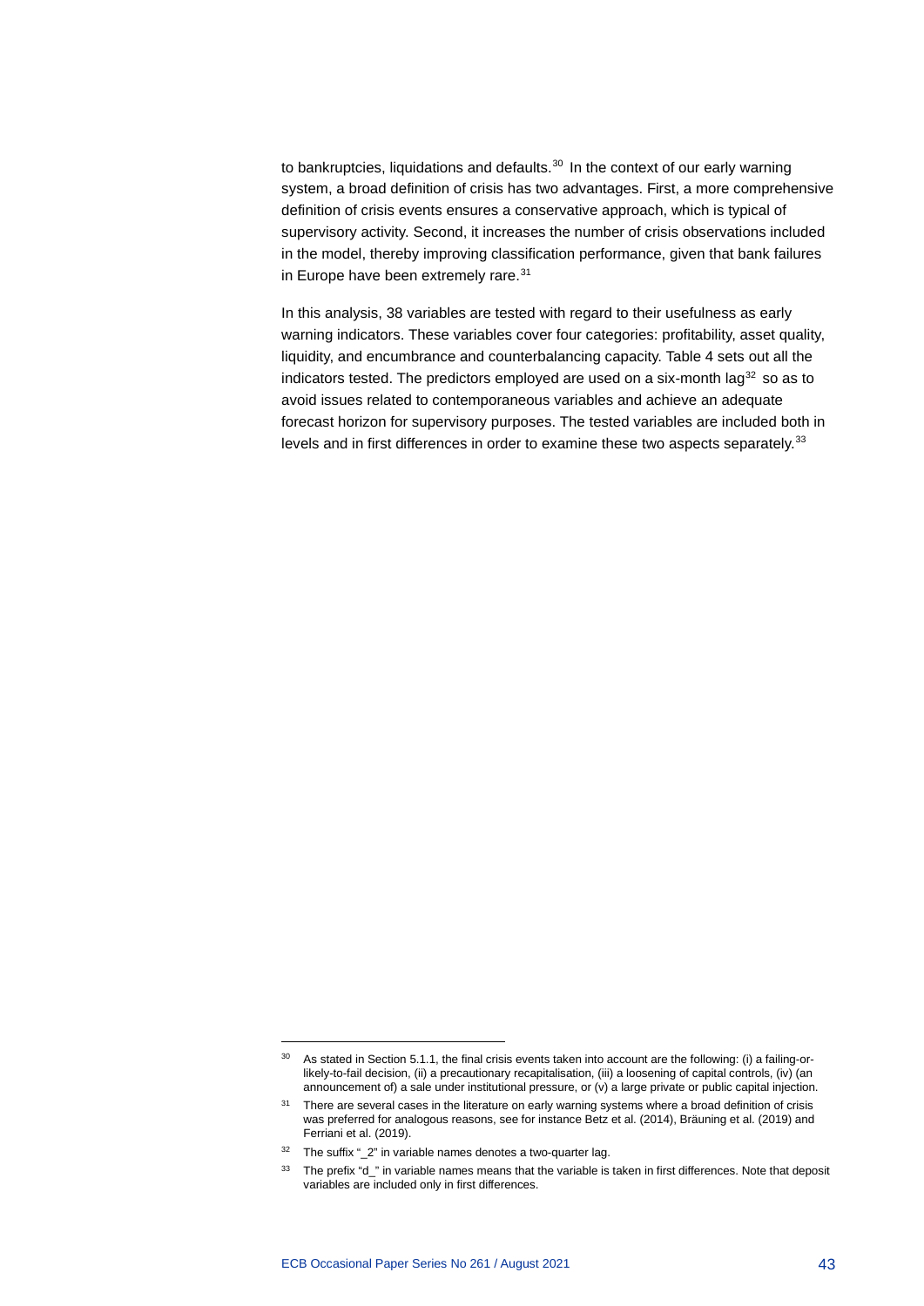to bankruptcies, liquidations and defaults.[30] In the context of our early warning system, a broad definition of crisis has two advantages. First, a more comprehensive definition of crisis events ensures a conservative approach, which is typical of supervisory activity. Second, it increases the number of crisis observations included in the model, thereby improving classification performance, given that bank failures in Europe have been extremely rare.[31]

In this analysis, 38 variables are tested with regard to their usefulness as early warning indicators. These variables cover four categories: profitability, asset quality, liquidity, and encumbrance and counterbalancing capacity. Table 4 sets out all the indicators tested. The predictors employed are used on a six-month lag[32] so as to avoid issues related to contemporaneous variables and achieve an adequate forecast horizon for supervisory purposes. The tested variables are included both in levels and in first differences in order to examine these two aspects separately.[33]

---

[30] As stated in Section 5.1.1, the final crisis events taken into account are the following: (i) a failing-or-likely-to-fail decision, (ii) a precautionary recapitalisation, (iii) a loosening of capital controls, (iv) (an announcement of) a sale under institutional pressure, or (v) a large private or public capital injection.

[31] There are several cases in the literature on early warning systems where a broad definition of crisis was preferred for analogous reasons, see for instance Betz et al. (2014), Bräuning et al. (2019) and Ferriani et al. (2019).

[32] The suffix "_2" in variable names denotes a two-quarter lag.

[33] The prefix "d_" in variable names means that the variable is taken in first differences. Note that deposit variables are included only in first differences.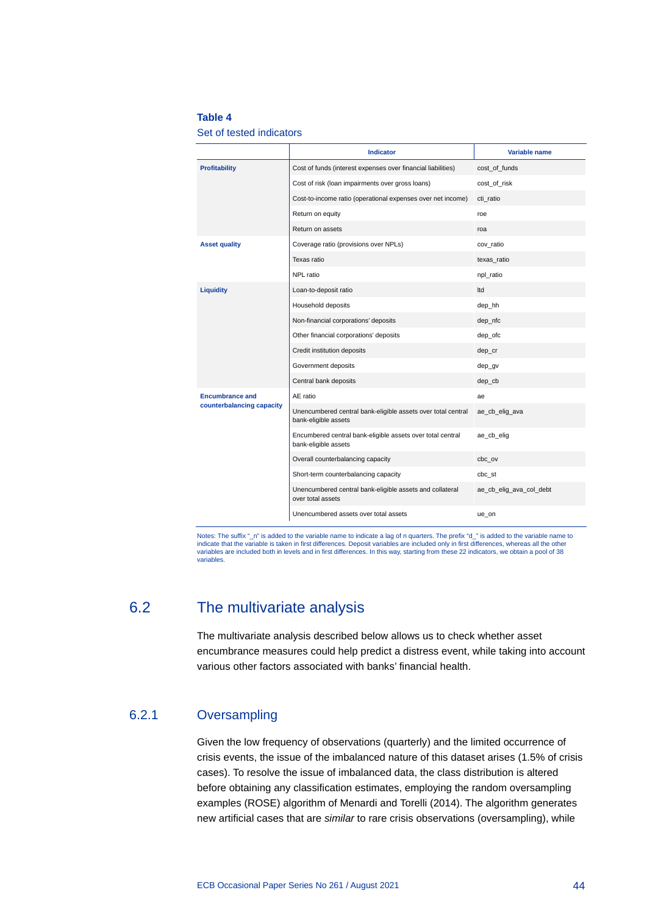**Table 4**

Set of tested indicators

| | Indicator | Variable name |
|---|---|---|
| **Profitability** | Cost of funds (interest expenses over financial liabilities) | cost_of_funds |
| | Cost of risk (loan impairments over gross loans) | cost_of_risk |
| | Cost-to-income ratio (operational expenses over net income) | cti_ratio |
| | Return on equity | roe |
| | Return on assets | roa |
| **Asset quality** | Coverage ratio (provisions over NPLs) | cov_ratio |
| | Texas ratio | texas_ratio |
| | NPL ratio | npl_ratio |
| **Liquidity** | Loan-to-deposit ratio | ltd |
| | Household deposits | dep_hh |
| | Non-financial corporations' deposits | dep_nfc |
| | Other financial corporations' deposits | dep_ofc |
| | Credit institution deposits | dep_cr |
| | Government deposits | dep_gv |
| | Central bank deposits | dep_cb |
| **Encumbrance and counterbalancing capacity** | AE ratio | ae |
| | Unencumbered central bank-eligible assets over total central bank-eligible assets | ae_cb_elig_ava |
| | Encumbered central bank-eligible assets over total central bank-eligible assets | ae_cb_elig |
| | Overall counterbalancing capacity | cbc_ov |
| | Short-term counterbalancing capacity | cbc_st |
| | Unencumbered central bank-eligible assets and collateral over total assets | ae_cb_elig_ava_col_debt |
| | Unencumbered assets over total assets | ue_on |

Notes: The suffix "_n" is added to the variable name to indicate a lag of n quarters. The prefix "d_" is added to the variable name to indicate that the variable is taken in first differences. Deposit variables are included only in first differences, whereas all the other variables are included both in levels and in first differences. In this way, starting from these 22 indicators, we obtain a pool of 38 variables.

## 6.2 The multivariate analysis

The multivariate analysis described below allows us to check whether asset encumbrance measures could help predict a distress event, while taking into account various other factors associated with banks' financial health.

### 6.2.1 Oversampling

Given the low frequency of observations (quarterly) and the limited occurrence of crisis events, the issue of the imbalanced nature of this dataset arises (1.5% of crisis cases). To resolve the issue of imbalanced data, the class distribution is altered before obtaining any classification estimates, employing the random oversampling examples (ROSE) algorithm of Menardi and Torelli (2014). The algorithm generates new artificial cases that are *similar* to rare crisis observations (oversampling), while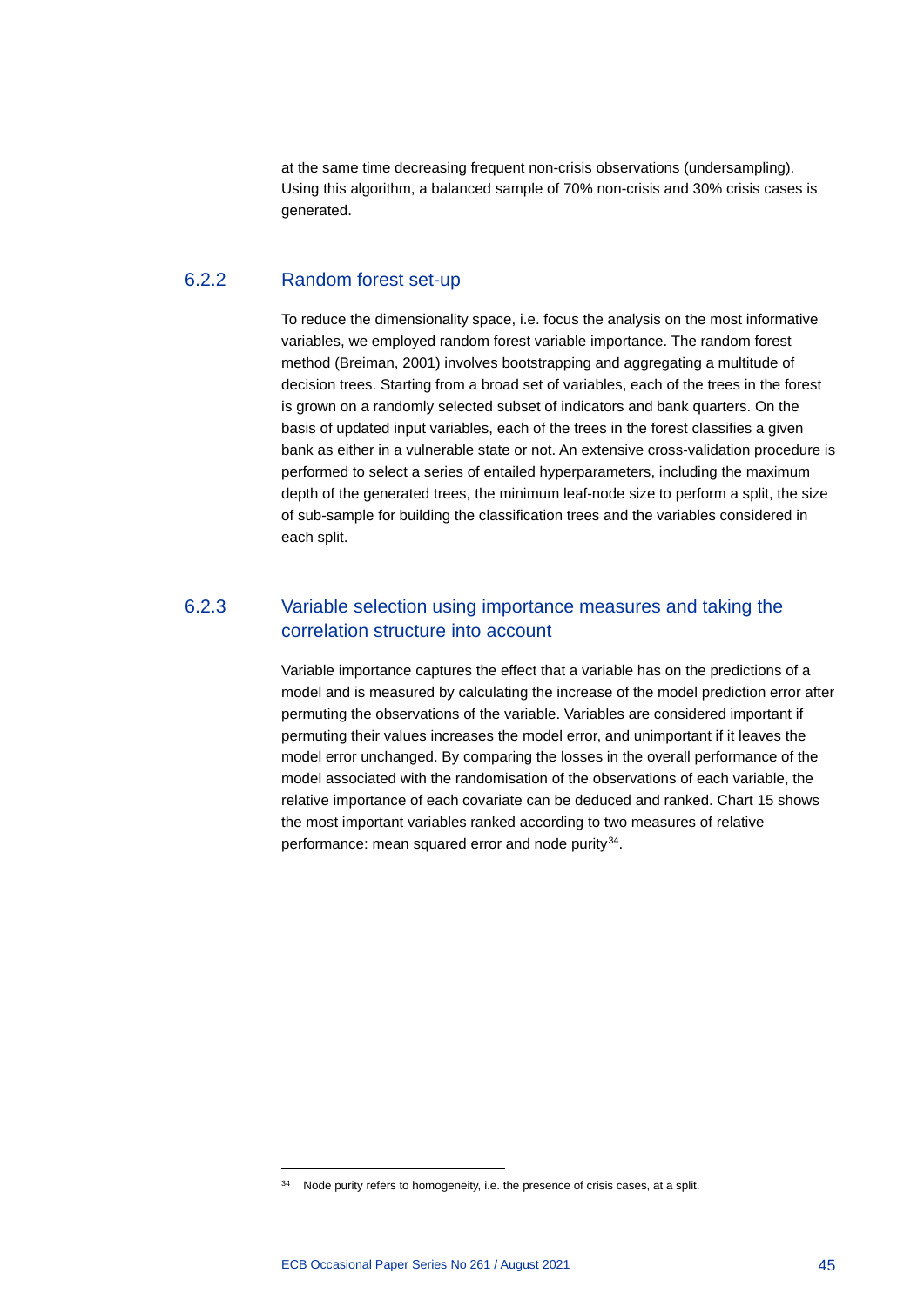at the same time decreasing frequent non-crisis observations (undersampling). Using this algorithm, a balanced sample of 70% non-crisis and 30% crisis cases is generated.

### 6.2.2 Random forest set-up

To reduce the dimensionality space, i.e. focus the analysis on the most informative variables, we employed random forest variable importance. The random forest method (Breiman, 2001) involves bootstrapping and aggregating a multitude of decision trees. Starting from a broad set of variables, each of the trees in the forest is grown on a randomly selected subset of indicators and bank quarters. On the basis of updated input variables, each of the trees in the forest classifies a given bank as either in a vulnerable state or not. An extensive cross-validation procedure is performed to select a series of entailed hyperparameters, including the maximum depth of the generated trees, the minimum leaf-node size to perform a split, the size of sub-sample for building the classification trees and the variables considered in each split.

### 6.2.3 Variable selection using importance measures and taking the correlation structure into account

Variable importance captures the effect that a variable has on the predictions of a model and is measured by calculating the increase of the model prediction error after permuting the observations of the variable. Variables are considered important if permuting their values increases the model error, and unimportant if it leaves the model error unchanged. By comparing the losses in the overall performance of the model associated with the randomisation of the observations of each variable, the relative importance of each covariate can be deduced and ranked. Chart 15 shows the most important variables ranked according to two measures of relative performance: mean squared error and node purity[34].

---

[34] Node purity refers to homogeneity, i.e. the presence of crisis cases, at a split.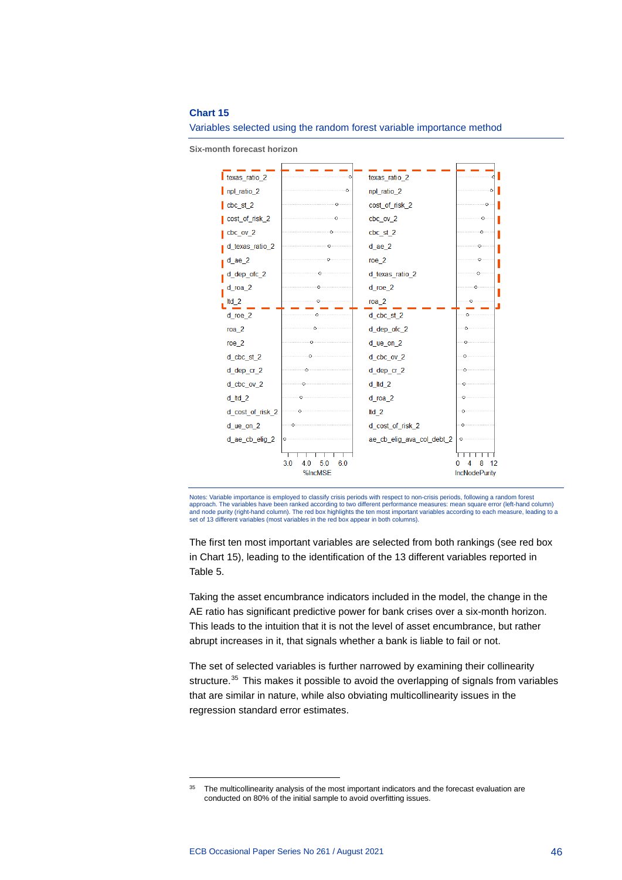**Chart 15**

Variables selected using the random forest variable importance method

**Six-month forecast horizon**

| %IncMSE (ranked) | IncNodePurity (ranked) |
| --- | --- |
| texas_ratio_2 | texas_ratio_2 |
| npl_ratio_2 | npl_ratio_2 |
| cbc_st_2 | cost_of_risk_2 |
| cost_of_risk_2 | cbc_ov_2 |
| cbc_ov_2 | cbc_st_2 |
| d_texas_ratio_2 | d_ae_2 |
| d_ae_2 | roe_2 |
| d_dep_ofc_2 | d_texas_ratio_2 |
| d_roa_2 | d_roe_2 |
| ltd_2 | roa_2 |
| d_roe_2 | d_cbc_st_2 |
| roa_2 | d_dep_ofc_2 |
| roe_2 | d_ue_on_2 |
| d_cbc_st_2 | d_cbc_ov_2 |
| d_dep_cr_2 | d_dep_cr_2 |
| d_cbc_ov_2 | d_ltd_2 |
| d_ltd_2 | d_roa_2 |
| d_cost_of_risk_2 | ltd_2 |
| d_ue_on_2 | d_cost_of_risk_2 |
| d_ae_cb_elig_2 | ae_cb_elig_ava_col_debt_2 |

Notes: Variable importance is employed to classify crisis periods with respect to non-crisis periods, following a random forest approach. The variables have been ranked according to two different performance measures: mean square error (left-hand column) and node purity (right-hand column). The red box highlights the ten most important variables according to each measure, leading to a set of 13 different variables (most variables in the red box appear in both columns).

The first ten most important variables are selected from both rankings (see red box in Chart 15), leading to the identification of the 13 different variables reported in Table 5.

Taking the asset encumbrance indicators included in the model, the change in the AE ratio has significant predictive power for bank crises over a six-month horizon. This leads to the intuition that it is not the level of asset encumbrance, but rather abrupt increases in it, that signals whether a bank is liable to fail or not.

The set of selected variables is further narrowed by examining their collinearity structure.[35] This makes it possible to avoid the overlapping of signals from variables that are similar in nature, while also obviating multicollinearity issues in the regression standard error estimates.

[35] The multicollinearity analysis of the most important indicators and the forecast evaluation are conducted on 80% of the initial sample to avoid overfitting issues.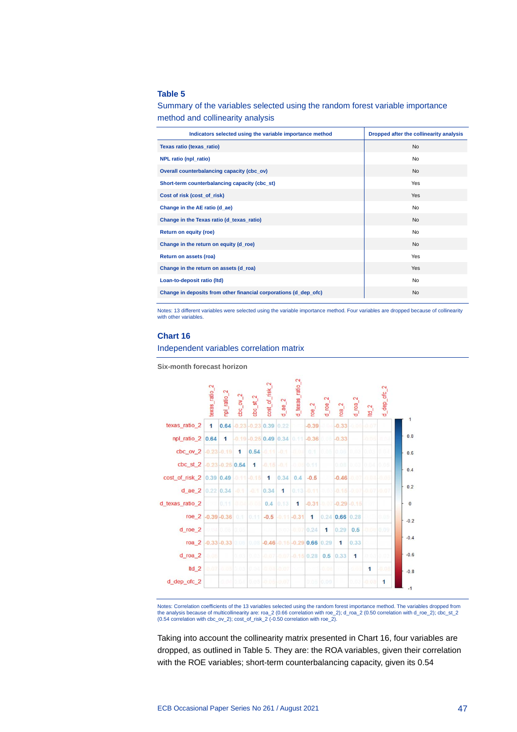**Table 5**

Summary of the variables selected using the random forest variable importance method and collinearity analysis

| Indicators selected using the variable importance method | Dropped after the collinearity analysis |
|---|---|
| Texas ratio (texas_ratio) | No |
| NPL ratio (npl_ratio) | No |
| Overall counterbalancing capacity (cbc_ov) | No |
| Short-term counterbalancing capacity (cbc_st) | Yes |
| Cost of risk (cost_of_risk) | Yes |
| Change in the AE ratio (d_ae) | No |
| Change in the Texas ratio (d_texas_ratio) | No |
| Return on equity (roe) | No |
| Change in the return on equity (d_roe) | No |
| Return on assets (roa) | Yes |
| Change in the return on assets (d_roa) | Yes |
| Loan-to-deposit ratio (ltd) | No |
| Change in deposits from other financial corporations (d_dep_ofc) | No |

Notes: 13 different variables were selected using the variable importance method. Four variables are dropped because of collinearity with other variables.

**Chart 16**

Independent variables correlation matrix

Six-month forecast horizon

Notes: Correlation coefficients of the 13 variables selected using the random forest importance method. The variables dropped from the analysis because of multicollinearity are: roa_2 (0.66 correlation with roe_2); d_roa_2 (0.50 correlation with d_roe_2); cbc_st_2 (0.54 correlation with cbc_ov_2); cost_of_risk_2 (-0.50 correlation with roe_2).

Taking into account the collinearity matrix presented in Chart 16, four variables are dropped, as outlined in Table 5. They are: the ROA variables, given their correlation with the ROE variables; short-term counterbalancing capacity, given its 0.54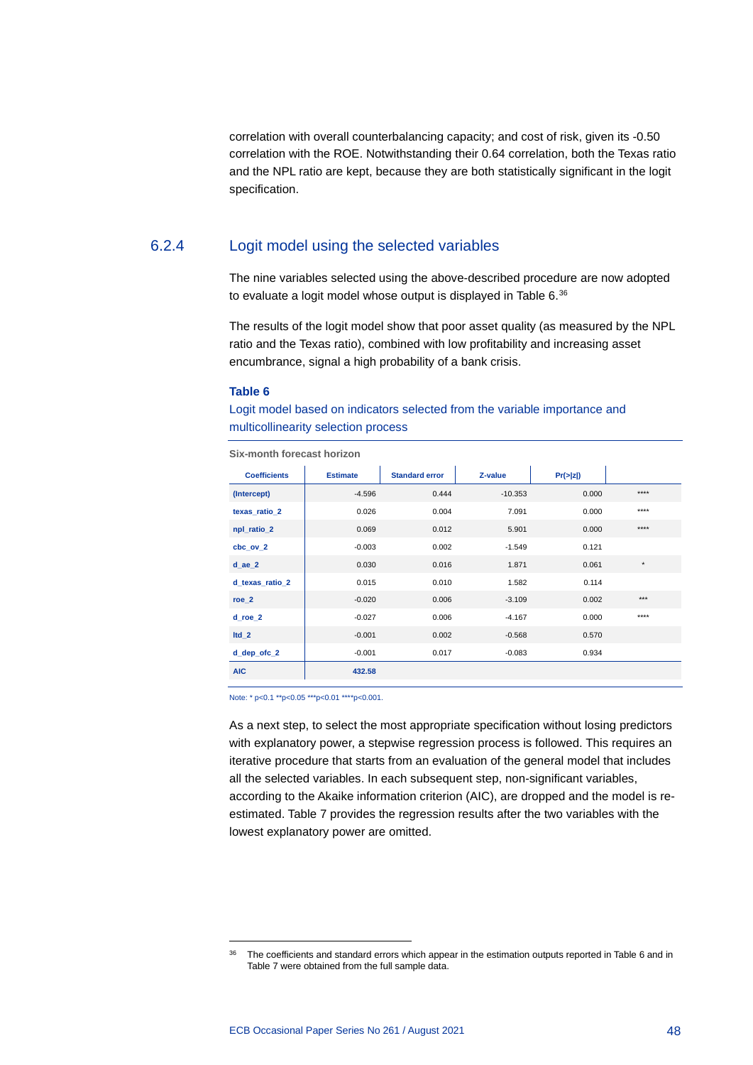correlation with overall counterbalancing capacity; and cost of risk, given its -0.50 correlation with the ROE. Notwithstanding their 0.64 correlation, both the Texas ratio and the NPL ratio are kept, because they are both statistically significant in the logit specification.

### 6.2.4 Logit model using the selected variables

The nine variables selected using the above-described procedure are now adopted to evaluate a logit model whose output is displayed in Table 6.[36]

The results of the logit model show that poor asset quality (as measured by the NPL ratio and the Texas ratio), combined with low profitability and increasing asset encumbrance, signal a high probability of a bank crisis.

**Table 6**

Logit model based on indicators selected from the variable importance and multicollinearity selection process

Six-month forecast horizon

| Coefficients | Estimate | Standard error | Z-value | Pr(>\|z\|) | |
|---|---|---|---|---|---|
| (Intercept) | -4.596 | 0.444 | -10.353 | 0.000 | **** |
| texas_ratio_2 | 0.026 | 0.004 | 7.091 | 0.000 | **** |
| npl_ratio_2 | 0.069 | 0.012 | 5.901 | 0.000 | **** |
| cbc_ov_2 | -0.003 | 0.002 | -1.549 | 0.121 | |
| d_ae_2 | 0.030 | 0.016 | 1.871 | 0.061 | * |
| d_texas_ratio_2 | 0.015 | 0.010 | 1.582 | 0.114 | |
| roe_2 | -0.020 | 0.006 | -3.109 | 0.002 | *** |
| d_roe_2 | -0.027 | 0.006 | -4.167 | 0.000 | **** |
| ltd_2 | -0.001 | 0.002 | -0.568 | 0.570 | |
| d_dep_ofc_2 | -0.001 | 0.017 | -0.083 | 0.934 | |
| AIC | 432.58 | | | | |

Note: * p<0.1 **p<0.05 ***p<0.01 ****p<0.001.

As a next step, to select the most appropriate specification without losing predictors with explanatory power, a stepwise regression process is followed. This requires an iterative procedure that starts from an evaluation of the general model that includes all the selected variables. In each subsequent step, non-significant variables, according to the Akaike information criterion (AIC), are dropped and the model is re-estimated. Table 7 provides the regression results after the two variables with the lowest explanatory power are omitted.

[36] The coefficients and standard errors which appear in the estimation outputs reported in Table 6 and in Table 7 were obtained from the full sample data.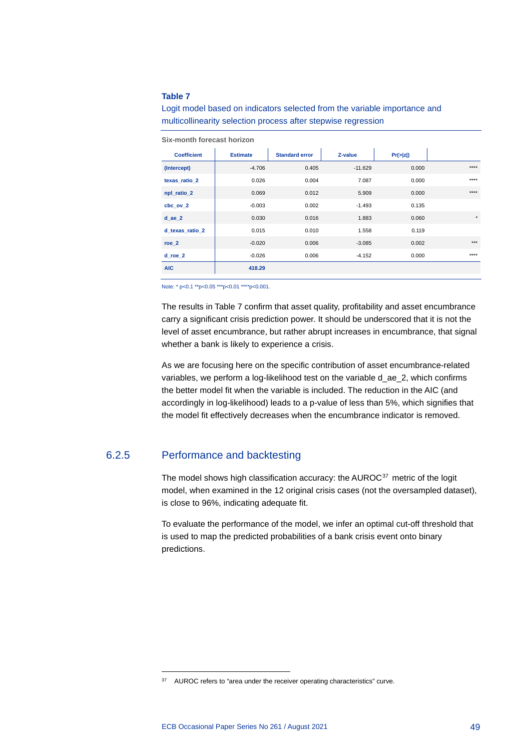**Table 7**

Logit model based on indicators selected from the variable importance and multicollinearity selection process after stepwise regression

**Six-month forecast horizon**

| Coefficient | Estimate | Standard error | Z-value | Pr(>\|z\|) | |
|---|---|---|---|---|---|
| (Intercept) | -4.706 | 0.405 | -11.629 | 0.000 | **** |
| texas_ratio_2 | 0.026 | 0.004 | 7.087 | 0.000 | **** |
| npl_ratio_2 | 0.069 | 0.012 | 5.909 | 0.000 | **** |
| cbc_ov_2 | -0.003 | 0.002 | -1.493 | 0.135 | |
| d_ae_2 | 0.030 | 0.016 | 1.883 | 0.060 | * |
| d_texas_ratio_2 | 0.015 | 0.010 | 1.558 | 0.119 | |
| roe_2 | -0.020 | 0.006 | -3.085 | 0.002 | *** |
| d_roe_2 | -0.026 | 0.006 | -4.152 | 0.000 | **** |
| AIC | 418.29 | | | | |

Note: * p<0.1 **p<0.05 ***p<0.01 ****p<0.001.

The results in Table 7 confirm that asset quality, profitability and asset encumbrance carry a significant crisis prediction power. It should be underscored that it is not the level of asset encumbrance, but rather abrupt increases in encumbrance, that signal whether a bank is likely to experience a crisis.

As we are focusing here on the specific contribution of asset encumbrance-related variables, we perform a log-likelihood test on the variable d_ae_2, which confirms the better model fit when the variable is included. The reduction in the AIC (and accordingly in log-likelihood) leads to a p-value of less than 5%, which signifies that the model fit effectively decreases when the encumbrance indicator is removed.

### 6.2.5 Performance and backtesting

The model shows high classification accuracy: the AUROC[37] metric of the logit model, when examined in the 12 original crisis cases (not the oversampled dataset), is close to 96%, indicating adequate fit.

To evaluate the performance of the model, we infer an optimal cut-off threshold that is used to map the predicted probabilities of a bank crisis event onto binary predictions.

[37] AUROC refers to "area under the receiver operating characteristics" curve.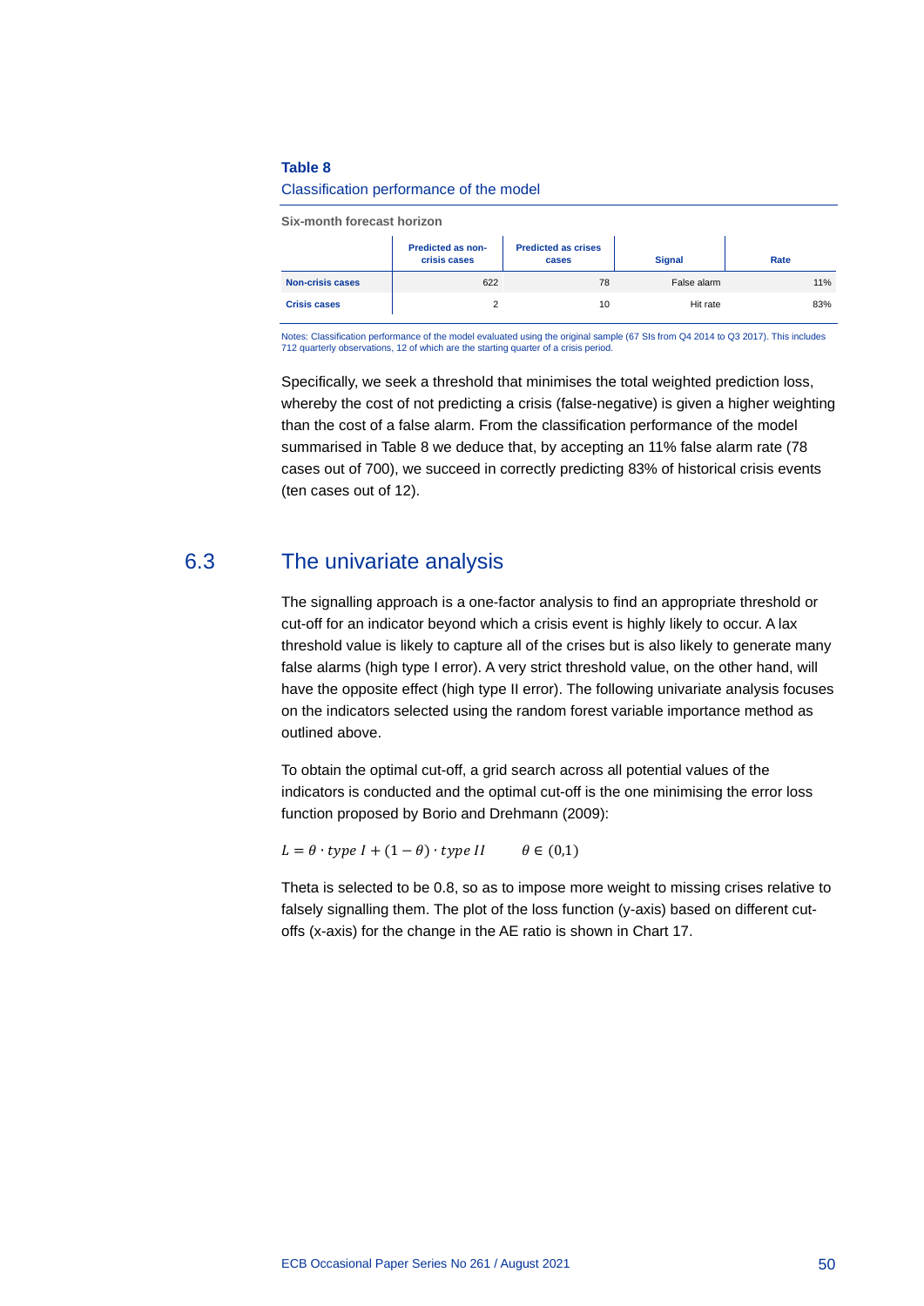**Table 8**

Classification performance of the model

**Six-month forecast horizon**

| | Predicted as non-crisis cases | Predicted as crises cases | Signal | Rate |
|---|---|---|---|---|
| **Non-crisis cases** | 622 | 78 | False alarm | 11% |
| **Crisis cases** | 2 | 10 | Hit rate | 83% |

Notes: Classification performance of the model evaluated using the original sample (67 SIs from Q4 2014 to Q3 2017). This includes 712 quarterly observations, 12 of which are the starting quarter of a crisis period.

Specifically, we seek a threshold that minimises the total weighted prediction loss, whereby the cost of not predicting a crisis (false-negative) is given a higher weighting than the cost of a false alarm. From the classification performance of the model summarised in Table 8 we deduce that, by accepting an 11% false alarm rate (78 cases out of 700), we succeed in correctly predicting 83% of historical crisis events (ten cases out of 12).

## 6.3 The univariate analysis

The signalling approach is a one-factor analysis to find an appropriate threshold or cut-off for an indicator beyond which a crisis event is highly likely to occur. A lax threshold value is likely to capture all of the crises but is also likely to generate many false alarms (high type I error). A very strict threshold value, on the other hand, will have the opposite effect (high type II error). The following univariate analysis focuses on the indicators selected using the random forest variable importance method as outlined above.

To obtain the optimal cut-off, a grid search across all potential values of the indicators is conducted and the optimal cut-off is the one minimising the error loss function proposed by Borio and Drehmann (2009):

$$L = \theta \cdot type\ I + (1 - \theta) \cdot type\ II \qquad \theta \in (0,1)$$

Theta is selected to be 0.8, so as to impose more weight to missing crises relative to falsely signalling them. The plot of the loss function (y-axis) based on different cut-offs (x-axis) for the change in the AE ratio is shown in Chart 17.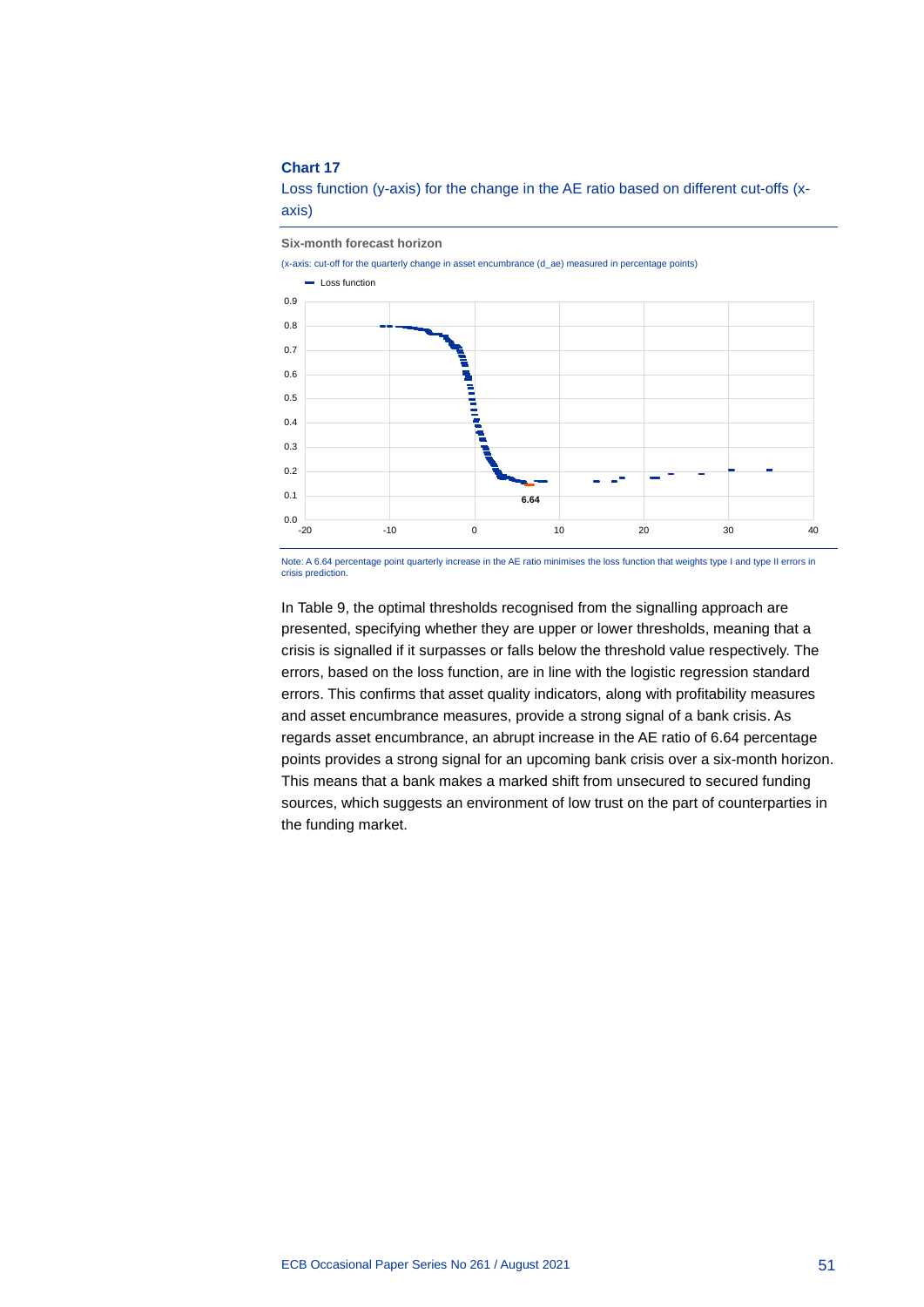**Chart 17**

Loss function (y-axis) for the change in the AE ratio based on different cut-offs (x-axis)

**Six-month forecast horizon**

(x-axis: cut-off for the quarterly change in asset encumbrance (d_ae) measured in percentage points)

Note: A 6.64 percentage point quarterly increase in the AE ratio minimises the loss function that weights type I and type II errors in crisis prediction.

In Table 9, the optimal thresholds recognised from the signalling approach are presented, specifying whether they are upper or lower thresholds, meaning that a crisis is signalled if it surpasses or falls below the threshold value respectively. The errors, based on the loss function, are in line with the logistic regression standard errors. This confirms that asset quality indicators, along with profitability measures and asset encumbrance measures, provide a strong signal of a bank crisis. As regards asset encumbrance, an abrupt increase in the AE ratio of 6.64 percentage points provides a strong signal for an upcoming bank crisis over a six-month horizon. This means that a bank makes a marked shift from unsecured to secured funding sources, which suggests an environment of low trust on the part of counterparties in the funding market.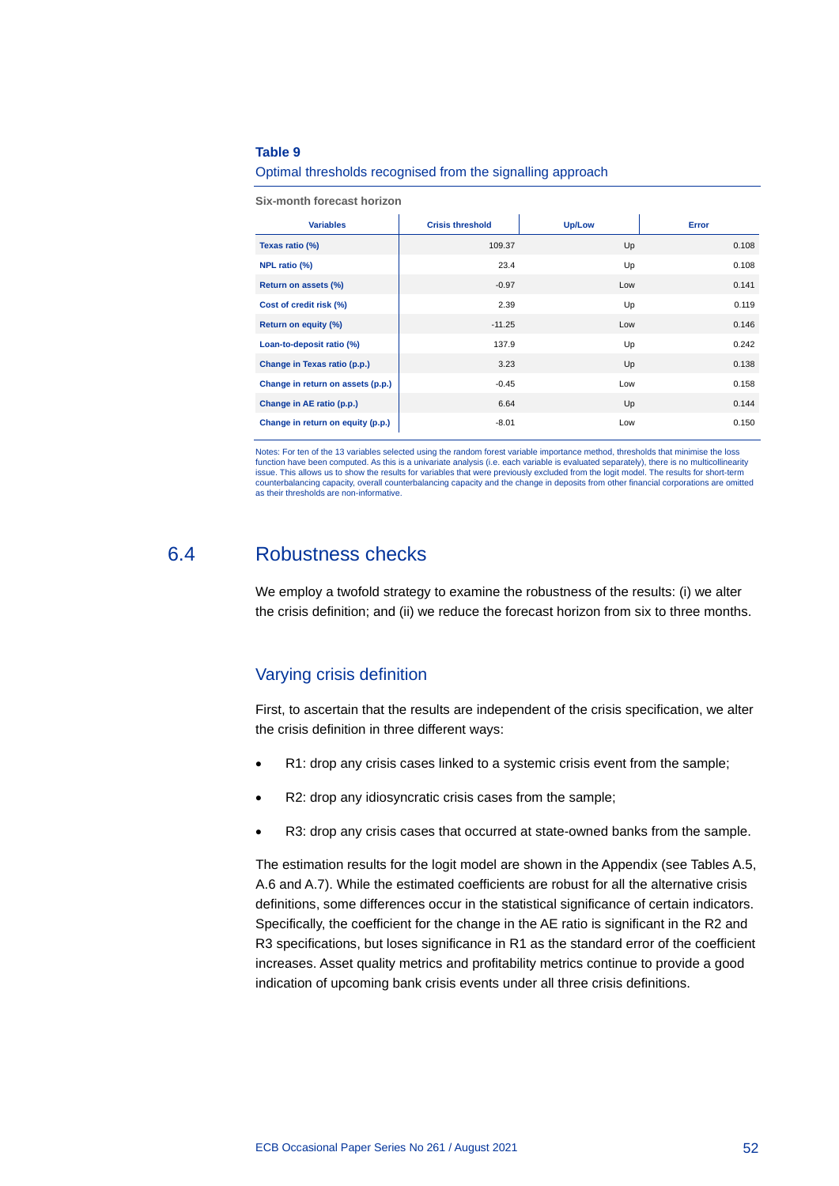**Table 9**

Optimal thresholds recognised from the signalling approach

**Six-month forecast horizon**

| Variables | Crisis threshold | Up/Low | Error |
|---|---|---|---|
| Texas ratio (%) | 109.37 | Up | 0.108 |
| NPL ratio (%) | 23.4 | Up | 0.108 |
| Return on assets (%) | -0.97 | Low | 0.141 |
| Cost of credit risk (%) | 2.39 | Up | 0.119 |
| Return on equity (%) | -11.25 | Low | 0.146 |
| Loan-to-deposit ratio (%) | 137.9 | Up | 0.242 |
| Change in Texas ratio (p.p.) | 3.23 | Up | 0.138 |
| Change in return on assets (p.p.) | -0.45 | Low | 0.158 |
| Change in AE ratio (p.p.) | 6.64 | Up | 0.144 |
| Change in return on equity (p.p.) | -8.01 | Low | 0.150 |

Notes: For ten of the 13 variables selected using the random forest variable importance method, thresholds that minimise the loss function have been computed. As this is a univariate analysis (i.e. each variable is evaluated separately), there is no multicollinearity issue. This allows us to show the results for variables that were previously excluded from the logit model. The results for short-term counterbalancing capacity, overall counterbalancing capacity and the change in deposits from other financial corporations are omitted as their thresholds are non-informative.

## 6.4 Robustness checks

We employ a twofold strategy to examine the robustness of the results: (i) we alter the crisis definition; and (ii) we reduce the forecast horizon from six to three months.

### Varying crisis definition

First, to ascertain that the results are independent of the crisis specification, we alter the crisis definition in three different ways:

- R1: drop any crisis cases linked to a systemic crisis event from the sample;
- R2: drop any idiosyncratic crisis cases from the sample;
- R3: drop any crisis cases that occurred at state-owned banks from the sample.

The estimation results for the logit model are shown in the Appendix (see Tables A.5, A.6 and A.7). While the estimated coefficients are robust for all the alternative crisis definitions, some differences occur in the statistical significance of certain indicators. Specifically, the coefficient for the change in the AE ratio is significant in the R2 and R3 specifications, but loses significance in R1 as the standard error of the coefficient increases. Asset quality metrics and profitability metrics continue to provide a good indication of upcoming bank crisis events under all three crisis definitions.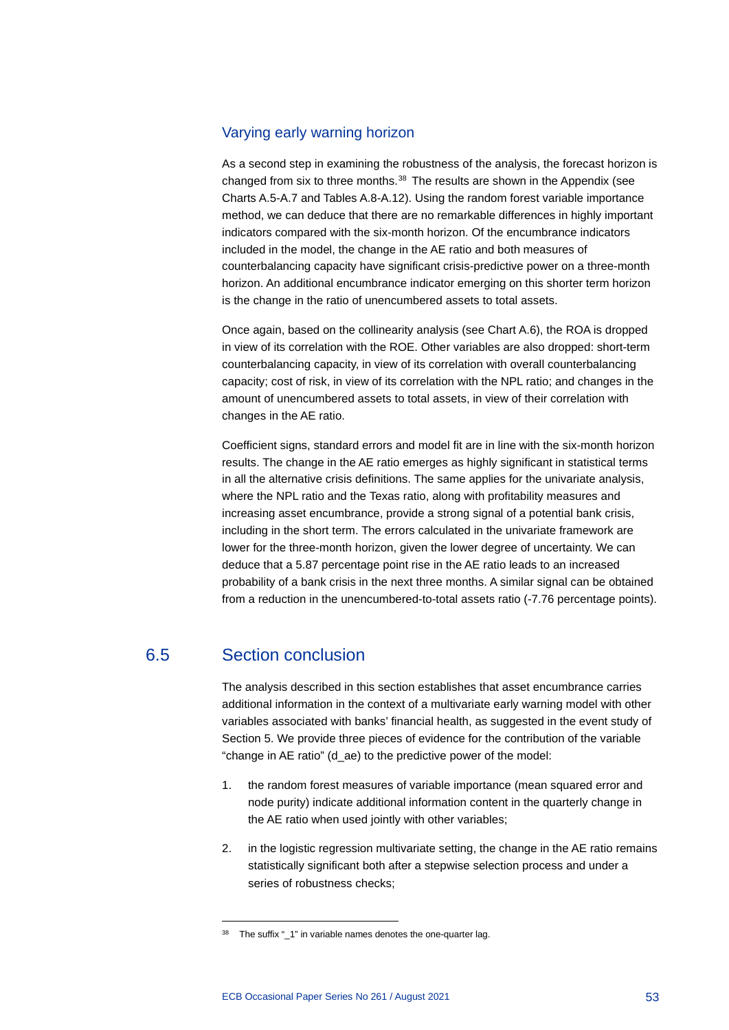### Varying early warning horizon

As a second step in examining the robustness of the analysis, the forecast horizon is changed from six to three months.[38] The results are shown in the Appendix (see Charts A.5-A.7 and Tables A.8-A.12). Using the random forest variable importance method, we can deduce that there are no remarkable differences in highly important indicators compared with the six-month horizon. Of the encumbrance indicators included in the model, the change in the AE ratio and both measures of counterbalancing capacity have significant crisis-predictive power on a three-month horizon. An additional encumbrance indicator emerging on this shorter term horizon is the change in the ratio of unencumbered assets to total assets.

Once again, based on the collinearity analysis (see Chart A.6), the ROA is dropped in view of its correlation with the ROE. Other variables are also dropped: short-term counterbalancing capacity, in view of its correlation with overall counterbalancing capacity; cost of risk, in view of its correlation with the NPL ratio; and changes in the amount of unencumbered assets to total assets, in view of their correlation with changes in the AE ratio.

Coefficient signs, standard errors and model fit are in line with the six-month horizon results. The change in the AE ratio emerges as highly significant in statistical terms in all the alternative crisis definitions. The same applies for the univariate analysis, where the NPL ratio and the Texas ratio, along with profitability measures and increasing asset encumbrance, provide a strong signal of a potential bank crisis, including in the short term. The errors calculated in the univariate framework are lower for the three-month horizon, given the lower degree of uncertainty. We can deduce that a 5.87 percentage point rise in the AE ratio leads to an increased probability of a bank crisis in the next three months. A similar signal can be obtained from a reduction in the unencumbered-to-total assets ratio (-7.76 percentage points).

## 6.5 Section conclusion

The analysis described in this section establishes that asset encumbrance carries additional information in the context of a multivariate early warning model with other variables associated with banks' financial health, as suggested in the event study of Section 5. We provide three pieces of evidence for the contribution of the variable "change in AE ratio" (d_ae) to the predictive power of the model:

1. the random forest measures of variable importance (mean squared error and node purity) indicate additional information content in the quarterly change in the AE ratio when used jointly with other variables;
2. in the logistic regression multivariate setting, the change in the AE ratio remains statistically significant both after a stepwise selection process and under a series of robustness checks;

[38] The suffix "_1" in variable names denotes the one-quarter lag.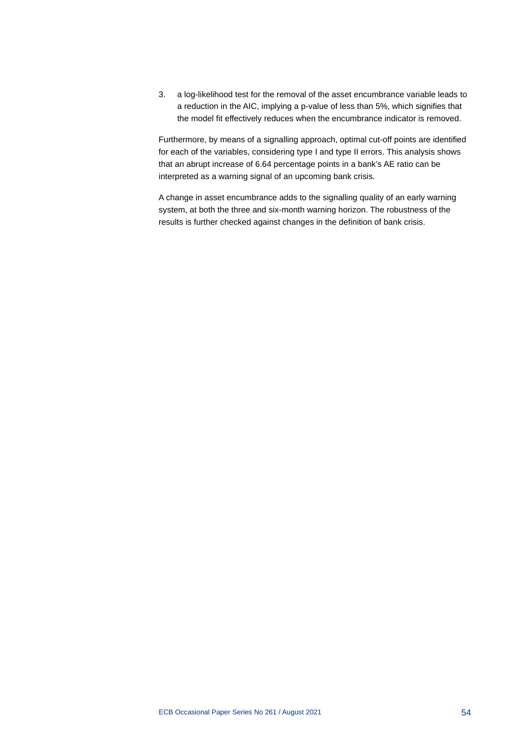3. a log-likelihood test for the removal of the asset encumbrance variable leads to a reduction in the AIC, implying a p-value of less than 5%, which signifies that the model fit effectively reduces when the encumbrance indicator is removed.

Furthermore, by means of a signalling approach, optimal cut-off points are identified for each of the variables, considering type I and type II errors. This analysis shows that an abrupt increase of 6.64 percentage points in a bank's AE ratio can be interpreted as a warning signal of an upcoming bank crisis.

A change in asset encumbrance adds to the signalling quality of an early warning system, at both the three and six-month warning horizon. The robustness of the results is further checked against changes in the definition of bank crisis.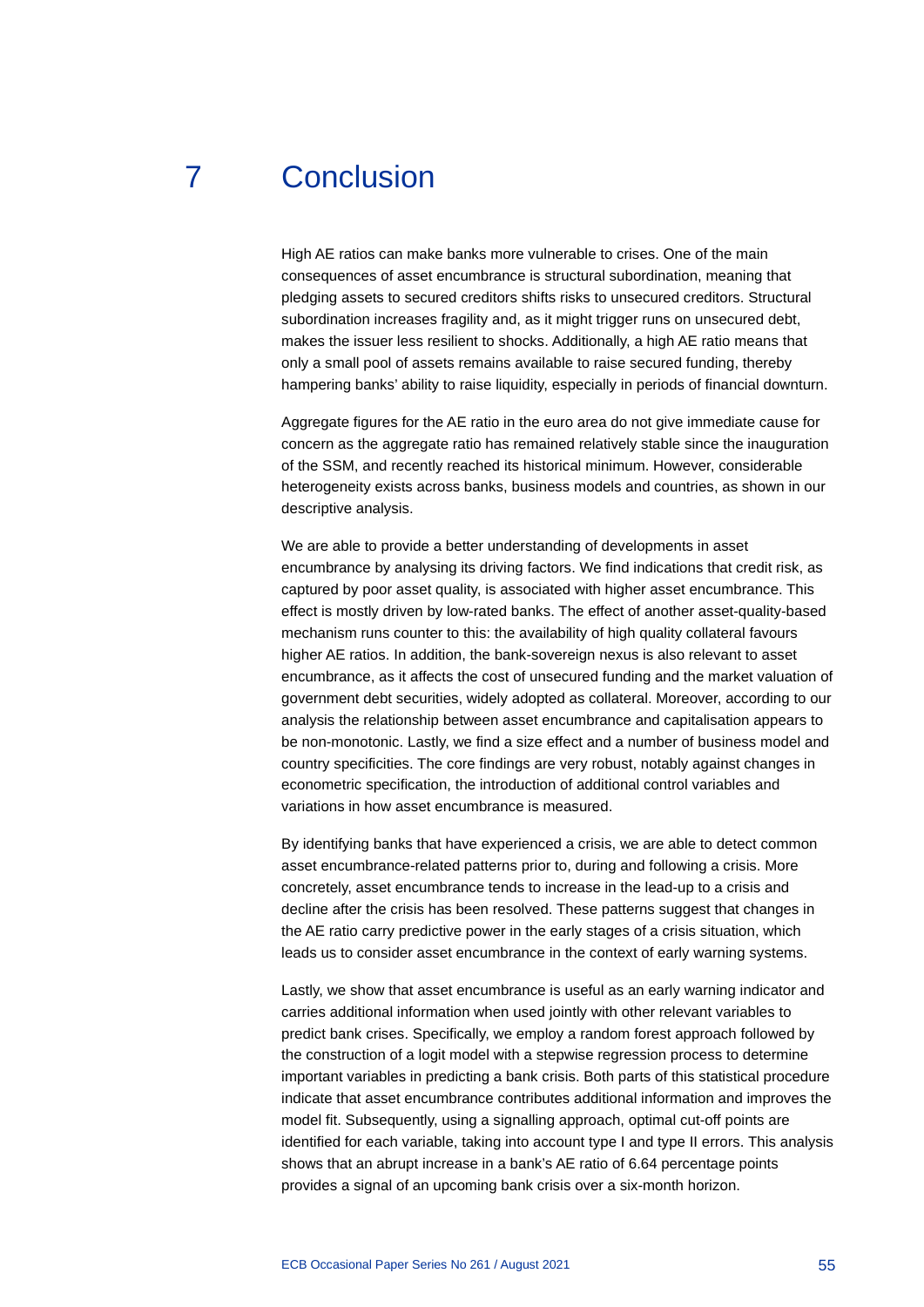# 7 Conclusion

High AE ratios can make banks more vulnerable to crises. One of the main consequences of asset encumbrance is structural subordination, meaning that pledging assets to secured creditors shifts risks to unsecured creditors. Structural subordination increases fragility and, as it might trigger runs on unsecured debt, makes the issuer less resilient to shocks. Additionally, a high AE ratio means that only a small pool of assets remains available to raise secured funding, thereby hampering banks' ability to raise liquidity, especially in periods of financial downturn.

Aggregate figures for the AE ratio in the euro area do not give immediate cause for concern as the aggregate ratio has remained relatively stable since the inauguration of the SSM, and recently reached its historical minimum. However, considerable heterogeneity exists across banks, business models and countries, as shown in our descriptive analysis.

We are able to provide a better understanding of developments in asset encumbrance by analysing its driving factors. We find indications that credit risk, as captured by poor asset quality, is associated with higher asset encumbrance. This effect is mostly driven by low-rated banks. The effect of another asset-quality-based mechanism runs counter to this: the availability of high quality collateral favours higher AE ratios. In addition, the bank-sovereign nexus is also relevant to asset encumbrance, as it affects the cost of unsecured funding and the market valuation of government debt securities, widely adopted as collateral. Moreover, according to our analysis the relationship between asset encumbrance and capitalisation appears to be non-monotonic. Lastly, we find a size effect and a number of business model and country specificities. The core findings are very robust, notably against changes in econometric specification, the introduction of additional control variables and variations in how asset encumbrance is measured.

By identifying banks that have experienced a crisis, we are able to detect common asset encumbrance-related patterns prior to, during and following a crisis. More concretely, asset encumbrance tends to increase in the lead-up to a crisis and decline after the crisis has been resolved. These patterns suggest that changes in the AE ratio carry predictive power in the early stages of a crisis situation, which leads us to consider asset encumbrance in the context of early warning systems.

Lastly, we show that asset encumbrance is useful as an early warning indicator and carries additional information when used jointly with other relevant variables to predict bank crises. Specifically, we employ a random forest approach followed by the construction of a logit model with a stepwise regression process to determine important variables in predicting a bank crisis. Both parts of this statistical procedure indicate that asset encumbrance contributes additional information and improves the model fit. Subsequently, using a signalling approach, optimal cut-off points are identified for each variable, taking into account type I and type II errors. This analysis shows that an abrupt increase in a bank's AE ratio of 6.64 percentage points provides a signal of an upcoming bank crisis over a six-month horizon.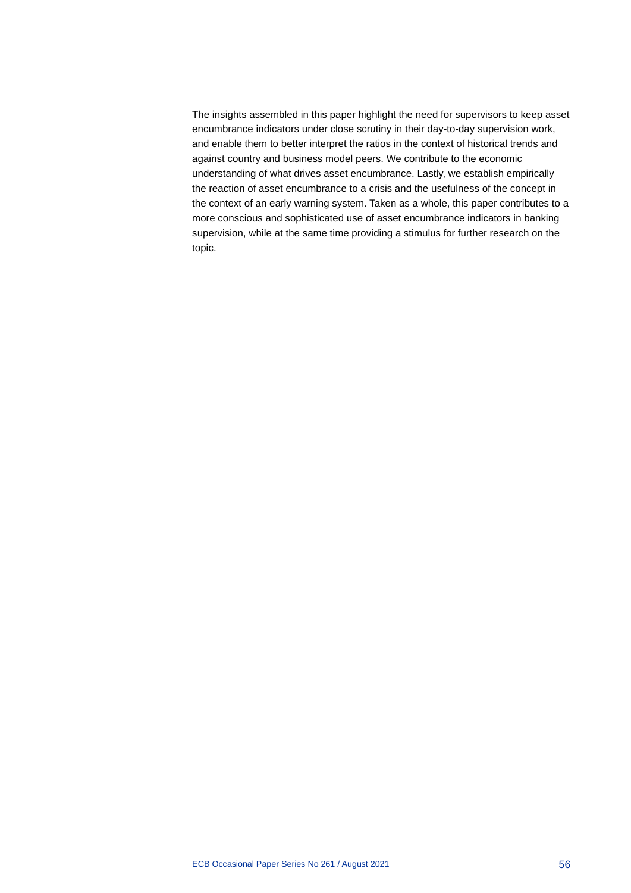The insights assembled in this paper highlight the need for supervisors to keep asset encumbrance indicators under close scrutiny in their day-to-day supervision work, and enable them to better interpret the ratios in the context of historical trends and against country and business model peers. We contribute to the economic understanding of what drives asset encumbrance. Lastly, we establish empirically the reaction of asset encumbrance to a crisis and the usefulness of the concept in the context of an early warning system. Taken as a whole, this paper contributes to a more conscious and sophisticated use of asset encumbrance indicators in banking supervision, while at the same time providing a stimulus for further research on the topic.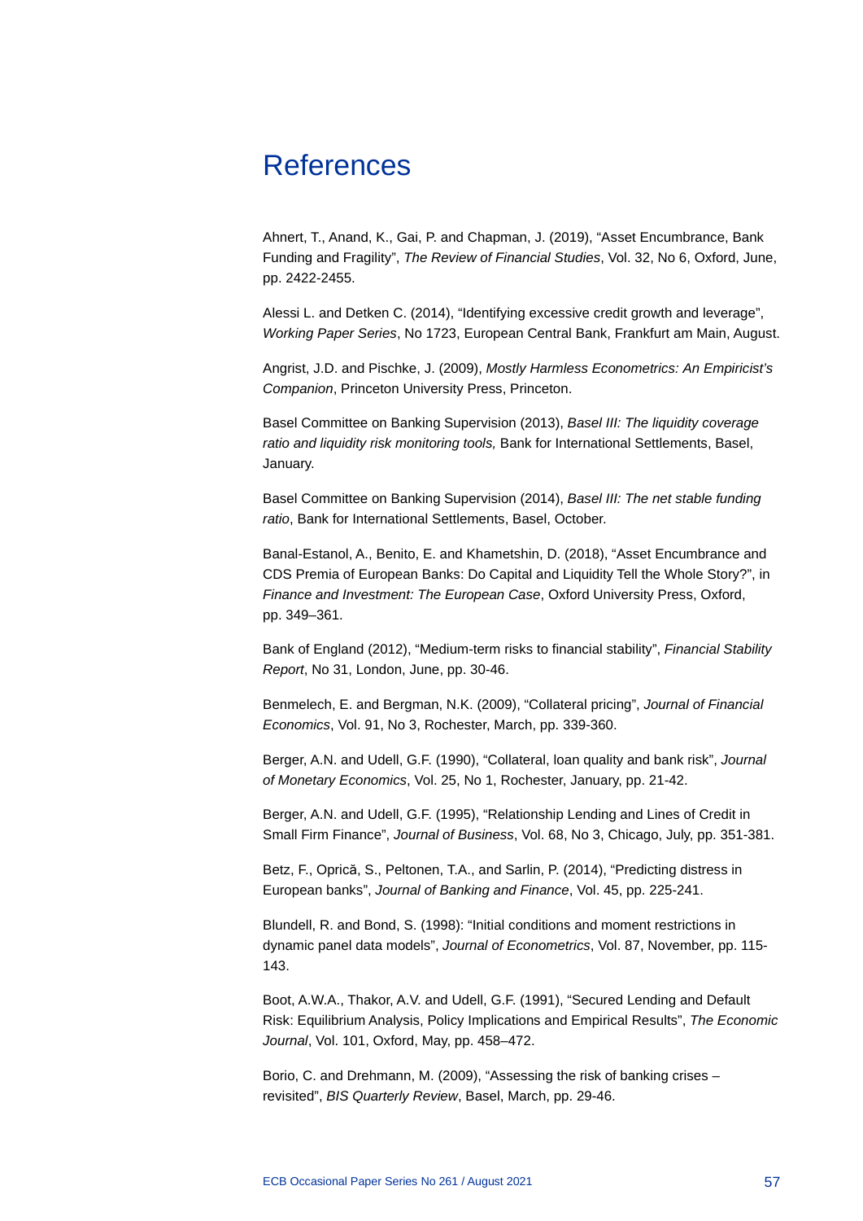# References

Ahnert, T., Anand, K., Gai, P. and Chapman, J. (2019), "Asset Encumbrance, Bank Funding and Fragility", *The Review of Financial Studies*, Vol. 32, No 6, Oxford, June, pp. 2422-2455.

Alessi L. and Detken C. (2014), "Identifying excessive credit growth and leverage", *Working Paper Series*, No 1723, European Central Bank, Frankfurt am Main, August.

Angrist, J.D. and Pischke, J. (2009), *Mostly Harmless Econometrics: An Empiricist's Companion*, Princeton University Press, Princeton.

Basel Committee on Banking Supervision (2013), *Basel III: The liquidity coverage ratio and liquidity risk monitoring tools,* Bank for International Settlements, Basel, January.

Basel Committee on Banking Supervision (2014), *Basel III: The net stable funding ratio*, Bank for International Settlements, Basel, October.

Banal-Estanol, A., Benito, E. and Khametshin, D. (2018), "Asset Encumbrance and CDS Premia of European Banks: Do Capital and Liquidity Tell the Whole Story?", in *Finance and Investment: The European Case*, Oxford University Press, Oxford, pp. 349–361.

Bank of England (2012), "Medium-term risks to financial stability", *Financial Stability Report*, No 31, London, June, pp. 30-46.

Benmelech, E. and Bergman, N.K. (2009), "Collateral pricing", *Journal of Financial Economics*, Vol. 91, No 3, Rochester, March, pp. 339-360.

Berger, A.N. and Udell, G.F. (1990), "Collateral, loan quality and bank risk", *Journal of Monetary Economics*, Vol. 25, No 1, Rochester, January, pp. 21-42.

Berger, A.N. and Udell, G.F. (1995), "Relationship Lending and Lines of Credit in Small Firm Finance", *Journal of Business*, Vol. 68, No 3, Chicago, July, pp. 351-381.

Betz, F., Oprică, S., Peltonen, T.A., and Sarlin, P. (2014), "Predicting distress in European banks", *Journal of Banking and Finance*, Vol. 45, pp. 225-241.

Blundell, R. and Bond, S. (1998): "Initial conditions and moment restrictions in dynamic panel data models", *Journal of Econometrics*, Vol. 87, November, pp. 115-143.

Boot, A.W.A., Thakor, A.V. and Udell, G.F. (1991), "Secured Lending and Default Risk: Equilibrium Analysis, Policy Implications and Empirical Results", *The Economic Journal*, Vol. 101, Oxford, May, pp. 458–472.

Borio, C. and Drehmann, M. (2009), "Assessing the risk of banking crises – revisited", *BIS Quarterly Review*, Basel, March, pp. 29-46.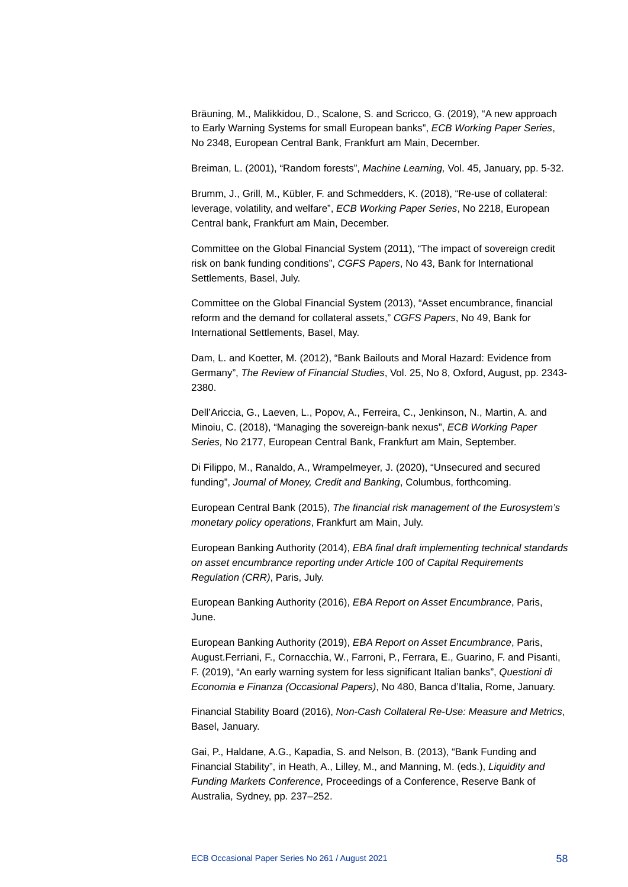Bräuning, M., Malikkidou, D., Scalone, S. and Scricco, G. (2019), “A new approach to Early Warning Systems for small European banks”, *ECB Working Paper Series*, No 2348, European Central Bank, Frankfurt am Main, December.

Breiman, L. (2001), “Random forests”, *Machine Learning,* Vol. 45, January, pp. 5-32.

Brumm, J., Grill, M., Kübler, F. and Schmedders, K. (2018), “Re-use of collateral: leverage, volatility, and welfare”, *ECB Working Paper Series*, No 2218, European Central bank, Frankfurt am Main, December.

Committee on the Global Financial System (2011), “The impact of sovereign credit risk on bank funding conditions”, *CGFS Papers*, No 43, Bank for International Settlements, Basel, July.

Committee on the Global Financial System (2013), “Asset encumbrance, financial reform and the demand for collateral assets,” *CGFS Papers*, No 49, Bank for International Settlements, Basel, May.

Dam, L. and Koetter, M. (2012), “Bank Bailouts and Moral Hazard: Evidence from Germany”, *The Review of Financial Studies*, Vol. 25, No 8, Oxford, August, pp. 2343-2380.

Dell’Ariccia, G., Laeven, L., Popov, A., Ferreira, C., Jenkinson, N., Martin, A. and Minoiu, C. (2018), “Managing the sovereign-bank nexus”, *ECB Working Paper Series,* No 2177, European Central Bank, Frankfurt am Main, September.

Di Filippo, M., Ranaldo, A., Wrampelmeyer, J. (2020), “Unsecured and secured funding”, *Journal of Money, Credit and Banking*, Columbus, forthcoming.

European Central Bank (2015), *The financial risk management of the Eurosystem’s monetary policy operations*, Frankfurt am Main, July.

European Banking Authority (2014), *EBA final draft implementing technical standards on asset encumbrance reporting under Article 100 of Capital Requirements Regulation (CRR)*, Paris, July.

European Banking Authority (2016), *EBA Report on Asset Encumbrance*, Paris, June.

European Banking Authority (2019), *EBA Report on Asset Encumbrance*, Paris, August.Ferriani, F., Cornacchia, W., Farroni, P., Ferrara, E., Guarino, F. and Pisanti, F. (2019), “An early warning system for less significant Italian banks”, *Questioni di Economia e Finanza (Occasional Papers)*, No 480, Banca d’Italia, Rome, January.

Financial Stability Board (2016), *Non-Cash Collateral Re-Use: Measure and Metrics*, Basel, January.

Gai, P., Haldane, A.G., Kapadia, S. and Nelson, B. (2013), “Bank Funding and Financial Stability”, in Heath, A., Lilley, M., and Manning, M. (eds.), *Liquidity and Funding Markets Conference*, Proceedings of a Conference, Reserve Bank of Australia, Sydney, pp. 237–252.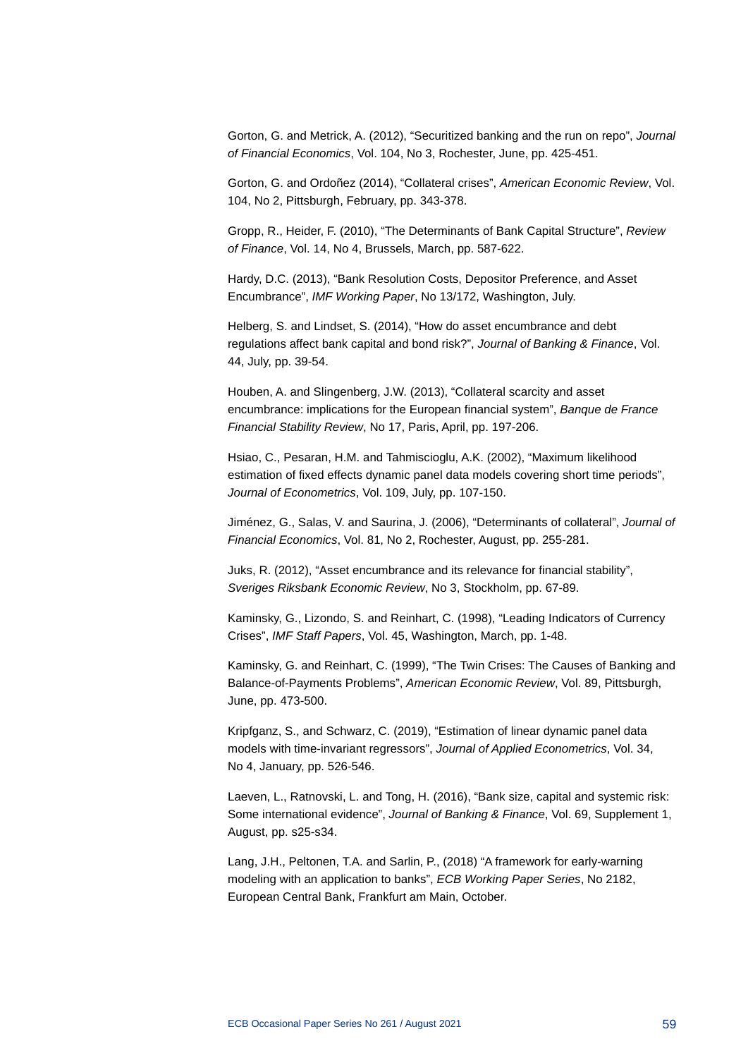Gorton, G. and Metrick, A. (2012), “Securitized banking and the run on repo”, *Journal of Financial Economics*, Vol. 104, No 3, Rochester, June, pp. 425-451.

Gorton, G. and Ordoñez (2014), “Collateral crises”, *American Economic Review*, Vol. 104, No 2, Pittsburgh, February, pp. 343-378.

Gropp, R., Heider, F. (2010), “The Determinants of Bank Capital Structure”, *Review of Finance*, Vol. 14, No 4, Brussels, March, pp. 587-622.

Hardy, D.C. (2013), “Bank Resolution Costs, Depositor Preference, and Asset Encumbrance”, *IMF Working Paper*, No 13/172, Washington, July.

Helberg, S. and Lindset, S. (2014), “How do asset encumbrance and debt regulations affect bank capital and bond risk?”, *Journal of Banking & Finance*, Vol. 44, July, pp. 39-54.

Houben, A. and Slingenberg, J.W. (2013), “Collateral scarcity and asset encumbrance: implications for the European financial system”, *Banque de France Financial Stability Review*, No 17, Paris, April, pp. 197-206.

Hsiao, C., Pesaran, H.M. and Tahmiscioglu, A.K. (2002), “Maximum likelihood estimation of fixed effects dynamic panel data models covering short time periods”, *Journal of Econometrics*, Vol. 109, July, pp. 107-150.

Jiménez, G., Salas, V. and Saurina, J. (2006), “Determinants of collateral”, *Journal of Financial Economics*, Vol. 81, No 2, Rochester, August, pp. 255-281.

Juks, R. (2012), “Asset encumbrance and its relevance for financial stability”, *Sveriges Riksbank Economic Review*, No 3, Stockholm, pp. 67-89.

Kaminsky, G., Lizondo, S. and Reinhart, C. (1998), “Leading Indicators of Currency Crises”, *IMF Staff Papers*, Vol. 45, Washington, March, pp. 1-48.

Kaminsky, G. and Reinhart, C. (1999), “The Twin Crises: The Causes of Banking and Balance-of-Payments Problems”, *American Economic Review*, Vol. 89, Pittsburgh, June, pp. 473-500.

Kripfganz, S., and Schwarz, C. (2019), “Estimation of linear dynamic panel data models with time-invariant regressors”, *Journal of Applied Econometrics*, Vol. 34, No 4, January, pp. 526-546.

Laeven, L., Ratnovski, L. and Tong, H. (2016), “Bank size, capital and systemic risk: Some international evidence”, *Journal of Banking & Finance*, Vol. 69, Supplement 1, August, pp. s25-s34.

Lang, J.H., Peltonen, T.A. and Sarlin, P., (2018) “A framework for early-warning modeling with an application to banks”, *ECB Working Paper Series*, No 2182, European Central Bank, Frankfurt am Main, October.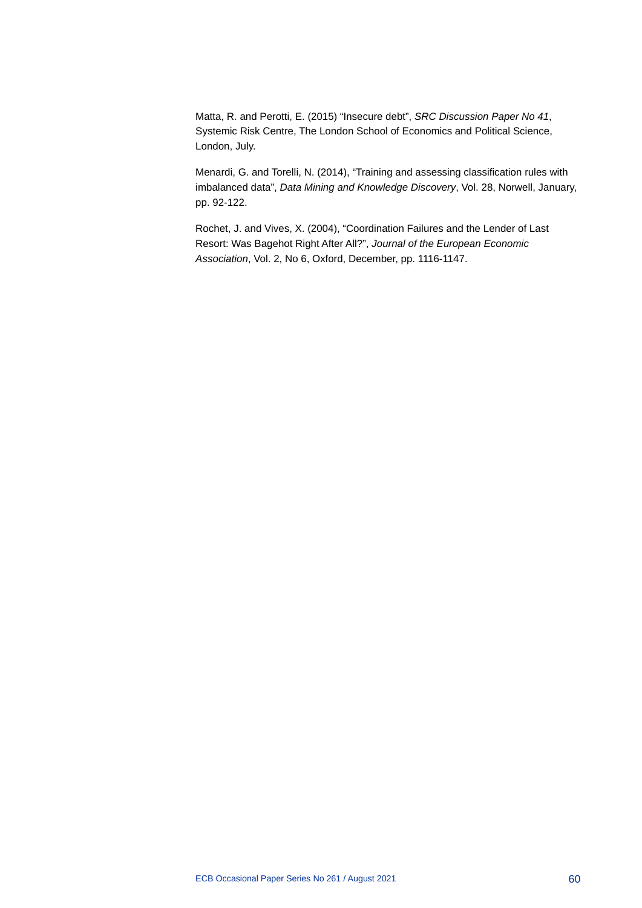Matta, R. and Perotti, E. (2015) “Insecure debt”, *SRC Discussion Paper No 41*, Systemic Risk Centre, The London School of Economics and Political Science, London, July.

Menardi, G. and Torelli, N. (2014), “Training and assessing classification rules with imbalanced data”, *Data Mining and Knowledge Discovery*, Vol. 28, Norwell, January, pp. 92-122.

Rochet, J. and Vives, X. (2004), “Coordination Failures and the Lender of Last Resort: Was Bagehot Right After All?”, *Journal of the European Economic Association*, Vol. 2, No 6, Oxford, December, pp. 1116-1147.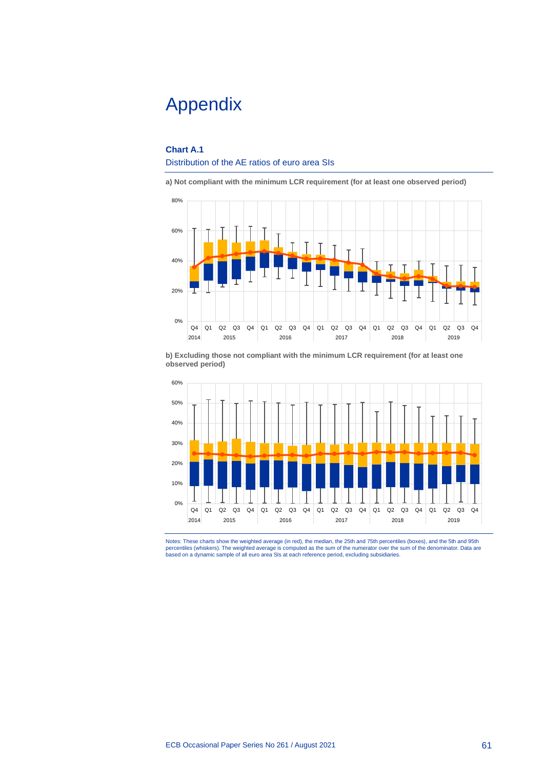# Appendix

**Chart A.1**

Distribution of the AE ratios of euro area SIs

**a) Not compliant with the minimum LCR requirement (for at least one observed period)**

**b) Excluding those not compliant with the minimum LCR requirement (for at least one observed period)**

Notes: These charts show the weighted average (in red), the median, the 25th and 75th percentiles (boxes), and the 5th and 95th percentiles (whiskers). The weighted average is computed as the sum of the numerator over the sum of the denominator. Data are based on a dynamic sample of all euro area SIs at each reference period, excluding subsidiaries.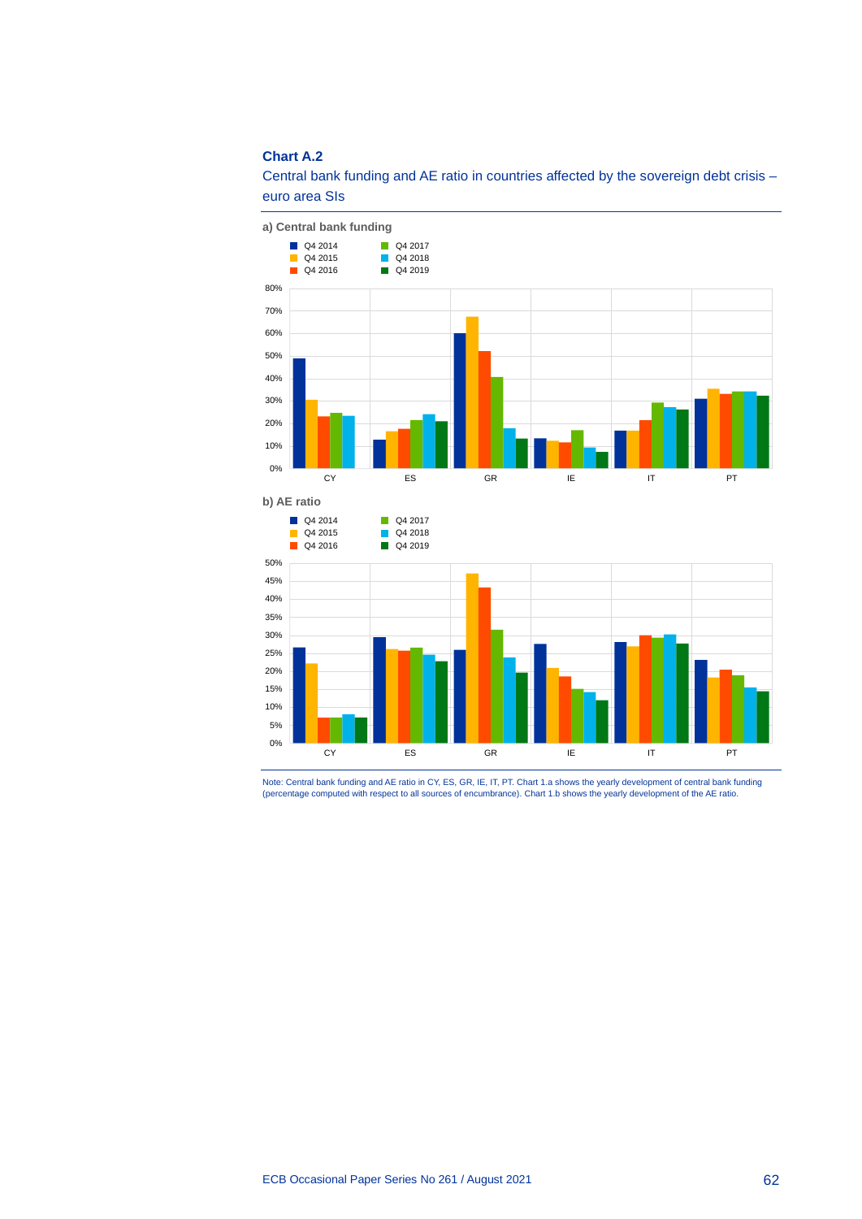**Chart A.2**

Central bank funding and AE ratio in countries affected by the sovereign debt crisis – euro area SIs

**a) Central bank funding**

**b) AE ratio**

Note: Central bank funding and AE ratio in CY, ES, GR, IE, IT, PT. Chart 1.a shows the yearly development of central bank funding (percentage computed with respect to all sources of encumbrance). Chart 1.b shows the yearly development of the AE ratio.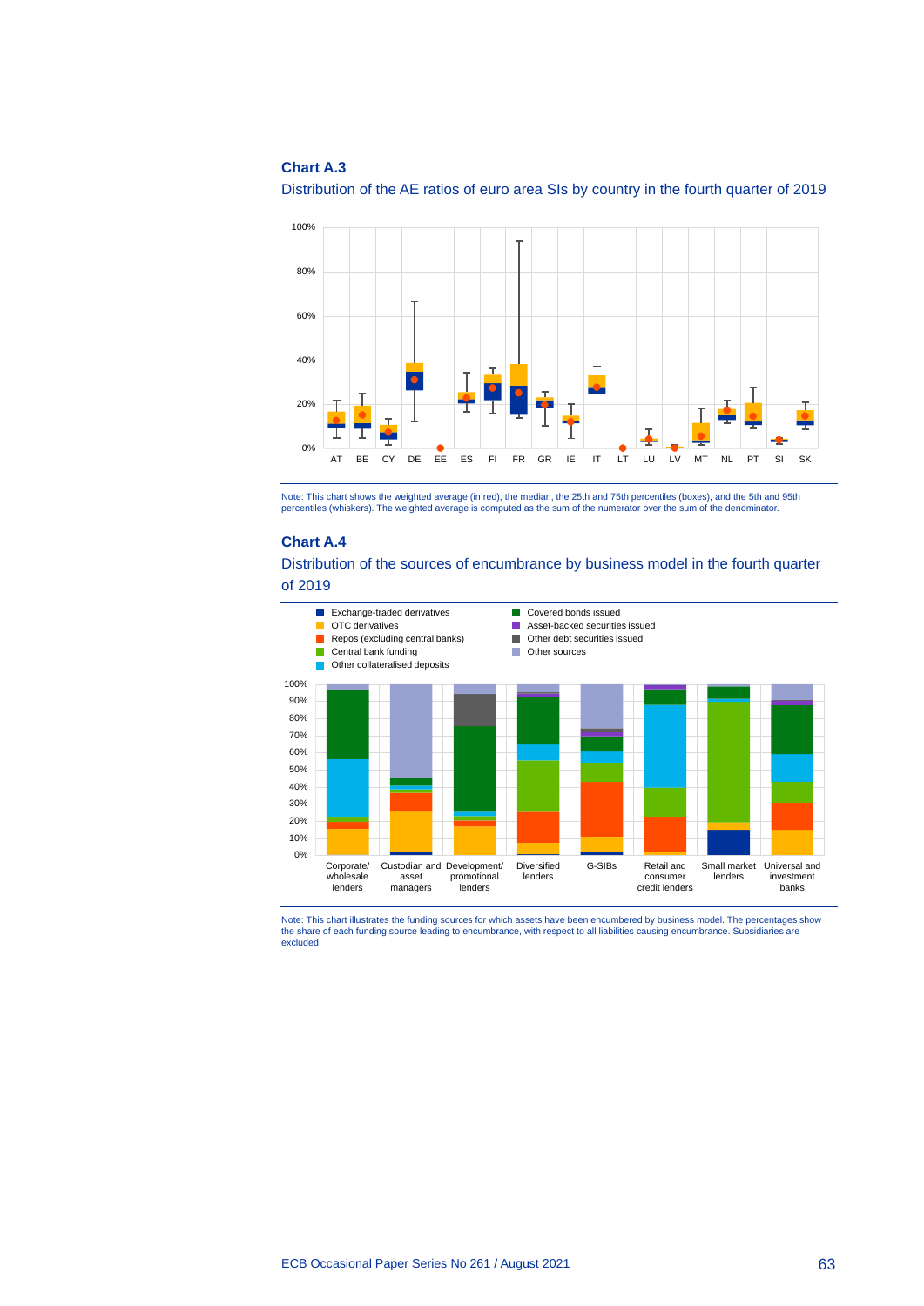**Chart A.3**

Distribution of the AE ratios of euro area SIs by country in the fourth quarter of 2019

Note: This chart shows the weighted average (in red), the median, the 25th and 75th percentiles (boxes), and the 5th and 95th percentiles (whiskers). The weighted average is computed as the sum of the numerator over the sum of the denominator.

**Chart A.4**

Distribution of the sources of encumbrance by business model in the fourth quarter of 2019

Note: This chart illustrates the funding sources for which assets have been encumbered by business model. The percentages show the share of each funding source leading to encumbrance, with respect to all liabilities causing encumbrance. Subsidiaries are excluded.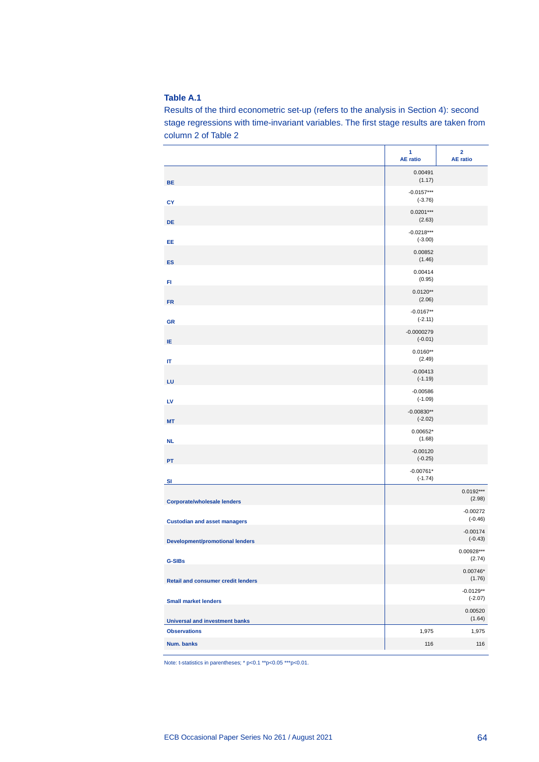**Table A.1**

Results of the third econometric set-up (refers to the analysis in Section 4): second stage regressions with time-invariant variables. The first stage results are taken from column 2 of Table 2

| | 1<br>AE ratio | 2<br>AE ratio |
|---|---|---|
| BE | 0.00491<br>(1.17) | |
| CY | -0.0157***<br>(-3.76) | |
| DE | 0.0201***<br>(2.63) | |
| EE | -0.0218***<br>(-3.00) | |
| ES | 0.00852<br>(1.46) | |
| FI | 0.00414<br>(0.95) | |
| FR | 0.0120**<br>(2.06) | |
| GR | -0.0167**<br>(-2.11) | |
| IE | -0.0000279<br>(-0.01) | |
| IT | 0.0160**<br>(2.49) | |
| LU | -0.00413<br>(-1.19) | |
| LV | -0.00586<br>(-1.09) | |
| MT | -0.00830**<br>(-2.02) | |
| NL | 0.00652*<br>(1.68) | |
| PT | -0.00120<br>(-0.25) | |
| SI | -0.00761*<br>(-1.74) | |
| Corporate/wholesale lenders | | 0.0192***<br>(2.98) |
| Custodian and asset managers | | -0.00272<br>(-0.46) |
| Development/promotional lenders | | -0.00174<br>(-0.43) |
| G-SIBs | | 0.00928***<br>(2.74) |
| Retail and consumer credit lenders | | 0.00746*<br>(1.76) |
| Small market lenders | | -0.0129**<br>(-2.07) |
| Universal and investment banks | | 0.00520<br>(1.64) |
| Observations | 1,975 | 1,975 |
| Num. banks | 116 | 116 |

Note: t-statistics in parentheses; * p<0.1 **p<0.05 ***p<0.01.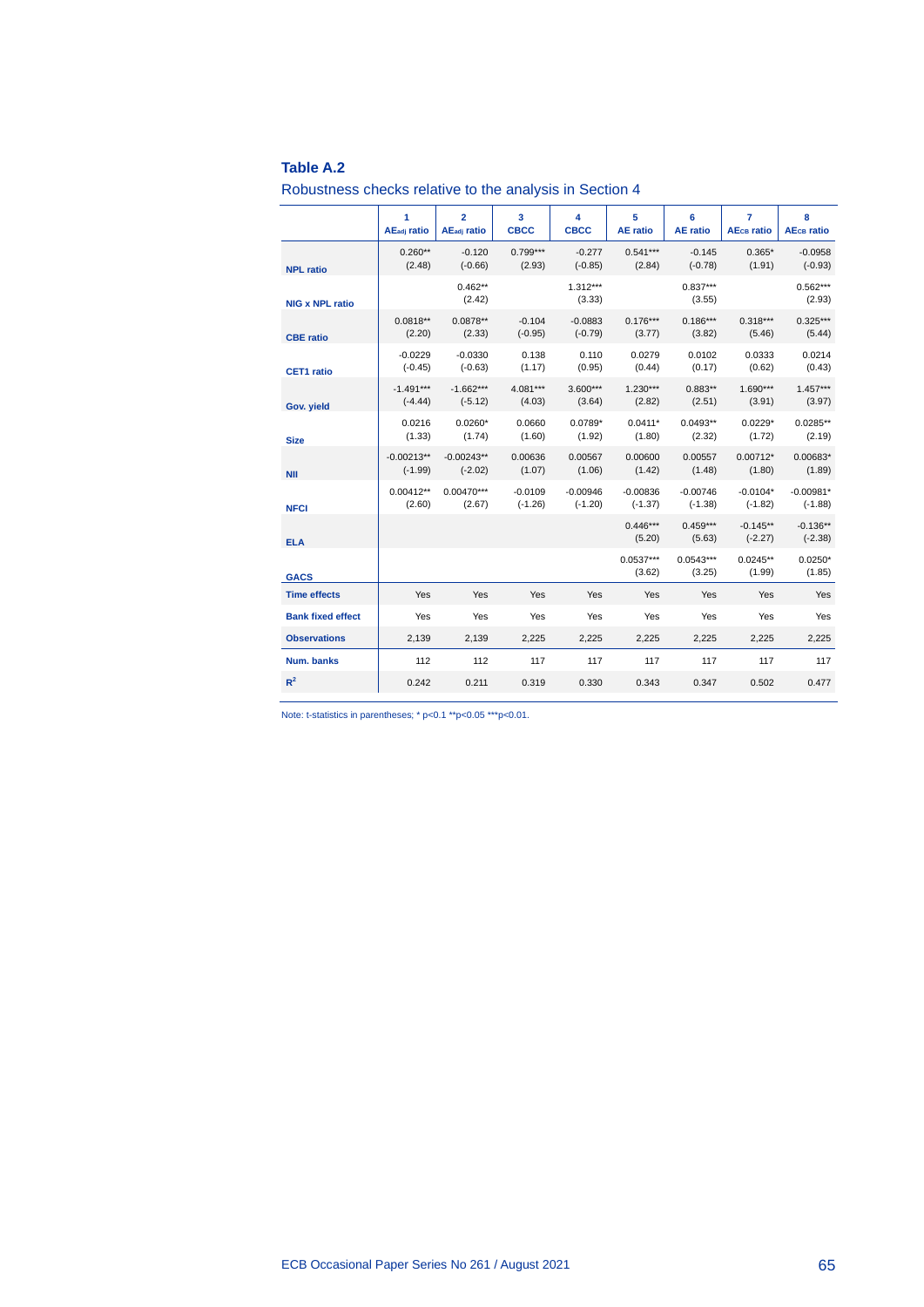**Table A.2**

Robustness checks relative to the analysis in Section 4

| | 1<br>$AE_{adj}$ ratio | 2<br>$AE_{adj}$ ratio | 3<br>CBCC | 4<br>CBCC | 5<br>AE ratio | 6<br>AE ratio | 7<br>$AE_{CB}$ ratio | 8<br>$AE_{CB}$ ratio |
|---|---|---|---|---|---|---|---|---|
| **NPL ratio** | 0.260**<br>(2.48) | -0.120<br>(-0.66) | 0.799***<br>(2.93) | -0.277<br>(-0.85) | 0.541***<br>(2.84) | -0.145<br>(-0.78) | 0.365*<br>(1.91) | -0.0958<br>(-0.93) |
| **NIG x NPL ratio** | | 0.462**<br>(2.42) | | 1.312***<br>(3.33) | | 0.837***<br>(3.55) | | 0.562***<br>(2.93) |
| **CBE ratio** | 0.0818**<br>(2.20) | 0.0878**<br>(2.33) | -0.104<br>(-0.95) | -0.0883<br>(-0.79) | 0.176***<br>(3.77) | 0.186***<br>(3.82) | 0.318***<br>(5.46) | 0.325***<br>(5.44) |
| **CET1 ratio** | -0.0229<br>(-0.45) | -0.0330<br>(-0.63) | 0.138<br>(1.17) | 0.110<br>(0.95) | 0.0279<br>(0.44) | 0.0102<br>(0.17) | 0.0333<br>(0.62) | 0.0214<br>(0.43) |
| **Gov. yield** | -1.491***<br>(-4.44) | -1.662***<br>(-5.12) | 4.081***<br>(4.03) | 3.600***<br>(3.64) | 1.230***<br>(2.82) | 0.883**<br>(2.51) | 1.690***<br>(3.91) | 1.457***<br>(3.97) |
| **Size** | 0.0216<br>(1.33) | 0.0260*<br>(1.74) | 0.0660<br>(1.60) | 0.0789*<br>(1.92) | 0.0411*<br>(1.80) | 0.0493**<br>(2.32) | 0.0229*<br>(1.72) | 0.0285**<br>(2.19) |
| **NII** | -0.00213**<br>(-1.99) | -0.00243**<br>(-2.02) | 0.00636<br>(1.07) | 0.00567<br>(1.06) | 0.00600<br>(1.42) | 0.00557<br>(1.48) | 0.00712*<br>(1.80) | 0.00683*<br>(1.89) |
| **NFCI** | 0.00412**<br>(2.60) | 0.00470***<br>(2.67) | -0.0109<br>(-1.26) | -0.00946<br>(-1.20) | -0.00836<br>(-1.37) | -0.00746<br>(-1.38) | -0.0104*<br>(-1.82) | -0.00981*<br>(-1.88) |
| **ELA** | | | | | 0.446***<br>(5.20) | 0.459***<br>(5.63) | -0.145**<br>(-2.27) | -0.136**<br>(-2.38) |
| **GACS** | | | | | 0.0537***<br>(3.62) | 0.0543***<br>(3.25) | 0.0245**<br>(1.99) | 0.0250*<br>(1.85) |
| **Time effects** | Yes | Yes | Yes | Yes | Yes | Yes | Yes | Yes |
| **Bank fixed effect** | Yes | Yes | Yes | Yes | Yes | Yes | Yes | Yes |
| **Observations** | 2,139 | 2,139 | 2,225 | 2,225 | 2,225 | 2,225 | 2,225 | 2,225 |
| **Num. banks** | 112 | 112 | 117 | 117 | 117 | 117 | 117 | 117 |
| **$R^2$** | 0.242 | 0.211 | 0.319 | 0.330 | 0.343 | 0.347 | 0.502 | 0.477 |

Note: t-statistics in parentheses; * p<0.1 **p<0.05 ***p<0.01.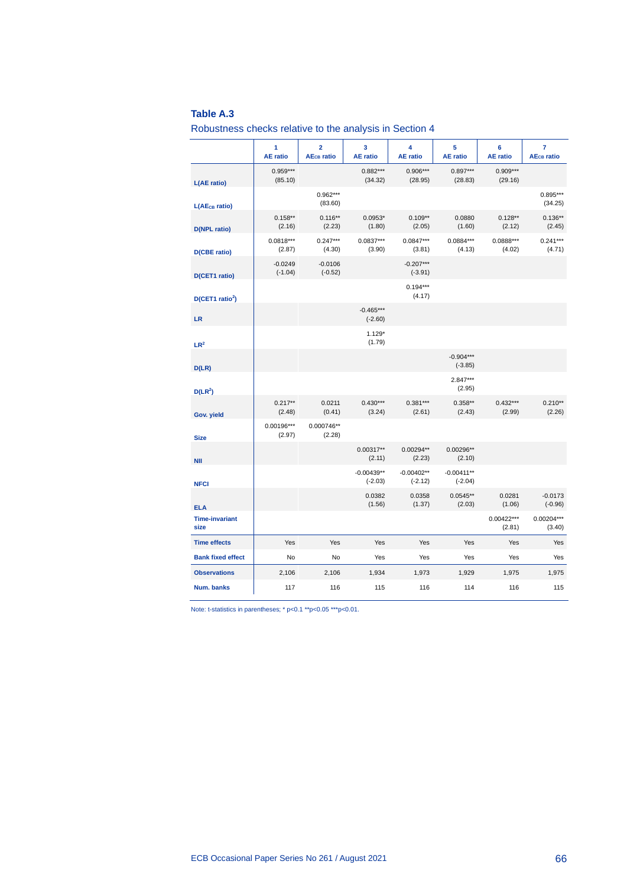**Table A.3**

Robustness checks relative to the analysis in Section 4

| | 1<br>AE ratio | 2<br>$AE_{CB}$ ratio | 3<br>AE ratio | 4<br>AE ratio | 5<br>AE ratio | 6<br>AE ratio | 7<br>$AE_{CB}$ ratio |
|---|---|---|---|---|---|---|---|
| **L(AE ratio)** | 0.959***<br>(85.10) | | 0.882***<br>(34.32) | 0.906***<br>(28.95) | 0.897***<br>(28.83) | 0.909***<br>(29.16) | |
| **L($AE_{CB}$ ratio)** | | 0.962***<br>(83.60) | | | | | 0.895***<br>(34.25) |
| **D(NPL ratio)** | 0.158**<br>(2.16) | 0.116**<br>(2.23) | 0.0953*<br>(1.80) | 0.109**<br>(2.05) | 0.0880<br>(1.60) | 0.128**<br>(2.12) | 0.136**<br>(2.45) |
| **D(CBE ratio)** | 0.0818***<br>(2.87) | 0.247***<br>(4.30) | 0.0837***<br>(3.90) | 0.0847***<br>(3.81) | 0.0884***<br>(4.13) | 0.0888***<br>(4.02) | 0.241***<br>(4.71) |
| **D(CET1 ratio)** | -0.0249<br>(-1.04) | -0.0106<br>(-0.52) | | -0.207***<br>(-3.91) | | | |
| **D(CET1 $ratio^2$)** | | | | 0.194***<br>(4.17) | | | |
| **LR** | | | -0.465***<br>(-2.60) | | | | |
| **$LR^2$** | | | 1.129*<br>(1.79) | | | | |
| **D(LR)** | | | | | -0.904***<br>(-3.85) | | |
| **D($LR^2$)** | | | | | 2.847***<br>(2.95) | | |
| **Gov. yield** | 0.217**<br>(2.48) | 0.0211<br>(0.41) | 0.430***<br>(3.24) | 0.381***<br>(2.61) | 0.358**<br>(2.43) | 0.432***<br>(2.99) | 0.210**<br>(2.26) |
| **Size** | 0.00196***<br>(2.97) | 0.000746**<br>(2.28) | | | | | |
| **NII** | | | 0.00317**<br>(2.11) | 0.00294**<br>(2.23) | 0.00296**<br>(2.10) | | |
| **NFCI** | | | -0.00439**<br>(-2.03) | -0.00402**<br>(-2.12) | -0.00411**<br>(-2.04) | | |
| **ELA** | | | 0.0382<br>(1.56) | 0.0358<br>(1.37) | 0.0545**<br>(2.03) | 0.0281<br>(1.06) | -0.0173<br>(-0.96) |
| **Time-invariant size** | | | | | | 0.00422***<br>(2.81) | 0.00204***<br>(3.40) |
| **Time effects** | Yes | Yes | Yes | Yes | Yes | Yes | Yes |
| **Bank fixed effect** | No | No | Yes | Yes | Yes | Yes | Yes |
| **Observations** | 2,106 | 2,106 | 1,934 | 1,973 | 1,929 | 1,975 | 1,975 |
| **Num. banks** | 117 | 116 | 115 | 116 | 114 | 116 | 115 |

Note: t-statistics in parentheses; * p<0.1 **p<0.05 ***p<0.01.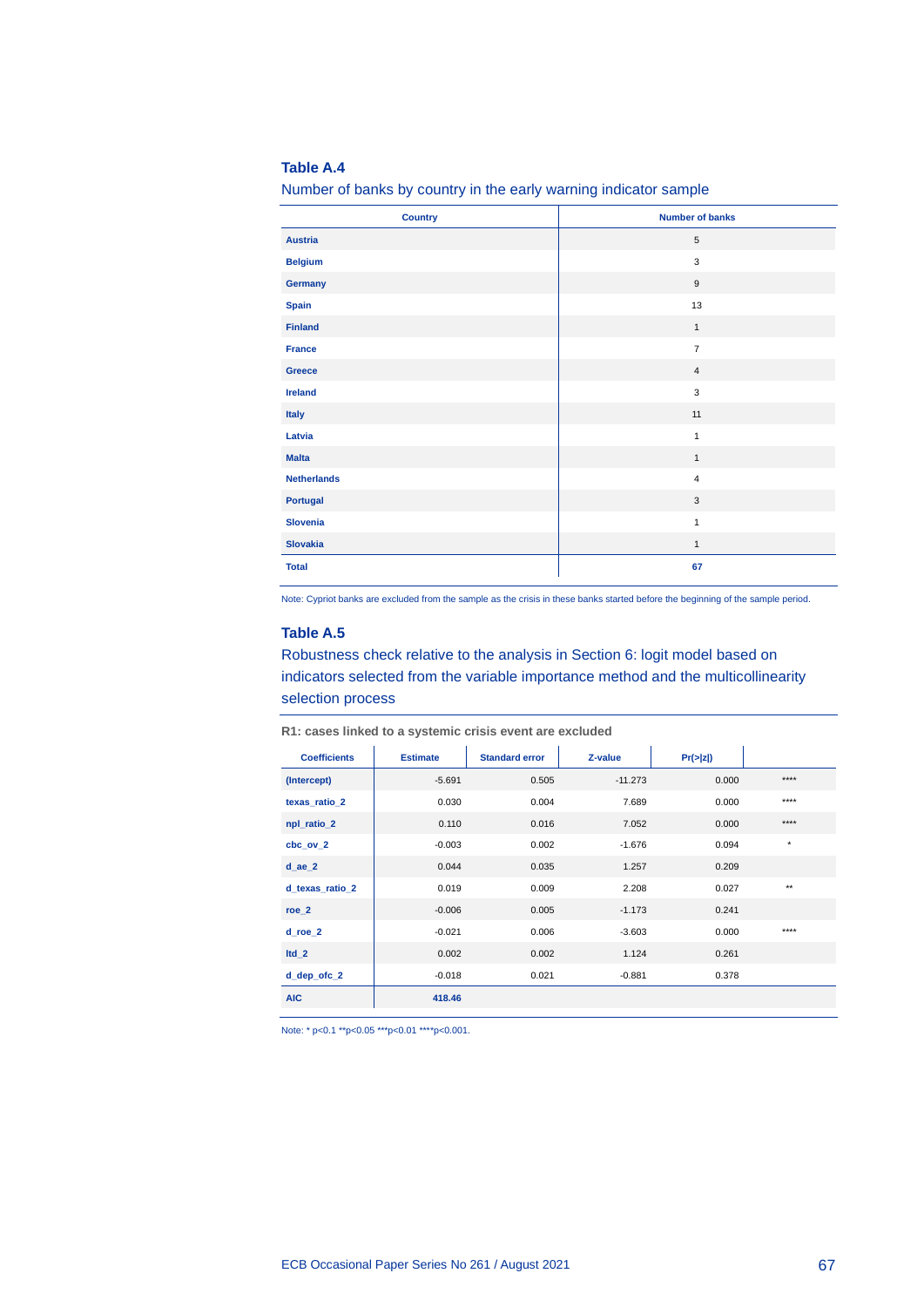### Table A.4

Number of banks by country in the early warning indicator sample

| Country | Number of banks |
|---|---|
| **Austria** | 5 |
| **Belgium** | 3 |
| **Germany** | 9 |
| **Spain** | 13 |
| **Finland** | 1 |
| **France** | 7 |
| **Greece** | 4 |
| **Ireland** | 3 |
| **Italy** | 11 |
| **Latvia** | 1 |
| **Malta** | 1 |
| **Netherlands** | 4 |
| **Portugal** | 3 |
| **Slovenia** | 1 |
| **Slovakia** | 1 |
| **Total** | **67** |

Note: Cypriot banks are excluded from the sample as the crisis in these banks started before the beginning of the sample period.

### Table A.5

Robustness check relative to the analysis in Section 6: logit model based on indicators selected from the variable importance method and the multicollinearity selection process

**R1: cases linked to a systemic crisis event are excluded**

| Coefficients | Estimate | Standard error | Z-value | Pr(>\|z\|) | |
|---|---|---|---|---|---|
| **(Intercept)** | -5.691 | 0.505 | -11.273 | 0.000 | **** |
| **texas_ratio_2** | 0.030 | 0.004 | 7.689 | 0.000 | **** |
| **npl_ratio_2** | 0.110 | 0.016 | 7.052 | 0.000 | **** |
| **cbc_ov_2** | -0.003 | 0.002 | -1.676 | 0.094 | * |
| **d_ae_2** | 0.044 | 0.035 | 1.257 | 0.209 | |
| **d_texas_ratio_2** | 0.019 | 0.009 | 2.208 | 0.027 | ** |
| **roe_2** | -0.006 | 0.005 | -1.173 | 0.241 | |
| **d_roe_2** | -0.021 | 0.006 | -3.603 | 0.000 | **** |
| **ltd_2** | 0.002 | 0.002 | 1.124 | 0.261 | |
| **d_dep_ofc_2** | -0.018 | 0.021 | -0.881 | 0.378 | |
| **AIC** | **418.46** | | | | |

Note: * p<0.1 **p<0.05 ***p<0.01 ****p<0.001.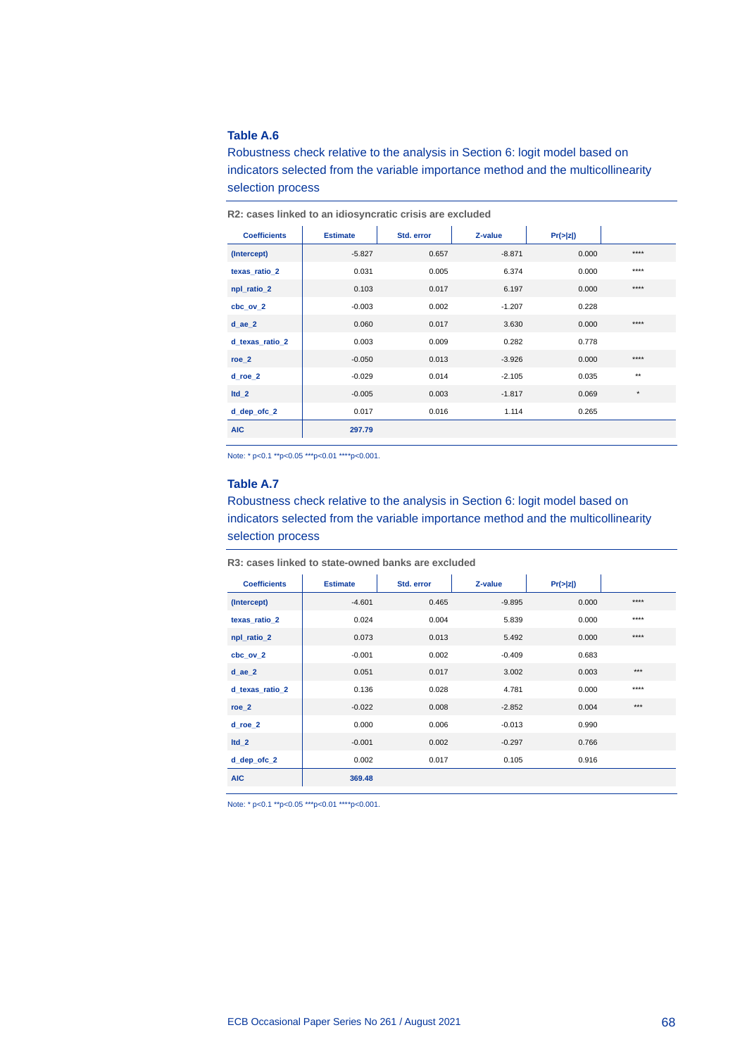### Table A.6

Robustness check relative to the analysis in Section 6: logit model based on indicators selected from the variable importance method and the multicollinearity selection process

**R2: cases linked to an idiosyncratic crisis are excluded**

| Coefficients | Estimate | Std. error | Z-value | Pr(>\|z\|) | |
|---|---|---|---|---|---|
| (Intercept) | -5.827 | 0.657 | -8.871 | 0.000 | **** |
| texas_ratio_2 | 0.031 | 0.005 | 6.374 | 0.000 | **** |
| npl_ratio_2 | 0.103 | 0.017 | 6.197 | 0.000 | **** |
| cbc_ov_2 | -0.003 | 0.002 | -1.207 | 0.228 | |
| d_ae_2 | 0.060 | 0.017 | 3.630 | 0.000 | **** |
| d_texas_ratio_2 | 0.003 | 0.009 | 0.282 | 0.778 | |
| roe_2 | -0.050 | 0.013 | -3.926 | 0.000 | **** |
| d_roe_2 | -0.029 | 0.014 | -2.105 | 0.035 | ** |
| ltd_2 | -0.005 | 0.003 | -1.817 | 0.069 | * |
| d_dep_ofc_2 | 0.017 | 0.016 | 1.114 | 0.265 | |
| AIC | 297.79 | | | | |

Note: * p<0.1 **p<0.05 ***p<0.01 ****p<0.001.

### Table A.7

Robustness check relative to the analysis in Section 6: logit model based on indicators selected from the variable importance method and the multicollinearity selection process

**R3: cases linked to state-owned banks are excluded**

| Coefficients | Estimate | Std. error | Z-value | Pr(>\|z\|) | |
|---|---|---|---|---|---|
| (Intercept) | -4.601 | 0.465 | -9.895 | 0.000 | **** |
| texas_ratio_2 | 0.024 | 0.004 | 5.839 | 0.000 | **** |
| npl_ratio_2 | 0.073 | 0.013 | 5.492 | 0.000 | **** |
| cbc_ov_2 | -0.001 | 0.002 | -0.409 | 0.683 | |
| d_ae_2 | 0.051 | 0.017 | 3.002 | 0.003 | *** |
| d_texas_ratio_2 | 0.136 | 0.028 | 4.781 | 0.000 | **** |
| roe_2 | -0.022 | 0.008 | -2.852 | 0.004 | *** |
| d_roe_2 | 0.000 | 0.006 | -0.013 | 0.990 | |
| ltd_2 | -0.001 | 0.002 | -0.297 | 0.766 | |
| d_dep_ofc_2 | 0.002 | 0.017 | 0.105 | 0.916 | |
| AIC | 369.48 | | | | |

Note: * p<0.1 **p<0.05 ***p<0.01 ****p<0.001.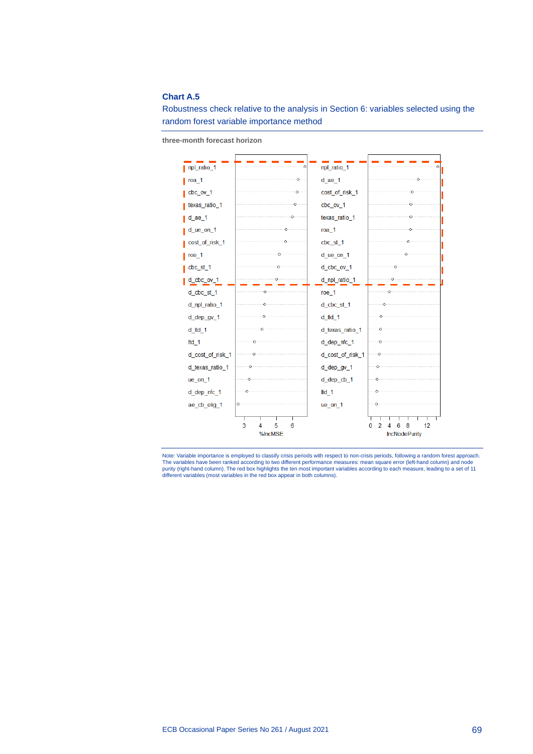**Chart A.5**

Robustness check relative to the analysis in Section 6: variables selected using the random forest variable importance method

**three-month forecast horizon**

| %IncMSE (ranked) | IncNodePurity (ranked) |
|---|---|
| npl_ratio_1 | npl_ratio_1 |
| roa_1 | d_ae_1 |
| cbc_ov_1 | cost_of_risk_1 |
| texas_ratio_1 | cbc_ov_1 |
| d_ae_1 | texas_ratio_1 |
| d_ue_on_1 | roa_1 |
| cost_of_risk_1 | cbc_st_1 |
| roe_1 | d_ue_on_1 |
| cbc_st_1 | d_cbc_ov_1 |
| d_cbc_ov_1 | d_npl_ratio_1 |
| d_cbc_st_1 | roe_1 |
| d_npl_ratio_1 | d_cbc_st_1 |
| d_dep_gv_1 | d_ltd_1 |
| d_ltd_1 | d_texas_ratio_1 |
| ltd_1 | d_dep_nfc_1 |
| d_cost_of_risk_1 | d_cost_of_risk_1 |
| d_texas_ratio_1 | d_dep_gv_1 |
| ue_on_1 | d_dep_cb_1 |
| d_dep_nfc_1 | ltd_1 |
| ae_cb_elig_1 | ue_on_1 |

Note: Variable importance is employed to classify crisis periods with respect to non-crisis periods, following a random forest approach. The variables have been ranked according to two different performance measures: mean square error (left-hand column) and node purity (right-hand column). The red box highlights the ten most important variables according to each measure, leading to a set of 11 different variables (most variables in the red box appear in both columns).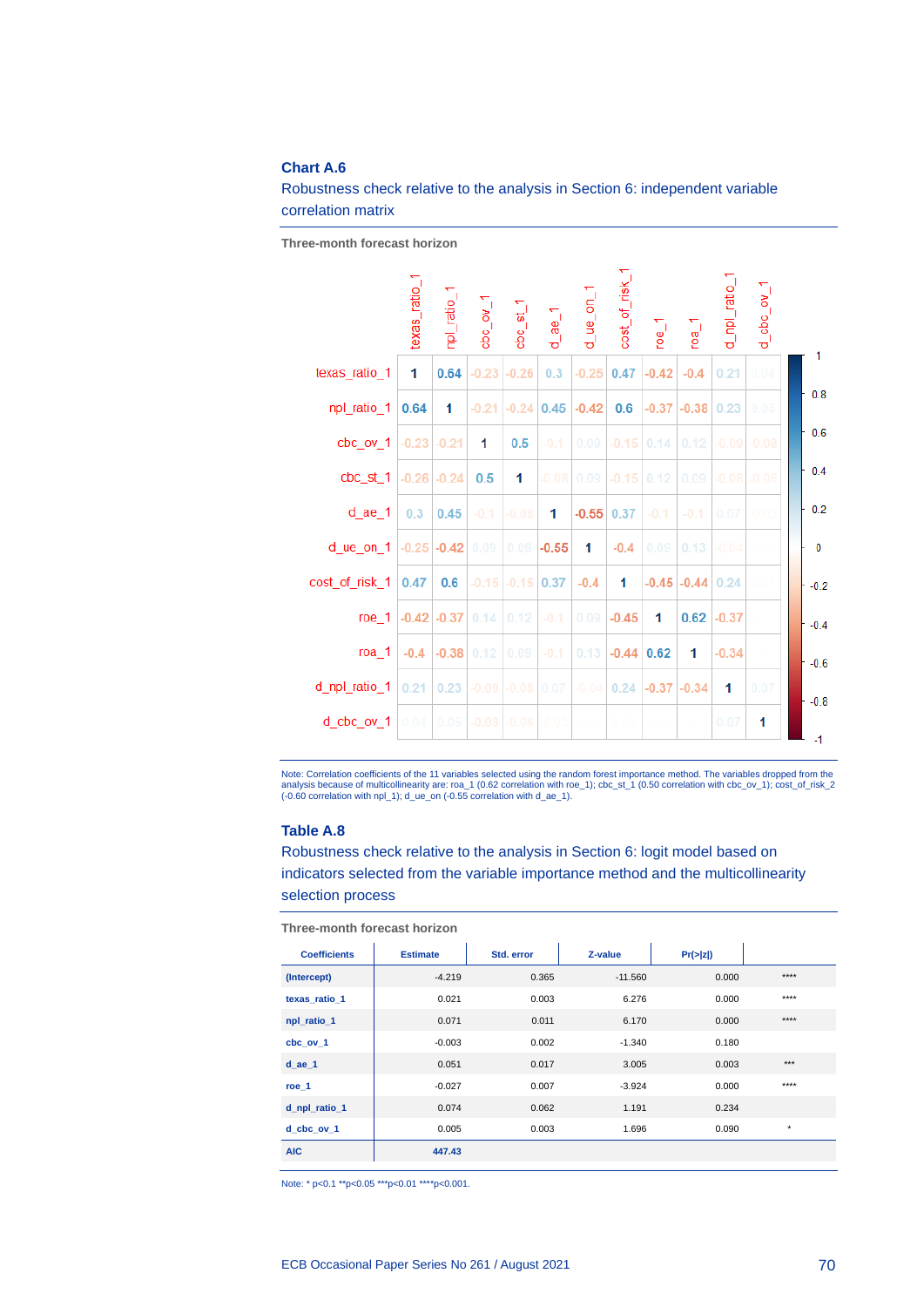## Chart A.6

Robustness check relative to the analysis in Section 6: independent variable correlation matrix

**Three-month forecast horizon**

| | texas_ratio_1 | npl_ratio_1 | cbc_ov_1 | cbc_st_1 | d_ae_1 | d_ue_on_1 | cost_of_risk_1 | roe_1 | roa_1 | d_npl_ratio_1 | d_cbc_ov_1 |
|---|---|---|---|---|---|---|---|---|---|---|---|
| texas_ratio_1 | 1 | 0.64 | -0.23 | -0.26 | 0.3 | -0.25 | 0.47 | -0.42 | -0.4 | 0.21 | 0.04 |
| npl_ratio_1 | 0.64 | 1 | -0.21 | -0.24 | 0.45 | -0.42 | 0.6 | -0.37 | -0.38 | 0.23 | 0.05 |
| cbc_ov_1 | -0.23 | -0.21 | 1 | 0.5 | -0.1 | 0.09 | -0.15 | 0.14 | 0.12 | -0.09 | -0.08 |
| cbc_st_1 | -0.26 | -0.24 | 0.5 | 1 | -0.08 | 0.09 | -0.15 | 0.12 | 0.09 | -0.08 | -0.06 |
| d_ae_1 | 0.3 | 0.45 | -0.1 | -0.08 | 1 | -0.55 | 0.37 | -0.1 | -0.1 | 0.07 | |
| d_ue_on_1 | -0.25 | -0.42 | 0.09 | 0.09 | -0.55 | 1 | -0.4 | 0.09 | 0.13 | -0.04 | |
| cost_of_risk_1 | 0.47 | 0.6 | -0.15 | -0.15 | 0.37 | -0.4 | 1 | -0.45 | -0.44 | 0.24 | |
| roe_1 | -0.42 | -0.37 | 0.14 | 0.12 | -0.1 | 0.09 | -0.45 | 1 | 0.62 | -0.37 | |
| roa_1 | -0.4 | -0.38 | 0.12 | 0.09 | -0.1 | 0.13 | -0.44 | 0.62 | 1 | -0.34 | |
| d_npl_ratio_1 | 0.21 | 0.23 | -0.09 | -0.08 | 0.07 | -0.04 | 0.24 | -0.37 | -0.34 | 1 | 0.07 |
| d_cbc_ov_1 | 0.04 | 0.05 | -0.08 | -0.06 | | | | | | 0.07 | 1 |

Note: Correlation coefficients of the 11 variables selected using the random forest importance method. The variables dropped from the analysis because of multicollinearity are: roa_1 (0.62 correlation with roe_1); cbc_st_1 (0.50 correlation with cbc_ov_1); cost_of_risk_2 (-0.60 correlation with npl_1); d_ue_on (-0.55 correlation with d_ae_1).

## Table A.8

Robustness check relative to the analysis in Section 6: logit model based on indicators selected from the variable importance method and the multicollinearity selection process

**Three-month forecast horizon**

| Coefficients | Estimate | Std. error | Z-value | Pr(>\|z\|) | |
|---|---|---|---|---|---|
| (Intercept) | -4.219 | 0.365 | -11.560 | 0.000 | **** |
| texas_ratio_1 | 0.021 | 0.003 | 6.276 | 0.000 | **** |
| npl_ratio_1 | 0.071 | 0.011 | 6.170 | 0.000 | **** |
| cbc_ov_1 | -0.003 | 0.002 | -1.340 | 0.180 | |
| d_ae_1 | 0.051 | 0.017 | 3.005 | 0.003 | *** |
| roe_1 | -0.027 | 0.007 | -3.924 | 0.000 | **** |
| d_npl_ratio_1 | 0.074 | 0.062 | 1.191 | 0.234 | |
| d_cbc_ov_1 | 0.005 | 0.003 | 1.696 | 0.090 | * |
| AIC | 447.43 | | | | |

Note: * p<0.1 **p<0.05 ***p<0.01 ****p<0.001.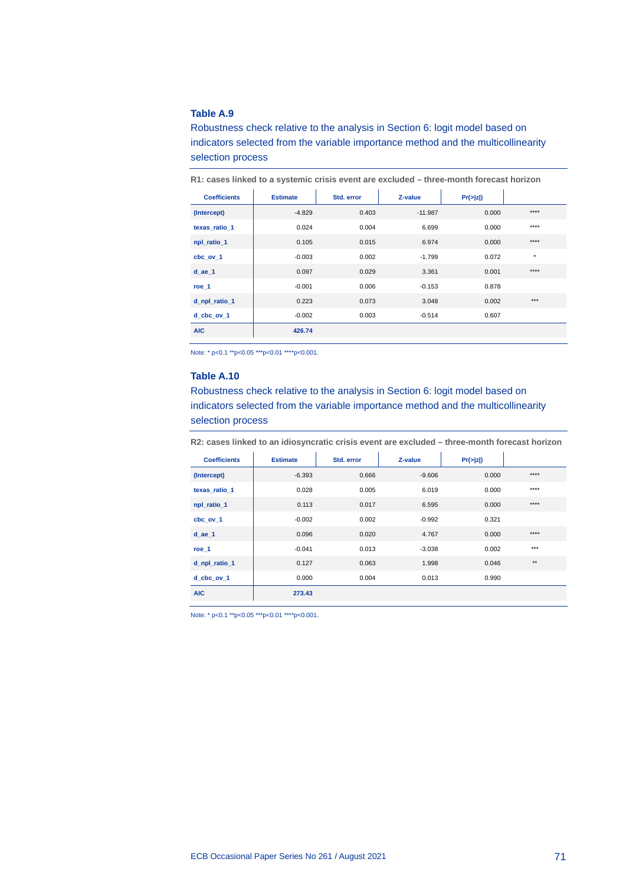**Table A.9**

Robustness check relative to the analysis in Section 6: logit model based on indicators selected from the variable importance method and the multicollinearity selection process

**R1: cases linked to a systemic crisis event are excluded – three-month forecast horizon**

| Coefficients | Estimate | Std. error | Z-value | Pr(>\|z\|) | |
|---|---|---|---|---|---|
| (Intercept) | -4.829 | 0.403 | -11.987 | 0.000 | **** |
| texas_ratio_1 | 0.024 | 0.004 | 6.699 | 0.000 | **** |
| npl_ratio_1 | 0.105 | 0.015 | 6.974 | 0.000 | **** |
| cbc_ov_1 | -0.003 | 0.002 | -1.799 | 0.072 | * |
| d_ae_1 | 0.097 | 0.029 | 3.361 | 0.001 | **** |
| roe_1 | -0.001 | 0.006 | -0.153 | 0.878 | |
| d_npl_ratio_1 | 0.223 | 0.073 | 3.048 | 0.002 | *** |
| d_cbc_ov_1 | -0.002 | 0.003 | -0.514 | 0.607 | |
| AIC | 426.74 | | | | |

Note: * p<0.1 **p<0.05 ***p<0.01 ****p<0.001.

**Table A.10**

Robustness check relative to the analysis in Section 6: logit model based on indicators selected from the variable importance method and the multicollinearity selection process

**R2: cases linked to an idiosyncratic crisis event are excluded – three-month forecast horizon**

| Coefficients | Estimate | Std. error | Z-value | Pr(>\|z\|) | |
|---|---|---|---|---|---|
| (Intercept) | -6.393 | 0.666 | -9.606 | 0.000 | **** |
| texas_ratio_1 | 0.028 | 0.005 | 6.019 | 0.000 | **** |
| npl_ratio_1 | 0.113 | 0.017 | 6.595 | 0.000 | **** |
| cbc_ov_1 | -0.002 | 0.002 | -0.992 | 0.321 | |
| d_ae_1 | 0.096 | 0.020 | 4.767 | 0.000 | **** |
| roe_1 | -0.041 | 0.013 | -3.038 | 0.002 | *** |
| d_npl_ratio_1 | 0.127 | 0.063 | 1.998 | 0.046 | ** |
| d_cbc_ov_1 | 0.000 | 0.004 | 0.013 | 0.990 | |
| AIC | 273.43 | | | | |

Note: * p<0.1 **p<0.05 ***p<0.01 ****p<0.001.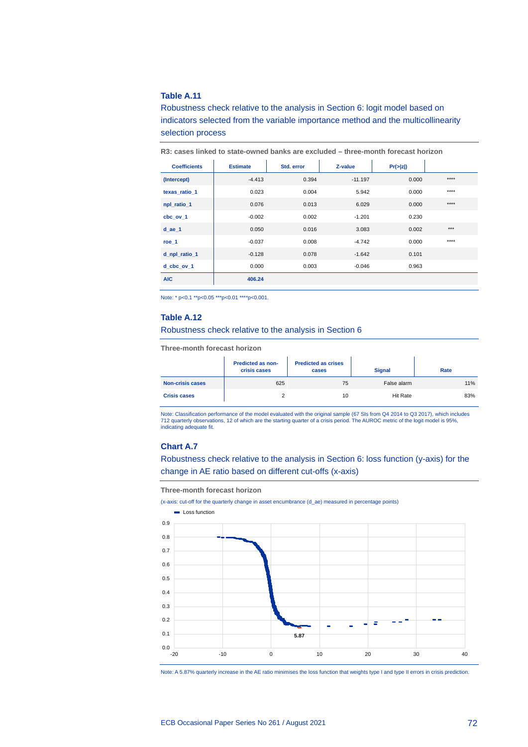### Table A.11

Robustness check relative to the analysis in Section 6: logit model based on indicators selected from the variable importance method and the multicollinearity selection process

**R3: cases linked to state-owned banks are excluded – three-month forecast horizon**

| Coefficients | Estimate | Std. error | Z-value | Pr(>\|z\|) | |
|---|---|---|---|---|---|
| (Intercept) | -4.413 | 0.394 | -11.197 | 0.000 | **** |
| texas_ratio_1 | 0.023 | 0.004 | 5.942 | 0.000 | **** |
| npl_ratio_1 | 0.076 | 0.013 | 6.029 | 0.000 | **** |
| cbc_ov_1 | -0.002 | 0.002 | -1.201 | 0.230 | |
| d_ae_1 | 0.050 | 0.016 | 3.083 | 0.002 | *** |
| roe_1 | -0.037 | 0.008 | -4.742 | 0.000 | **** |
| d_npl_ratio_1 | -0.128 | 0.078 | -1.642 | 0.101 | |
| d_cbc_ov_1 | 0.000 | 0.003 | -0.046 | 0.963 | |
| AIC | 406.24 | | | | |

Note: * p<0.1 **p<0.05 ***p<0.01 ****p<0.001.

### Table A.12

Robustness check relative to the analysis in Section 6

**Three-month forecast horizon**

| | Predicted as non-crisis cases | Predicted as crises cases | Signal | Rate |
|---|---|---|---|---|
| Non-crisis cases | 625 | 75 | False alarm | 11% |
| Crisis cases | 2 | 10 | Hit Rate | 83% |

Note: Classification performance of the model evaluated with the original sample (67 SIs from Q4 2014 to Q3 2017), which includes 712 quarterly observations, 12 of which are the starting quarter of a crisis period. The AUROC metric of the logit model is 95%, indicating adequate fit.

### Chart A.7

Robustness check relative to the analysis in Section 6: loss function (y-axis) for the change in AE ratio based on different cut-offs (x-axis)

**Three-month forecast horizon**

(x-axis: cut-off for the quarterly change in asset encumbrance (d_ae) measured in percentage points)

Note: A 5.87% quarterly increase in the AE ratio minimises the loss function that weights type I and type II errors in crisis prediction.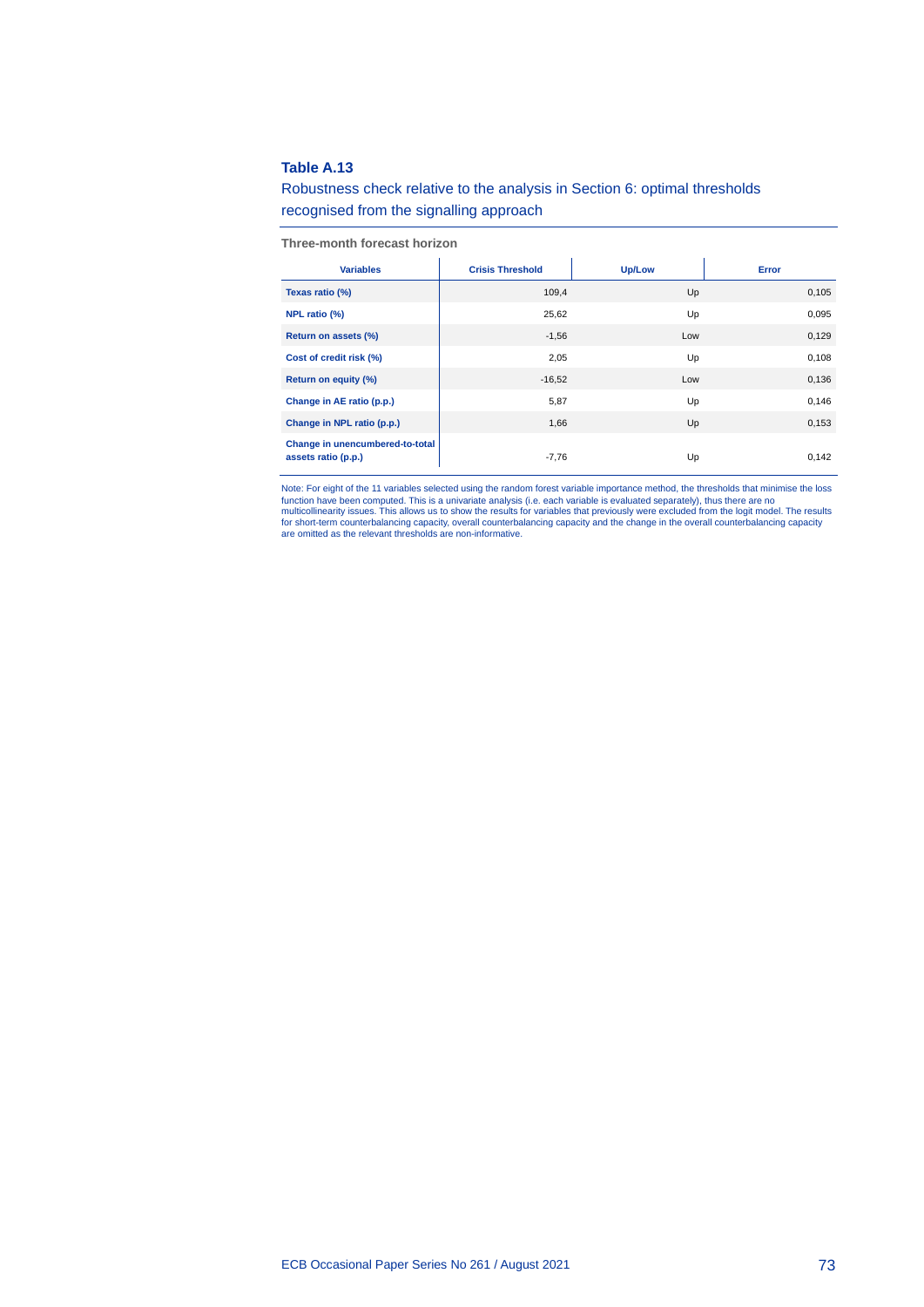**Table A.13**

Robustness check relative to the analysis in Section 6: optimal thresholds recognised from the signalling approach

**Three-month forecast horizon**

| Variables | Crisis Threshold | Up/Low | Error |
|---|---|---|---|
| **Texas ratio (%)** | 109,4 | Up | 0,105 |
| **NPL ratio (%)** | 25,62 | Up | 0,095 |
| **Return on assets (%)** | -1,56 | Low | 0,129 |
| **Cost of credit risk (%)** | 2,05 | Up | 0,108 |
| **Return on equity (%)** | -16,52 | Low | 0,136 |
| **Change in AE ratio (p.p.)** | 5,87 | Up | 0,146 |
| **Change in NPL ratio (p.p.)** | 1,66 | Up | 0,153 |
| **Change in unencumbered-to-total assets ratio (p.p.)** | -7,76 | Up | 0,142 |

Note: For eight of the 11 variables selected using the random forest variable importance method, the thresholds that minimise the loss function have been computed. This is a univariate analysis (i.e. each variable is evaluated separately), thus there are no multicollinearity issues. This allows us to show the results for variables that previously were excluded from the logit model. The results for short-term counterbalancing capacity, overall counterbalancing capacity and the change in the overall counterbalancing capacity are omitted as the relevant thresholds are non-informative.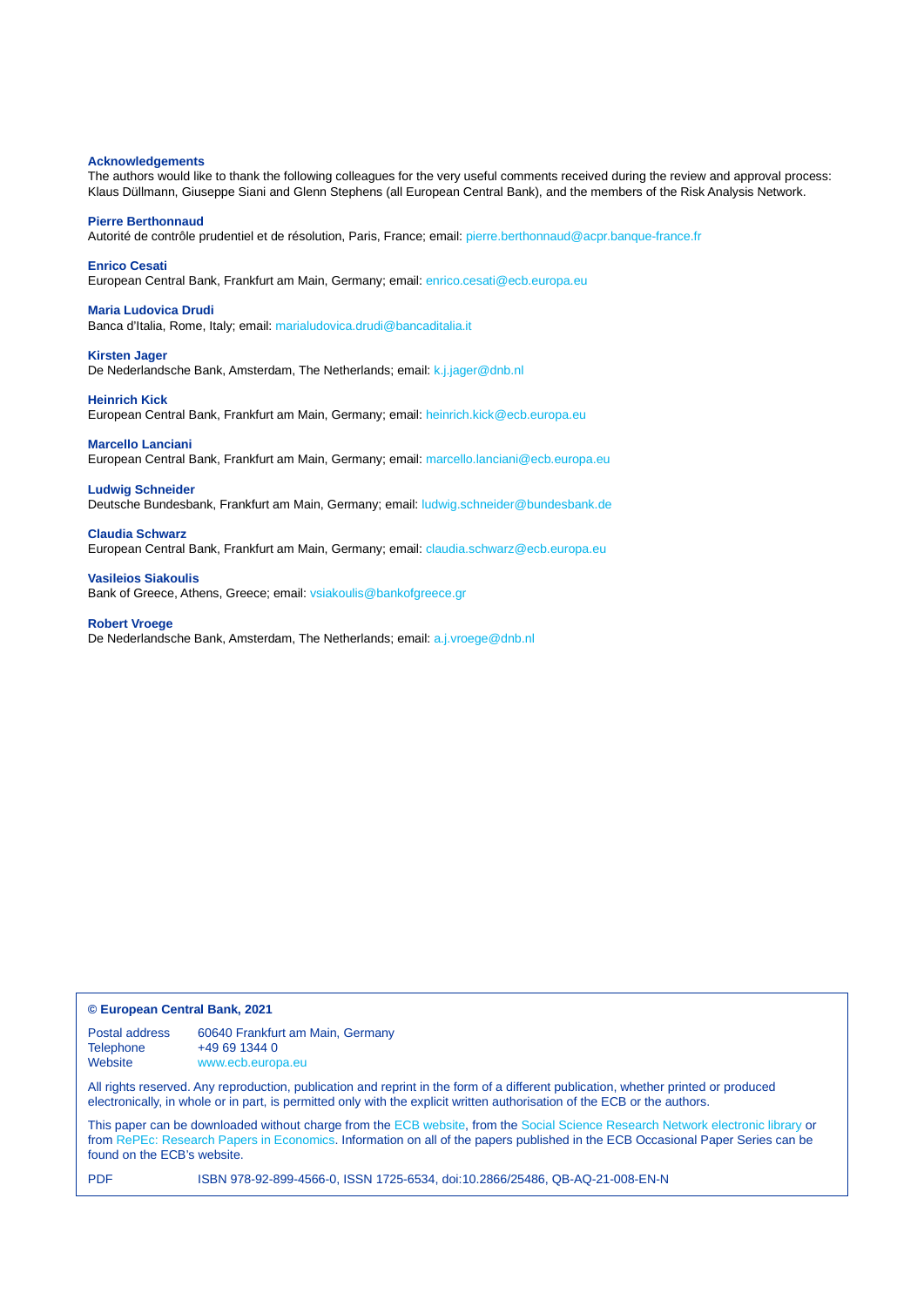**Acknowledgements**

The authors would like to thank the following colleagues for the very useful comments received during the review and approval process: Klaus Düllmann, Giuseppe Siani and Glenn Stephens (all European Central Bank), and the members of the Risk Analysis Network.

**Pierre Berthonnaud**

Autorité de contrôle prudentiel et de résolution, Paris, France; email: pierre.berthonnaud@acpr.banque-france.fr

**Enrico Cesati**

European Central Bank, Frankfurt am Main, Germany; email: enrico.cesati@ecb.europa.eu

**Maria Ludovica Drudi**

Banca d'Italia, Rome, Italy; email: marialudovica.drudi@bancaditalia.it

**Kirsten Jager**

De Nederlandsche Bank, Amsterdam, The Netherlands; email: k.j.jager@dnb.nl

**Heinrich Kick**

European Central Bank, Frankfurt am Main, Germany; email: heinrich.kick@ecb.europa.eu

**Marcello Lanciani**

European Central Bank, Frankfurt am Main, Germany; email: marcello.lanciani@ecb.europa.eu

**Ludwig Schneider**

Deutsche Bundesbank, Frankfurt am Main, Germany; email: ludwig.schneider@bundesbank.de

**Claudia Schwarz**

European Central Bank, Frankfurt am Main, Germany; email: claudia.schwarz@ecb.europa.eu

**Vasileios Siakoulis**

Bank of Greece, Athens, Greece; email: vsiakoulis@bankofgreece.gr

**Robert Vroege**

De Nederlandsche Bank, Amsterdam, The Netherlands; email: a.j.vroege@dnb.nl

**© European Central Bank, 2021**

| | |
|---|---|
| Postal address | 60640 Frankfurt am Main, Germany |
| Telephone | +49 69 1344 0 |
| Website | www.ecb.europa.eu |

All rights reserved. Any reproduction, publication and reprint in the form of a different publication, whether printed or produced electronically, in whole or in part, is permitted only with the explicit written authorisation of the ECB or the authors.

This paper can be downloaded without charge from the ECB website, from the Social Science Research Network electronic library or from RePEc: Research Papers in Economics. Information on all of the papers published in the ECB Occasional Paper Series can be found on the ECB's website.

| | |
|---|---|
| PDF | ISBN 978-92-899-4566-0, ISSN 1725-6534, doi:10.2866/25486, QB-AQ-21-008-EN-N |